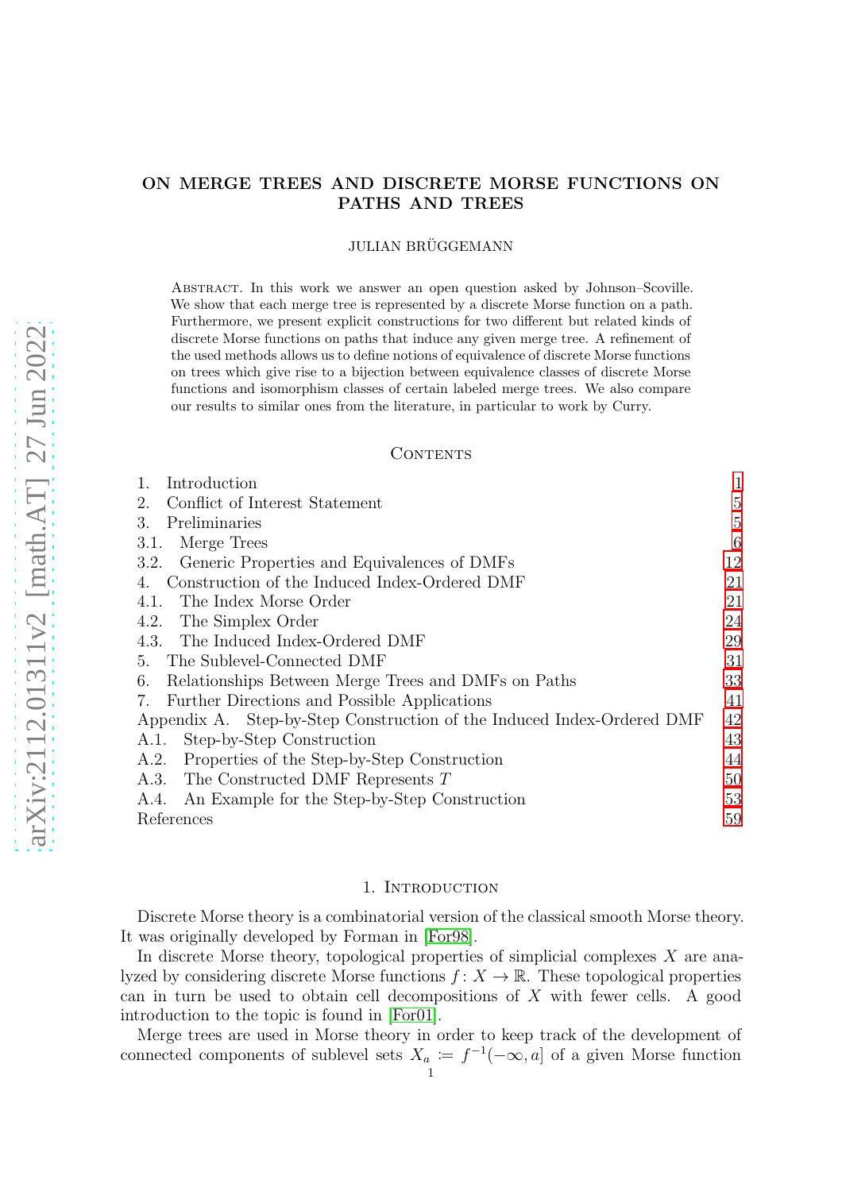# ON MERGE TREES AND DISCRETE MORSE FUNCTIONS ON PATHS AND TREES

JULIAN BRÜGGEMANN

Abstract. In this work we answer an open question asked by Johnson–Scoville. We show that each merge tree is represented by a discrete Morse function on a path. Furthermore, we present explicit constructions for two different but related kinds of discrete Morse functions on paths that induce any given merge tree. A refinement of the used methods allows us to define notions of equivalence of discrete Morse functions on trees which give rise to a bijection between equivalence classes of discrete Morse functions and isomorphism classes of certain labeled merge trees. We also compare our results to similar ones from the literature, in particular to work by Curry.

## Contents

| | |
|---|---|
| 1. Introduction | 1 |
| 2. Conflict of Interest Statement | 5 |
| 3. Preliminaries | 5 |
| 3.1. Merge Trees | 6 |
| 3.2. Generic Properties and Equivalences of DMFs | 12 |
| 4. Construction of the Induced Index-Ordered DMF | 21 |
| 4.1. The Index Morse Order | 21 |
| 4.2. The Simplex Order | 24 |
| 4.3. The Induced Index-Ordered DMF | 29 |
| 5. The Sublevel-Connected DMF | 31 |
| 6. Relationships Between Merge Trees and DMFs on Paths | 33 |
| 7. Further Directions and Possible Applications | 41 |
| Appendix A. Step-by-Step Construction of the Induced Index-Ordered DMF | 42 |
| A.1. Step-by-Step Construction | 43 |
| A.2. Properties of the Step-by-Step Construction | 44 |
| A.3. The Constructed DMF Represents $T$ | 50 |
| A.4. An Example for the Step-by-Step Construction | 53 |
| References | 59 |

## 1. Introduction

Discrete Morse theory is a combinatorial version of the classical smooth Morse theory. It was originally developed by Forman in [For98].

In discrete Morse theory, topological properties of simplicial complexes $X$ are analyzed by considering discrete Morse functions $f\colon X \to \mathbb{R}$. These topological properties can in turn be used to obtain cell decompositions of $X$ with fewer cells. A good introduction to the topic is found in [For01].

Merge trees are used in Morse theory in order to keep track of the development of connected components of sublevel sets $X_a \coloneqq f^{-1}(-\infty, a]$ of a given Morse function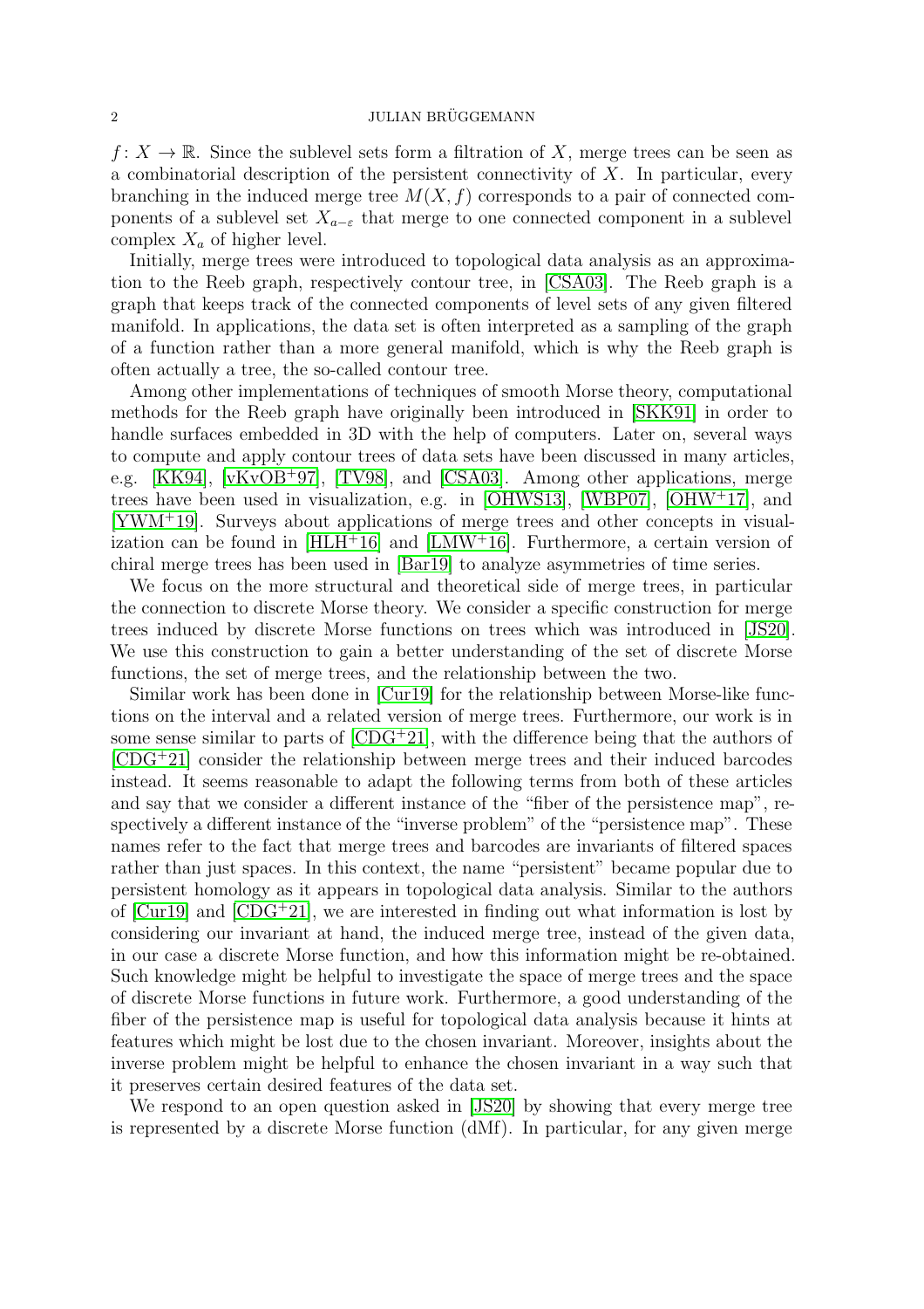$f\colon X \to \mathbb{R}$. Since the sublevel sets form a filtration of $X$, merge trees can be seen as a combinatorial description of the persistent connectivity of $X$. In particular, every branching in the induced merge tree $M(X, f)$ corresponds to a pair of connected components of a sublevel set $X_{a-\varepsilon}$ that merge to one connected component in a sublevel complex $X_a$ of higher level.

Initially, merge trees were introduced to topological data analysis as an approximation to the Reeb graph, respectively contour tree, in [CSA03]. The Reeb graph is a graph that keeps track of the connected components of level sets of any given filtered manifold. In applications, the data set is often interpreted as a sampling of the graph of a function rather than a more general manifold, which is why the Reeb graph is often actually a tree, the so-called contour tree.

Among other implementations of techniques of smooth Morse theory, computational methods for the Reeb graph have originally been introduced in [SKK91] in order to handle surfaces embedded in 3D with the help of computers. Later on, several ways to compute and apply contour trees of data sets have been discussed in many articles, e.g. [KK94], [vKvOB+97], [TV98], and [CSA03]. Among other applications, merge trees have been used in visualization, e.g. in [OHWS13], [WBP07], [OHW+17], and [YWM+19]. Surveys about applications of merge trees and other concepts in visualization can be found in [HLH+16] and [LMW+16]. Furthermore, a certain version of chiral merge trees has been used in [Bar19] to analyze asymmetries of time series.

We focus on the more structural and theoretical side of merge trees, in particular the connection to discrete Morse theory. We consider a specific construction for merge trees induced by discrete Morse functions on trees which was introduced in [JS20]. We use this construction to gain a better understanding of the set of discrete Morse functions, the set of merge trees, and the relationship between the two.

Similar work has been done in [Cur19] for the relationship between Morse-like functions on the interval and a related version of merge trees. Furthermore, our work is in some sense similar to parts of [CDG+21], with the difference being that the authors of [CDG+21] consider the relationship between merge trees and their induced barcodes instead. It seems reasonable to adapt the following terms from both of these articles and say that we consider a different instance of the "fiber of the persistence map", respectively a different instance of the "inverse problem" of the "persistence map". These names refer to the fact that merge trees and barcodes are invariants of filtered spaces rather than just spaces. In this context, the name "persistent" became popular due to persistent homology as it appears in topological data analysis. Similar to the authors of [Cur19] and [CDG+21], we are interested in finding out what information is lost by considering our invariant at hand, the induced merge tree, instead of the given data, in our case a discrete Morse function, and how this information might be re-obtained. Such knowledge might be helpful to investigate the space of merge trees and the space of discrete Morse functions in future work. Furthermore, a good understanding of the fiber of the persistence map is useful for topological data analysis because it hints at features which might be lost due to the chosen invariant. Moreover, insights about the inverse problem might be helpful to enhance the chosen invariant in a way such that it preserves certain desired features of the data set.

We respond to an open question asked in [JS20] by showing that every merge tree is represented by a discrete Morse function (dMf). In particular, for any given merge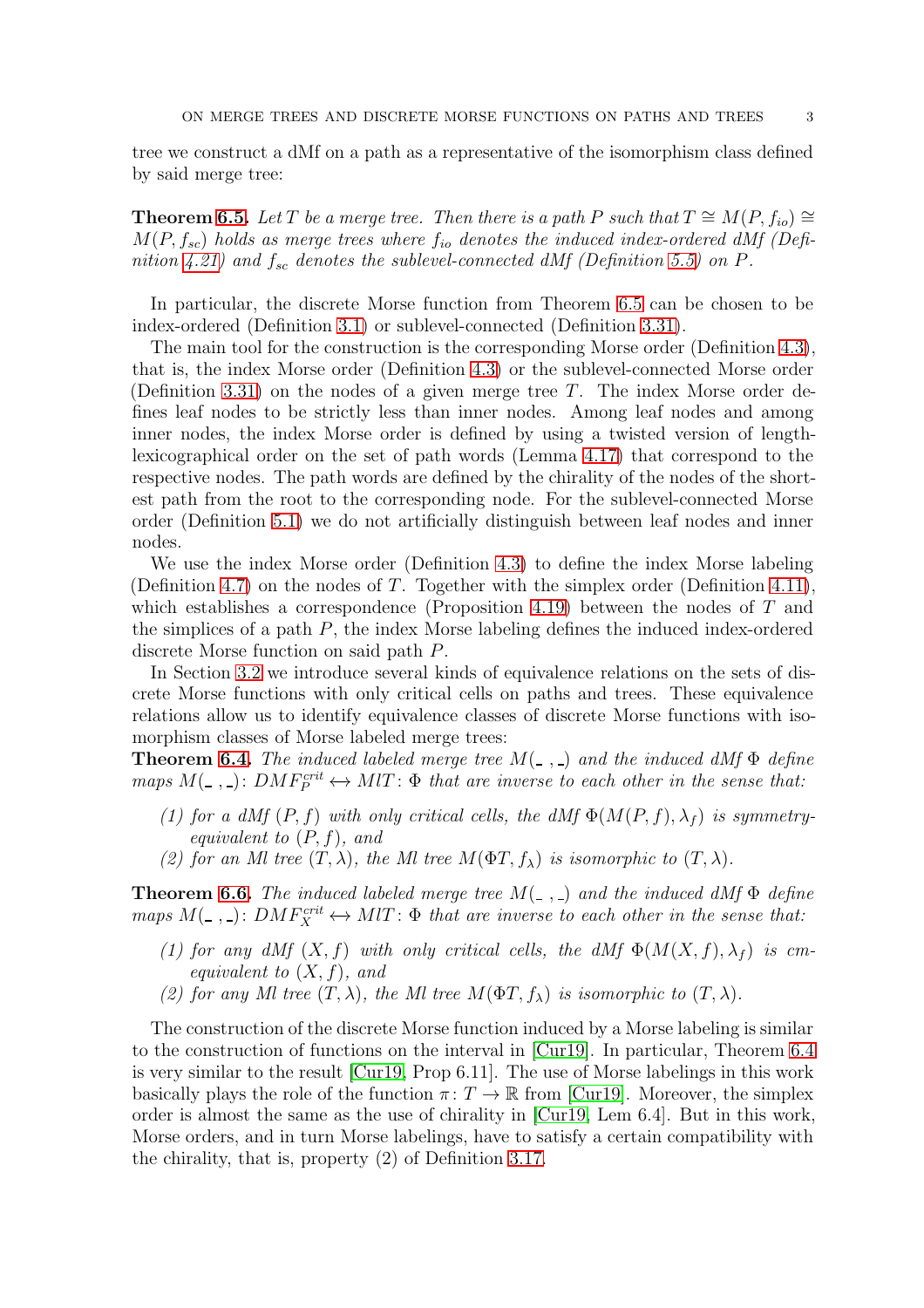tree we construct a dMf on a path as a representative of the isomorphism class defined by said merge tree:

**Theorem 6.5.** *Let $T$ be a merge tree. Then there is a path $P$ such that $T \cong M(P, f_{io}) \cong M(P, f_{sc})$ holds as merge trees where $f_{io}$ denotes the induced index-ordered dMf (Definition 4.21) and $f_{sc}$ denotes the sublevel-connected dMf (Definition 5.5) on $P$.*

In particular, the discrete Morse function from Theorem 6.5 can be chosen to be index-ordered (Definition 3.1) or sublevel-connected (Definition 3.31).

The main tool for the construction is the corresponding Morse order (Definition 4.3), that is, the index Morse order (Definition 4.3) or the sublevel-connected Morse order (Definition 3.31) on the nodes of a given merge tree $T$. The index Morse order defines leaf nodes to be strictly less than inner nodes. Among leaf nodes and among inner nodes, the index Morse order is defined by using a twisted version of length-lexicographical order on the set of path words (Lemma 4.17) that correspond to the respective nodes. The path words are defined by the chirality of the nodes of the shortest path from the root to the corresponding node. For the sublevel-connected Morse order (Definition 5.1) we do not artificially distinguish between leaf nodes and inner nodes.

We use the index Morse order (Definition 4.3) to define the index Morse labeling (Definition 4.7) on the nodes of $T$. Together with the simplex order (Definition 4.11), which establishes a correspondence (Proposition 4.19) between the nodes of $T$ and the simplices of a path $P$, the index Morse labeling defines the induced index-ordered discrete Morse function on said path $P$.

In Section 3.2 we introduce several kinds of equivalence relations on the sets of discrete Morse functions with only critical cells on paths and trees. These equivalence relations allow us to identify equivalence classes of discrete Morse functions with isomorphism classes of Morse labeled merge trees:

**Theorem 6.4.** *The induced labeled merge tree $M(\_\,,\_)$ and the induced dMf $\Phi$ define maps $M(\_\,,\_)\colon DMF_P^{crit} \leftrightarrow MlT\colon \Phi$ that are inverse to each other in the sense that:*

1. *for a dMf $(P, f)$ with only critical cells, the dMf $\Phi(M(P, f), \lambda_f)$ is symmetry-equivalent to $(P, f)$, and*
2. *for an Ml tree $(T, \lambda)$, the Ml tree $M(\Phi T, f_\lambda)$ is isomorphic to $(T, \lambda)$.*

**Theorem 6.6.** *The induced labeled merge tree $M(\_\,,\_)$ and the induced dMf $\Phi$ define maps $M(\_\,,\_)\colon DMF_X^{crit} \leftrightarrow MlT\colon \Phi$ that are inverse to each other in the sense that:*

1. *for any dMf $(X, f)$ with only critical cells, the dMf $\Phi(M(X, f), \lambda_f)$ is cm-equivalent to $(X, f)$, and*
2. *for any Ml tree $(T, \lambda)$, the Ml tree $M(\Phi T, f_\lambda)$ is isomorphic to $(T, \lambda)$.*

The construction of the discrete Morse function induced by a Morse labeling is similar to the construction of functions on the interval in [Cur19]. In particular, Theorem 6.4 is very similar to the result [Cur19, Prop 6.11]. The use of Morse labelings in this work basically plays the role of the function $\pi\colon T \to \mathbb{R}$ from [Cur19]. Moreover, the simplex order is almost the same as the use of chirality in [Cur19, Lem 6.4]. But in this work, Morse orders, and in turn Morse labelings, have to satisfy a certain compatibility with the chirality, that is, property (2) of Definition 3.17.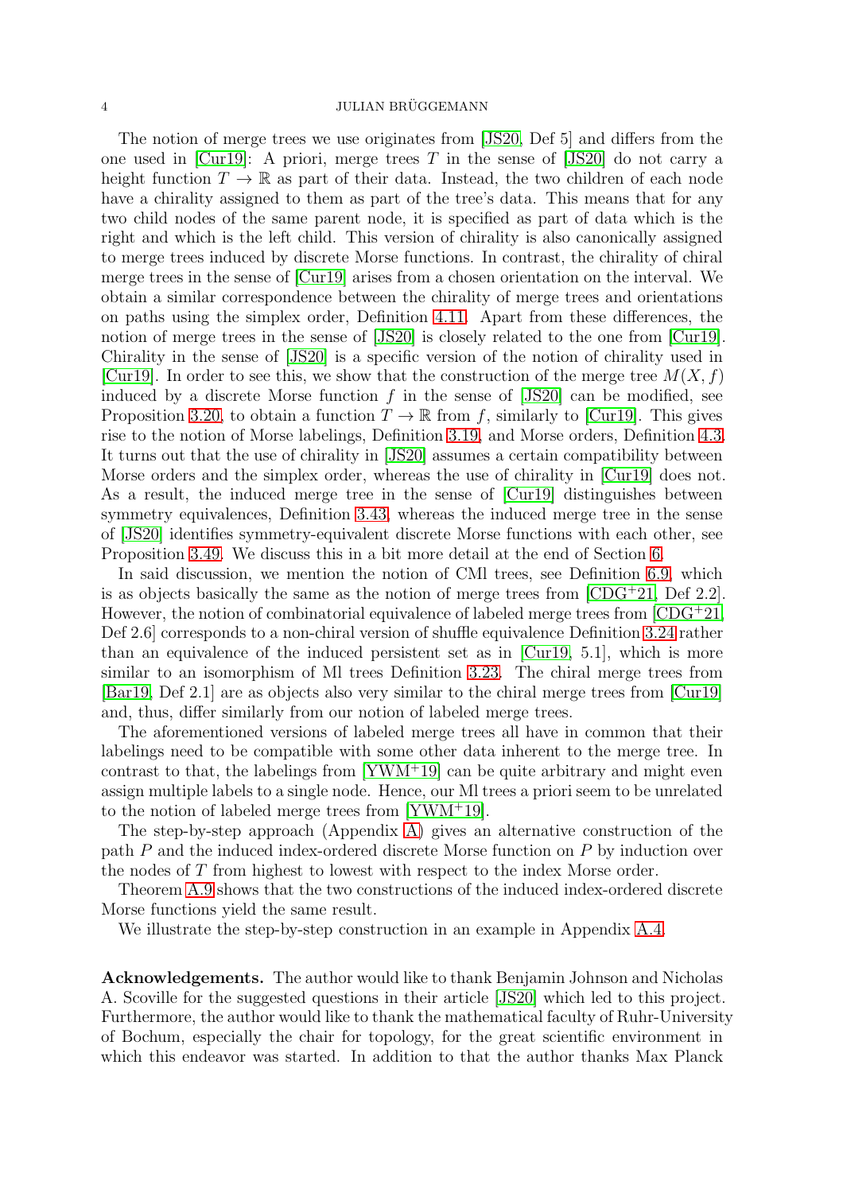The notion of merge trees we use originates from [JS20, Def 5] and differs from the one used in [Cur19]: A priori, merge trees $T$ in the sense of [JS20] do not carry a height function $T \to \mathbb{R}$ as part of their data. Instead, the two children of each node have a chirality assigned to them as part of the tree's data. This means that for any two child nodes of the same parent node, it is specified as part of data which is the right and which is the left child. This version of chirality is also canonically assigned to merge trees induced by discrete Morse functions. In contrast, the chirality of chiral merge trees in the sense of [Cur19] arises from a chosen orientation on the interval. We obtain a similar correspondence between the chirality of merge trees and orientations on paths using the simplex order, Definition 4.11. Apart from these differences, the notion of merge trees in the sense of [JS20] is closely related to the one from [Cur19]. Chirality in the sense of [JS20] is a specific version of the notion of chirality used in [Cur19]. In order to see this, we show that the construction of the merge tree $M(X, f)$ induced by a discrete Morse function $f$ in the sense of [JS20] can be modified, see Proposition 3.20, to obtain a function $T \to \mathbb{R}$ from $f$, similarly to [Cur19]. This gives rise to the notion of Morse labelings, Definition 3.19, and Morse orders, Definition 4.3. It turns out that the use of chirality in [JS20] assumes a certain compatibility between Morse orders and the simplex order, whereas the use of chirality in [Cur19] does not. As a result, the induced merge tree in the sense of [Cur19] distinguishes between symmetry equivalences, Definition 3.43, whereas the induced merge tree in the sense of [JS20] identifies symmetry-equivalent discrete Morse functions with each other, see Proposition 3.49. We discuss this in a bit more detail at the end of Section 6.

In said discussion, we mention the notion of CMl trees, see Definition 6.9, which is as objects basically the same as the notion of merge trees from [CDG+21, Def 2.2]. However, the notion of combinatorial equivalence of labeled merge trees from [CDG+21, Def 2.6] corresponds to a non-chiral version of shuffle equivalence Definition 3.24 rather than an equivalence of the induced persistent set as in [Cur19, 5.1], which is more similar to an isomorphism of Ml trees Definition 3.23. The chiral merge trees from [Bar19, Def 2.1] are as objects also very similar to the chiral merge trees from [Cur19] and, thus, differ similarly from our notion of labeled merge trees.

The aforementioned versions of labeled merge trees all have in common that their labelings need to be compatible with some other data inherent to the merge tree. In contrast to that, the labelings from [YWM+19] can be quite arbitrary and might even assign multiple labels to a single node. Hence, our Ml trees a priori seem to be unrelated to the notion of labeled merge trees from [YWM+19].

The step-by-step approach (Appendix A) gives an alternative construction of the path $P$ and the induced index-ordered discrete Morse function on $P$ by induction over the nodes of $T$ from highest to lowest with respect to the index Morse order.

Theorem A.9 shows that the two constructions of the induced index-ordered discrete Morse functions yield the same result.

We illustrate the step-by-step construction in an example in Appendix A.4.

**Acknowledgements.** The author would like to thank Benjamin Johnson and Nicholas A. Scoville for the suggested questions in their article [JS20] which led to this project. Furthermore, the author would like to thank the mathematical faculty of Ruhr-University of Bochum, especially the chair for topology, for the great scientific environment in which this endeavor was started. In addition to that the author thanks Max Planck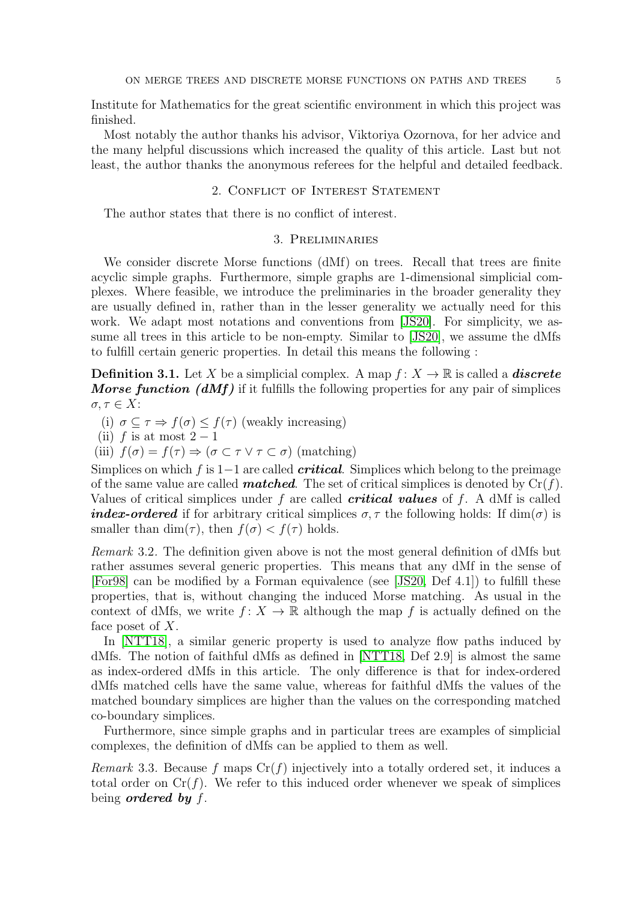Institute for Mathematics for the great scientific environment in which this project was finished.

Most notably the author thanks his advisor, Viktoriya Ozornova, for her advice and the many helpful discussions which increased the quality of this article. Last but not least, the author thanks the anonymous referees for the helpful and detailed feedback.

## 2. Conflict of Interest Statement

The author states that there is no conflict of interest.

## 3. Preliminaries

We consider discrete Morse functions (dMf) on trees. Recall that trees are finite acyclic simple graphs. Furthermore, simple graphs are 1-dimensional simplicial complexes. Where feasible, we introduce the preliminaries in the broader generality they are usually defined in, rather than in the lesser generality we actually need for this work. We adapt most notations and conventions from [JS20]. For simplicity, we assume all trees in this article to be non-empty. Similar to [JS20], we assume the dMfs to fulfill certain generic properties. In detail this means the following :

**Definition 3.1.** Let $X$ be a simplicial complex. A map $f\colon X \to \mathbb{R}$ is called a ***discrete Morse function (dMf)*** if it fulfills the following properties for any pair of simplices $\sigma, \tau \in X$:

(i) $\sigma \subseteq \tau \Rightarrow f(\sigma) \leq f(\tau)$ (weakly increasing)
(ii) $f$ is at most $2-1$
(iii) $f(\sigma) = f(\tau) \Rightarrow (\sigma \subset \tau \vee \tau \subset \sigma)$ (matching)

Simplices on which $f$ is $1-1$ are called ***critical***. Simplices which belong to the preimage of the same value are called ***matched***. The set of critical simplices is denoted by $\mathrm{Cr}(f)$. Values of critical simplices under $f$ are called ***critical values*** of $f$. A dMf is called ***index-ordered*** if for arbitrary critical simplices $\sigma, \tau$ the following holds: If $\dim(\sigma)$ is smaller than $\dim(\tau)$, then $f(\sigma) < f(\tau)$ holds.

*Remark* 3.2. The definition given above is not the most general definition of dMfs but rather assumes several generic properties. This means that any dMf in the sense of [For98] can be modified by a Forman equivalence (see [JS20, Def 4.1]) to fulfill these properties, that is, without changing the induced Morse matching. As usual in the context of dMfs, we write $f\colon X \to \mathbb{R}$ although the map $f$ is actually defined on the face poset of $X$.

In [NTT18], a similar generic property is used to analyze flow paths induced by dMfs. The notion of faithful dMfs as defined in [NTT18, Def 2.9] is almost the same as index-ordered dMfs in this article. The only difference is that for index-ordered dMfs matched cells have the same value, whereas for faithful dMfs the values of the matched boundary simplices are higher than the values on the corresponding matched co-boundary simplices.

Furthermore, since simple graphs and in particular trees are examples of simplicial complexes, the definition of dMfs can be applied to them as well.

*Remark* 3.3. Because $f$ maps $\mathrm{Cr}(f)$ injectively into a totally ordered set, it induces a total order on $\mathrm{Cr}(f)$. We refer to this induced order whenever we speak of simplices being ***ordered by*** $f$.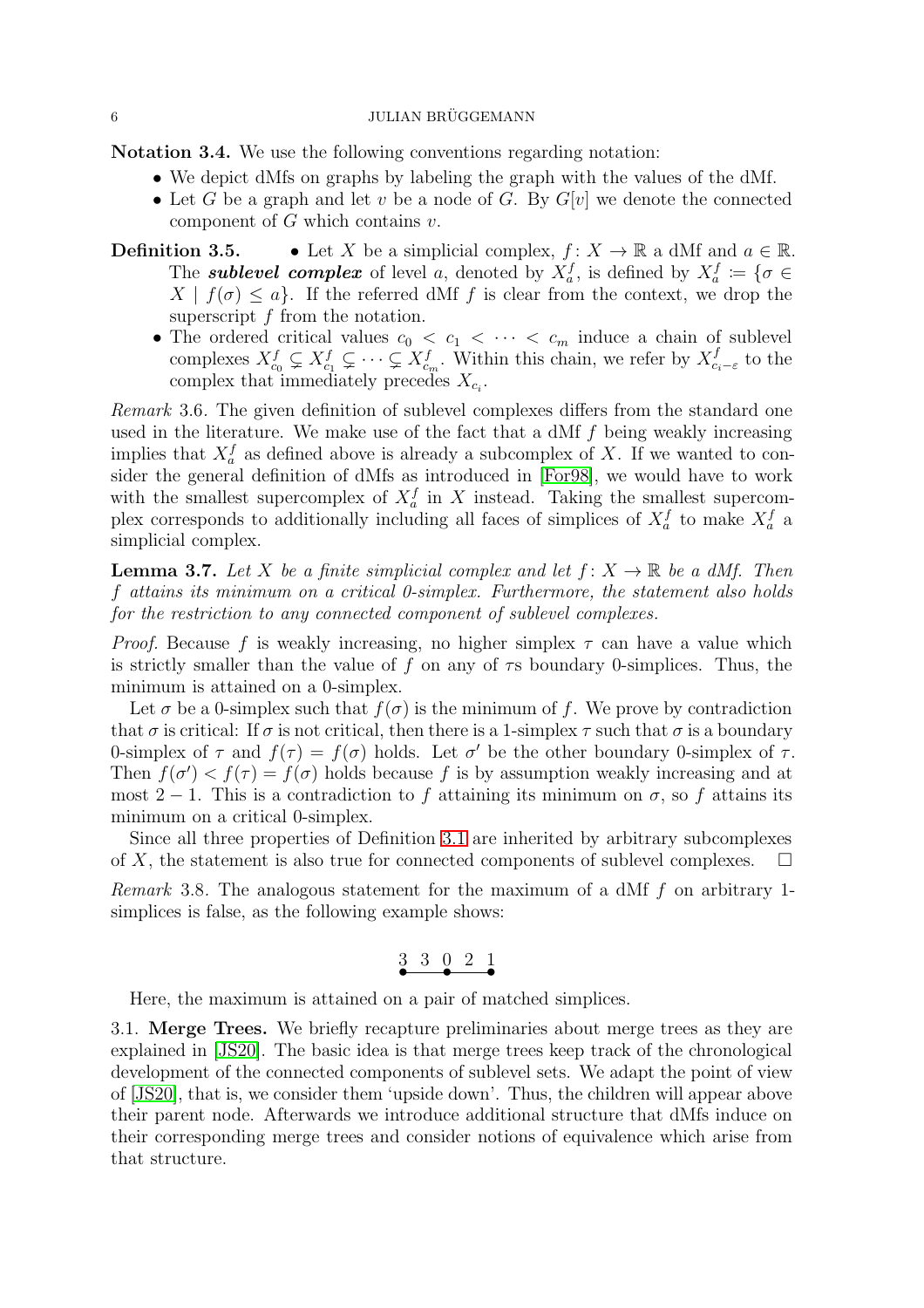**Notation 3.4.** We use the following conventions regarding notation:

- We depict dMfs on graphs by labeling the graph with the values of the dMf.
- Let $G$ be a graph and let $v$ be a node of $G$. By $G[v]$ we denote the connected component of $G$ which contains $v$.

**Definition 3.5.**

- Let $X$ be a simplicial complex, $f\colon X \to \mathbb{R}$ a dMf and $a \in \mathbb{R}$. The ***sublevel complex*** of level $a$, denoted by $X_a^f$, is defined by $X_a^f := \{\sigma \in X \mid f(\sigma) \leq a\}$. If the referred dMf $f$ is clear from the context, we drop the superscript $f$ from the notation.
- The ordered critical values $c_0 < c_1 < \cdots < c_m$ induce a chain of sublevel complexes $X_{c_0}^f \subsetneq X_{c_1}^f \subsetneq \cdots \subsetneq X_{c_m}^f$. Within this chain, we refer by $X_{c_i-\varepsilon}^f$ to the complex that immediately precedes $X_{c_i}$.

*Remark* 3.6. The given definition of sublevel complexes differs from the standard one used in the literature. We make use of the fact that a dMf $f$ being weakly increasing implies that $X_a^f$ as defined above is already a subcomplex of $X$. If we wanted to consider the general definition of dMfs as introduced in [For98], we would have to work with the smallest supercomplex of $X_a^f$ in $X$ instead. Taking the smallest supercomplex corresponds to additionally including all faces of simplices of $X_a^f$ to make $X_a^f$ a simplicial complex.

**Lemma 3.7.** *Let $X$ be a finite simplicial complex and let $f\colon X \to \mathbb{R}$ be a dMf. Then $f$ attains its minimum on a critical 0-simplex. Furthermore, the statement also holds for the restriction to any connected component of sublevel complexes.*

*Proof.* Because $f$ is weakly increasing, no higher simplex $\tau$ can have a value which is strictly smaller than the value of $f$ on any of $\tau$s boundary 0-simplices. Thus, the minimum is attained on a 0-simplex.

Let $\sigma$ be a 0-simplex such that $f(\sigma)$ is the minimum of $f$. We prove by contradiction that $\sigma$ is critical: If $\sigma$ is not critical, then there is a 1-simplex $\tau$ such that $\sigma$ is a boundary 0-simplex of $\tau$ and $f(\tau) = f(\sigma)$ holds. Let $\sigma'$ be the other boundary 0-simplex of $\tau$. Then $f(\sigma') < f(\tau) = f(\sigma)$ holds because $f$ is by assumption weakly increasing and at most $2-1$. This is a contradiction to $f$ attaining its minimum on $\sigma$, so $f$ attains its minimum on a critical 0-simplex.

Since all three properties of Definition 3.1 are inherited by arbitrary subcomplexes of $X$, the statement is also true for connected components of sublevel complexes. $\square$

*Remark* 3.8. The analogous statement for the maximum of a dMf $f$ on arbitrary 1-simplices is false, as the following example shows:

3 3 0 2 1

Here, the maximum is attained on a pair of matched simplices.

### 3.1. Merge Trees.

We briefly recapture preliminaries about merge trees as they are explained in [JS20]. The basic idea is that merge trees keep track of the chronological development of the connected components of sublevel sets. We adapt the point of view of [JS20], that is, we consider them 'upside down'. Thus, the children will appear above their parent node. Afterwards we introduce additional structure that dMfs induce on their corresponding merge trees and consider notions of equivalence which arise from that structure.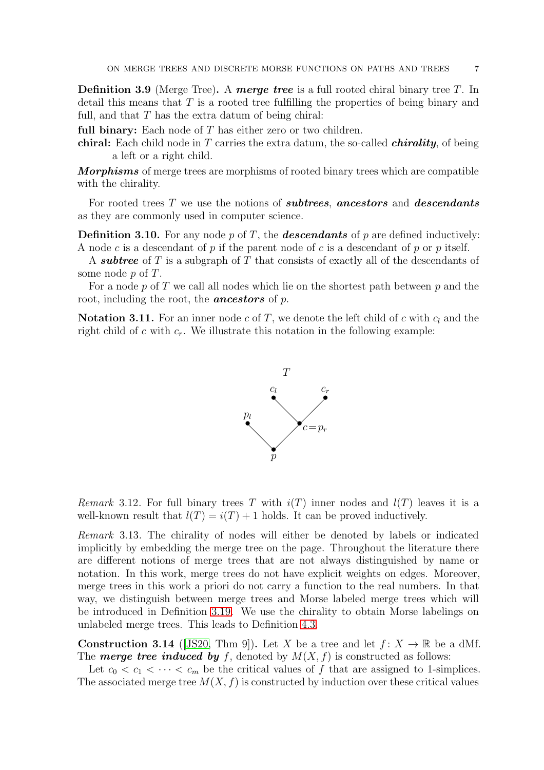**Definition 3.9** (Merge Tree)**.** A ***merge tree*** is a full rooted chiral binary tree $T$. In detail this means that $T$ is a rooted tree fulfilling the properties of being binary and full, and that $T$ has the extra datum of being chiral:

**full binary:** Each node of $T$ has either zero or two children.

**chiral:** Each child node in $T$ carries the extra datum, the so-called ***chirality***, of being a left or a right child.

***Morphisms*** of merge trees are morphisms of rooted binary trees which are compatible with the chirality.

For rooted trees $T$ we use the notions of ***subtrees***, ***ancestors*** and ***descendants*** as they are commonly used in computer science.

**Definition 3.10.** For any node $p$ of $T$, the ***descendants*** of $p$ are defined inductively: A node $c$ is a descendant of $p$ if the parent node of $c$ is a descendant of $p$ or $p$ itself.

A ***subtree*** of $T$ is a subgraph of $T$ that consists of exactly all of the descendants of some node $p$ of $T$.

For a node $p$ of $T$ we call all nodes which lie on the shortest path between $p$ and the root, including the root, the ***ancestors*** of $p$.

**Notation 3.11.** For an inner node $c$ of $T$, we denote the left child of $c$ with $c_l$ and the right child of $c$ with $c_r$. We illustrate this notation in the following example:

*Remark* 3.12. For full binary trees $T$ with $i(T)$ inner nodes and $l(T)$ leaves it is a well-known result that $l(T) = i(T) + 1$ holds. It can be proved inductively.

*Remark* 3.13. The chirality of nodes will either be denoted by labels or indicated implicitly by embedding the merge tree on the page. Throughout the literature there are different notions of merge trees that are not always distinguished by name or notation. In this work, merge trees do not have explicit weights on edges. Moreover, merge trees in this work a priori do not carry a function to the real numbers. In that way, we distinguish between merge trees and Morse labeled merge trees which will be introduced in Definition 3.19. We use the chirality to obtain Morse labelings on unlabeled merge trees. This leads to Definition 4.3.

**Construction 3.14** ([JS20, Thm 9])**.** Let $X$ be a tree and let $f\colon X \to \mathbb{R}$ be a dMf. The ***merge tree induced by*** $f$, denoted by $M(X, f)$ is constructed as follows:

Let $c_0 < c_1 < \cdots < c_m$ be the critical values of $f$ that are assigned to 1-simplices. The associated merge tree $M(X, f)$ is constructed by induction over these critical values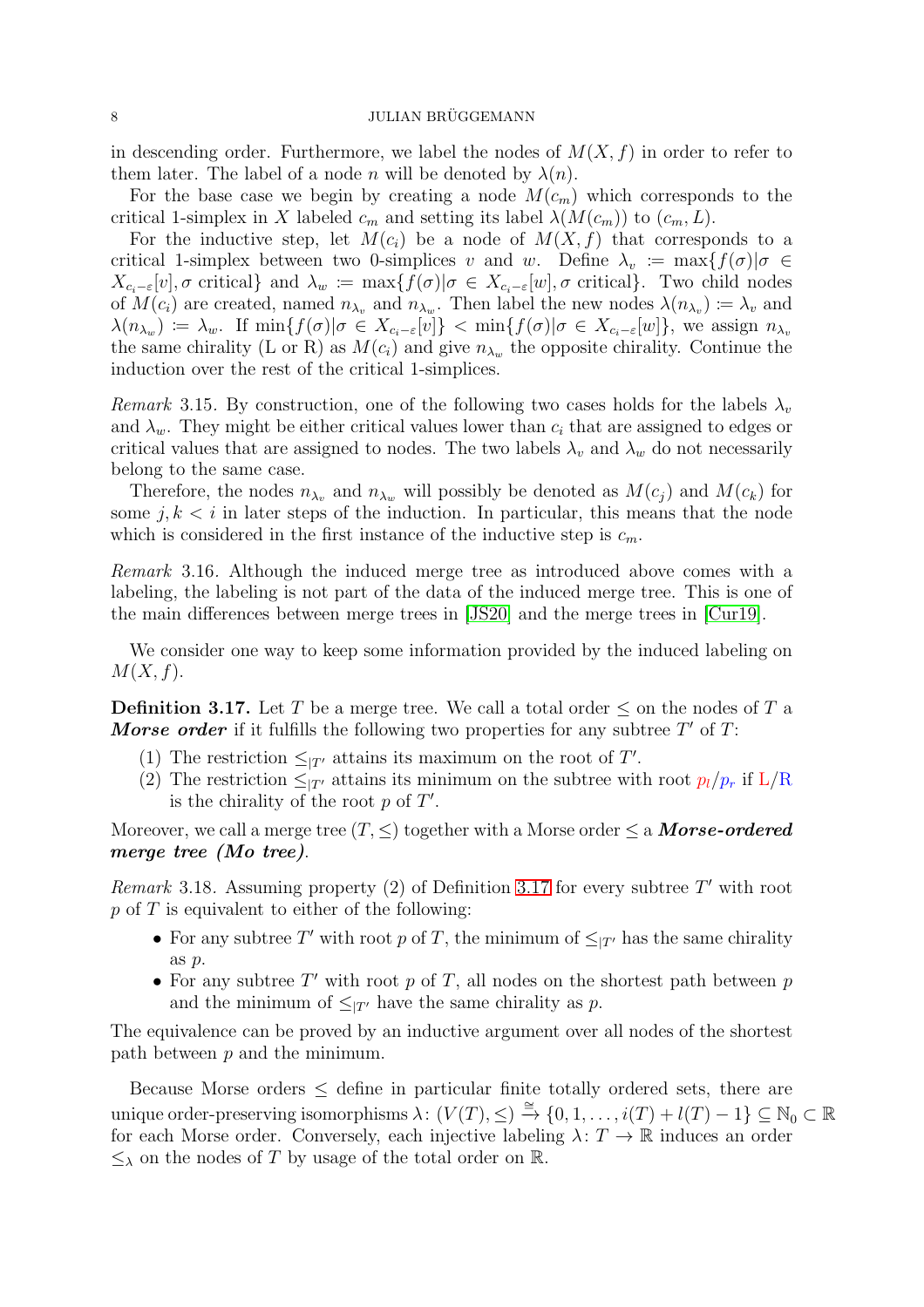in descending order. Furthermore, we label the nodes of $M(X, f)$ in order to refer to them later. The label of a node $n$ will be denoted by $\lambda(n)$.

For the base case we begin by creating a node $M(c_m)$ which corresponds to the critical 1-simplex in $X$ labeled $c_m$ and setting its label $\lambda(M(c_m))$ to $(c_m, L)$.

For the inductive step, let $M(c_i)$ be a node of $M(X, f)$ that corresponds to a critical 1-simplex between two 0-simplices $v$ and $w$. Define $\lambda_v := \max\{f(\sigma)|\sigma \in X_{c_i-\varepsilon}[v], \sigma \text{ critical}\}$ and $\lambda_w := \max\{f(\sigma)|\sigma \in X_{c_i-\varepsilon}[w], \sigma \text{ critical}\}$. Two child nodes of $M(c_i)$ are created, named $n_{\lambda_v}$ and $n_{\lambda_w}$. Then label the new nodes $\lambda(n_{\lambda_v}) := \lambda_v$ and $\lambda(n_{\lambda_w}) := \lambda_w$. If $\min\{f(\sigma)|\sigma \in X_{c_i-\varepsilon}[v]\} < \min\{f(\sigma)|\sigma \in X_{c_i-\varepsilon}[w]\}$, we assign $n_{\lambda_v}$ the same chirality (L or R) as $M(c_i)$ and give $n_{\lambda_w}$ the opposite chirality. Continue the induction over the rest of the critical 1-simplices.

*Remark* 3.15. By construction, one of the following two cases holds for the labels $\lambda_v$ and $\lambda_w$. They might be either critical values lower than $c_i$ that are assigned to edges or critical values that are assigned to nodes. The two labels $\lambda_v$ and $\lambda_w$ do not necessarily belong to the same case.

Therefore, the nodes $n_{\lambda_v}$ and $n_{\lambda_w}$ will possibly be denoted as $M(c_j)$ and $M(c_k)$ for some $j, k < i$ in later steps of the induction. In particular, this means that the node which is considered in the first instance of the inductive step is $c_m$.

*Remark* 3.16. Although the induced merge tree as introduced above comes with a labeling, the labeling is not part of the data of the induced merge tree. This is one of the main differences between merge trees in [JS20] and the merge trees in [Cur19].

We consider one way to keep some information provided by the induced labeling on $M(X, f)$.

**Definition 3.17.** Let $T$ be a merge tree. We call a total order $\leq$ on the nodes of $T$ a ***Morse order*** if it fulfills the following two properties for any subtree $T'$ of $T$:

1. The restriction $\leq_{|T'}$ attains its maximum on the root of $T'$.
2. The restriction $\leq_{|T'}$ attains its minimum on the subtree with root $p_l/p_r$ if L/R is the chirality of the root $p$ of $T'$.

Moreover, we call a merge tree $(T, \leq)$ together with a Morse order $\leq$ a ***Morse-ordered merge tree (Mo tree)***.

*Remark* 3.18. Assuming property (2) of Definition 3.17 for every subtree $T'$ with root $p$ of $T$ is equivalent to either of the following:

- For any subtree $T'$ with root $p$ of $T$, the minimum of $\leq_{|T'}$ has the same chirality as $p$.
- For any subtree $T'$ with root $p$ of $T$, all nodes on the shortest path between $p$ and the minimum of $\leq_{|T'}$ have the same chirality as $p$.

The equivalence can be proved by an inductive argument over all nodes of the shortest path between $p$ and the minimum.

Because Morse orders $\leq$ define in particular finite totally ordered sets, there are unique order-preserving isomorphisms $\lambda\colon (V(T), \leq) \xrightarrow{\cong} \{0, 1, \ldots, i(T) + l(T) - 1\} \subseteq \mathbb{N}_0 \subset \mathbb{R}$ for each Morse order. Conversely, each injective labeling $\lambda\colon T \to \mathbb{R}$ induces an order $\leq_\lambda$ on the nodes of $T$ by usage of the total order on $\mathbb{R}$.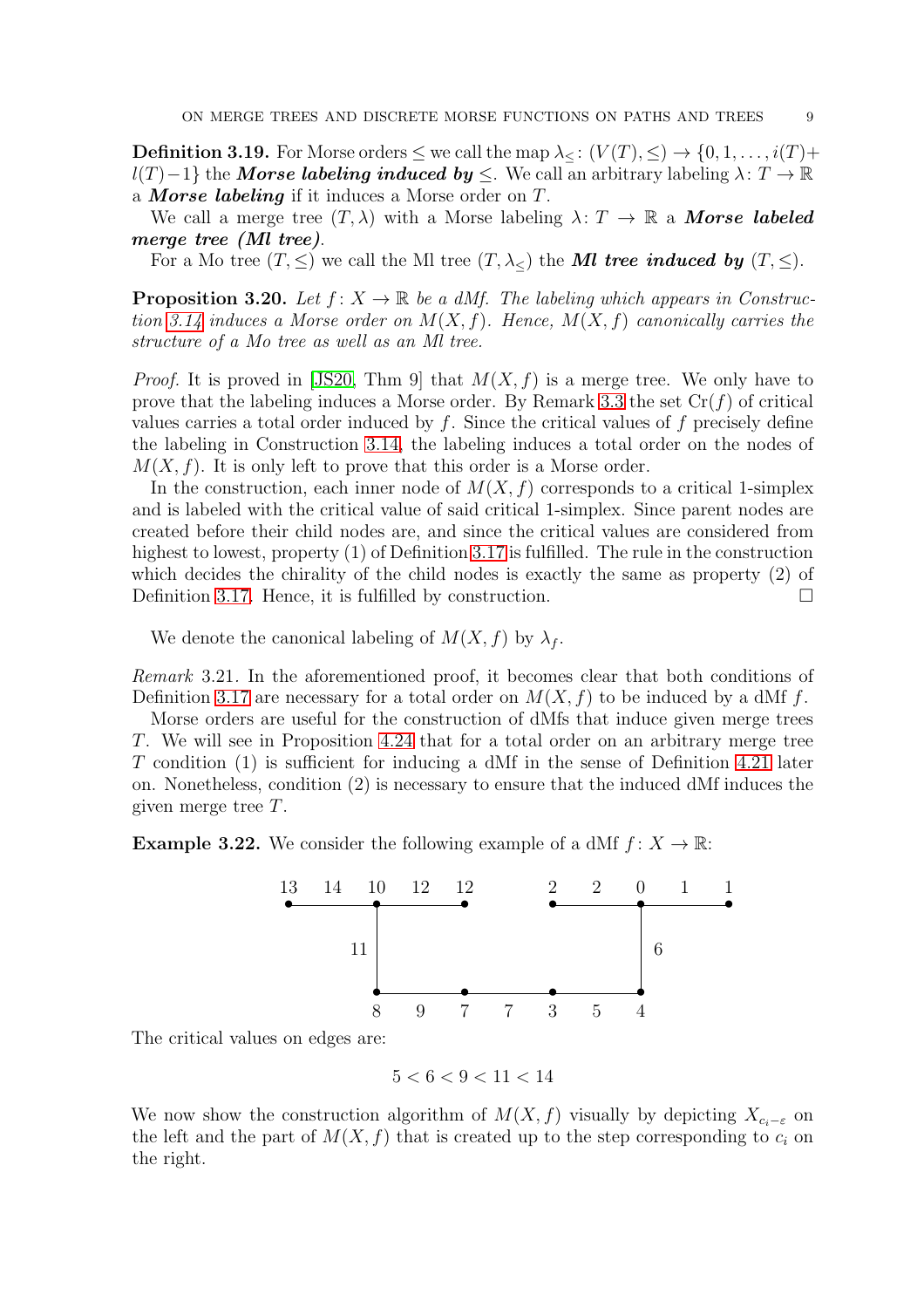**Definition 3.19.** For Morse orders $\leq$ we call the map $\lambda_{\leq}\colon (V(T), \leq) \to \{0, 1, \ldots, i(T) + l(T) - 1\}$ the ***Morse labeling induced by*** $\leq$. We call an arbitrary labeling $\lambda\colon T \to \mathbb{R}$ a ***Morse labeling*** if it induces a Morse order on $T$.

We call a merge tree $(T, \lambda)$ with a Morse labeling $\lambda\colon T \to \mathbb{R}$ a ***Morse labeled merge tree (Ml tree)***.

For a Mo tree $(T, \leq)$ we call the Ml tree $(T, \lambda_{\leq})$ the ***Ml tree induced by*** $(T, \leq)$.

**Proposition 3.20.** *Let $f\colon X \to \mathbb{R}$ be a dMf. The labeling which appears in Construction 3.14 induces a Morse order on $M(X, f)$. Hence, $M(X, f)$ canonically carries the structure of a Mo tree as well as an Ml tree.*

*Proof.* It is proved in [JS20, Thm 9] that $M(X, f)$ is a merge tree. We only have to prove that the labeling induces a Morse order. By Remark 3.3 the set $\mathrm{Cr}(f)$ of critical values carries a total order induced by $f$. Since the critical values of $f$ precisely define the labeling in Construction 3.14, the labeling induces a total order on the nodes of $M(X, f)$. It is only left to prove that this order is a Morse order.

In the construction, each inner node of $M(X, f)$ corresponds to a critical 1-simplex and is labeled with the critical value of said critical 1-simplex. Since parent nodes are created before their child nodes are, and since the critical values are considered from highest to lowest, property (1) of Definition 3.17 is fulfilled. The rule in the construction which decides the chirality of the child nodes is exactly the same as property (2) of Definition 3.17. Hence, it is fulfilled by construction. □

We denote the canonical labeling of $M(X, f)$ by $\lambda_f$.

*Remark* 3.21. In the aforementioned proof, it becomes clear that both conditions of Definition 3.17 are necessary for a total order on $M(X, f)$ to be induced by a dMf $f$.

Morse orders are useful for the construction of dMfs that induce given merge trees $T$. We will see in Proposition 4.24 that for a total order on an arbitrary merge tree $T$ condition (1) is sufficient for inducing a dMf in the sense of Definition 4.21 later on. Nonetheless, condition (2) is necessary to ensure that the induced dMf induces the given merge tree $T$.

**Example 3.22.** We consider the following example of a dMf $f\colon X \to \mathbb{R}$:

The critical values on edges are:

$$5 < 6 < 9 < 11 < 14$$

We now show the construction algorithm of $M(X, f)$ visually by depicting $X_{c_i - \varepsilon}$ on the left and the part of $M(X, f)$ that is created up to the step corresponding to $c_i$ on the right.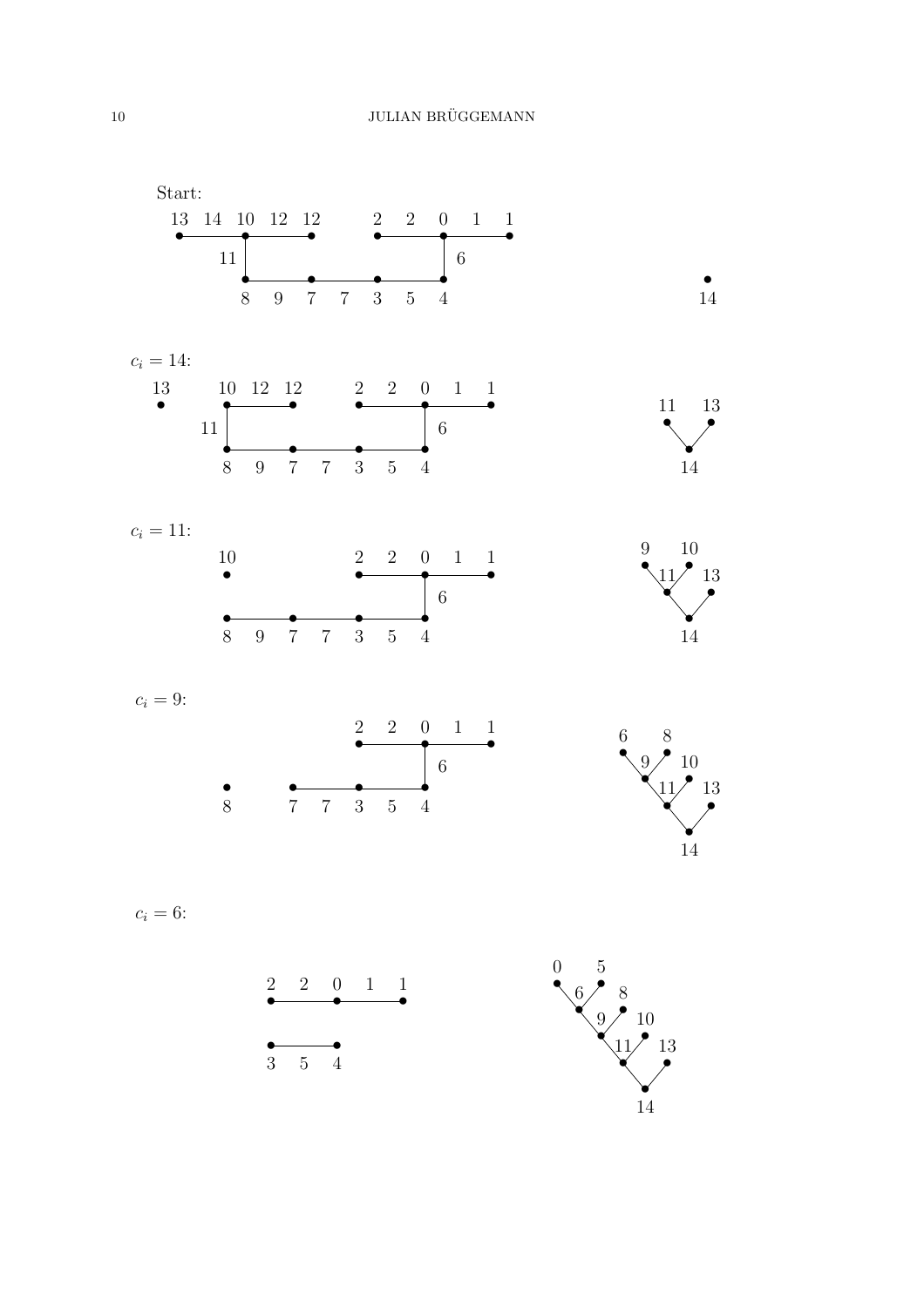Start:

$c_i = 14$:

$c_i = 11$:

$c_i = 9$:

$c_i = 6$: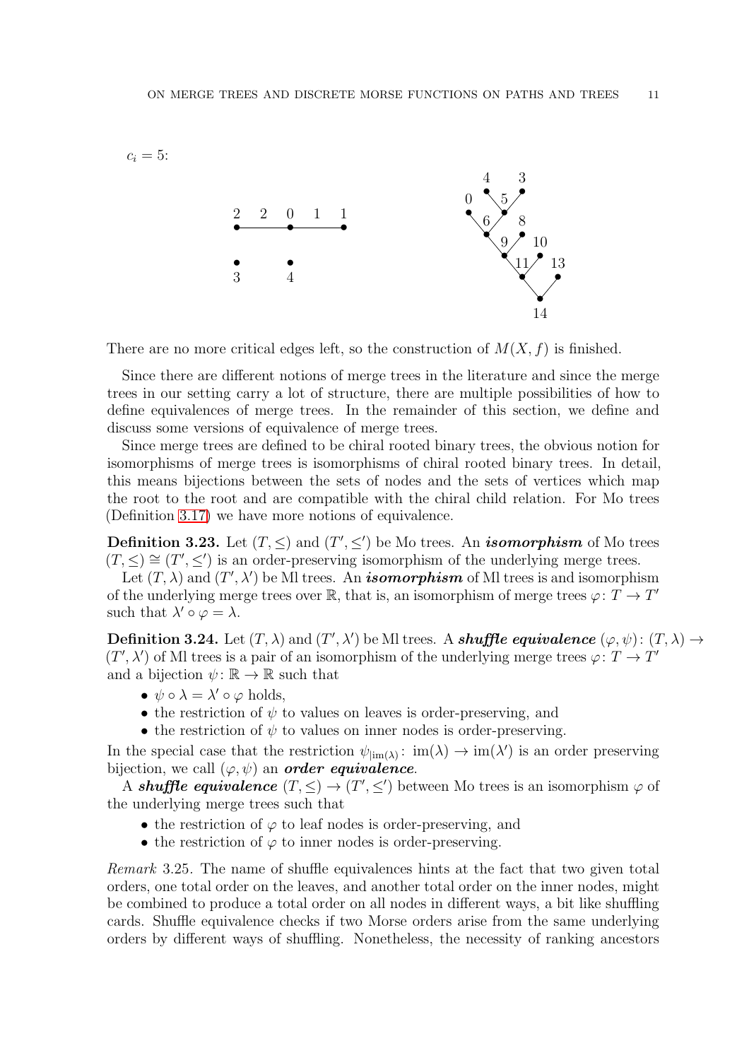$c_i = 5$:

There are no more critical edges left, so the construction of $M(X, f)$ is finished.

Since there are different notions of merge trees in the literature and since the merge trees in our setting carry a lot of structure, there are multiple possibilities of how to define equivalences of merge trees. In the remainder of this section, we define and discuss some versions of equivalence of merge trees.

Since merge trees are defined to be chiral rooted binary trees, the obvious notion for isomorphisms of merge trees is isomorphisms of chiral rooted binary trees. In detail, this means bijections between the sets of nodes and the sets of vertices which map the root to the root and are compatible with the chiral child relation. For Mo trees (Definition 3.17) we have more notions of equivalence.

**Definition 3.23.** Let $(T, \leq)$ and $(T', \leq')$ be Mo trees. An ***isomorphism*** of Mo trees $(T, \leq) \cong (T', \leq')$ is an order-preserving isomorphism of the underlying merge trees.

Let $(T, \lambda)$ and $(T', \lambda')$ be Ml trees. An ***isomorphism*** of Ml trees is and isomorphism of the underlying merge trees over $\mathbb{R}$, that is, an isomorphism of merge trees $\varphi\colon T \to T'$ such that $\lambda' \circ \varphi = \lambda$.

**Definition 3.24.** Let $(T, \lambda)$ and $(T', \lambda')$ be Ml trees. A ***shuffle equivalence*** $(\varphi, \psi)\colon (T, \lambda) \to (T', \lambda')$ of Ml trees is a pair of an isomorphism of the underlying merge trees $\varphi\colon T \to T'$ and a bijection $\psi\colon \mathbb{R} \to \mathbb{R}$ such that

- $\psi \circ \lambda = \lambda' \circ \varphi$ holds,
- the restriction of $\psi$ to values on leaves is order-preserving, and
- the restriction of $\psi$ to values on inner nodes is order-preserving.

In the special case that the restriction $\psi_{|\text{im}(\lambda)}\colon \text{im}(\lambda) \to \text{im}(\lambda')$ is an order preserving bijection, we call $(\varphi, \psi)$ an ***order equivalence***.

A ***shuffle equivalence*** $(T, \leq) \to (T', \leq')$ between Mo trees is an isomorphism $\varphi$ of the underlying merge trees such that

- the restriction of $\varphi$ to leaf nodes is order-preserving, and
- the restriction of $\varphi$ to inner nodes is order-preserving.

*Remark* 3.25. The name of shuffle equivalences hints at the fact that two given total orders, one total order on the leaves, and another total order on the inner nodes, might be combined to produce a total order on all nodes in different ways, a bit like shuffling cards. Shuffle equivalence checks if two Morse orders arise from the same underlying orders by different ways of shuffling. Nonetheless, the necessity of ranking ancestors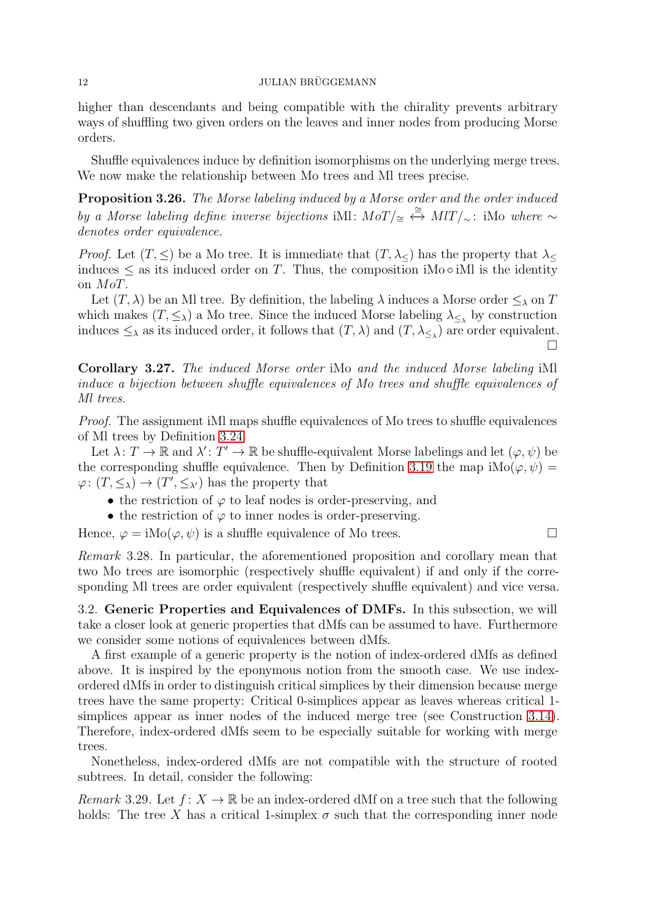higher than descendants and being compatible with the chirality prevents arbitrary ways of shuffling two given orders on the leaves and inner nodes from producing Morse orders.

Shuffle equivalences induce by definition isomorphisms on the underlying merge trees. We now make the relationship between Mo trees and Ml trees precise.

**Proposition 3.26.** *The Morse labeling induced by a Morse order and the order induced by a Morse labeling define inverse bijections* iMl: $MoT/_{\cong} \overset{\cong}{\leftrightarrow} MlT/_{\sim}$: iMo *where* $\sim$ *denotes order equivalence.*

*Proof.* Let $(T, \leq)$ be a Mo tree. It is immediate that $(T, \lambda_{\leq})$ has the property that $\lambda_{\leq}$ induces $\leq$ as its induced order on $T$. Thus, the composition iMo $\circ$ iMl is the identity on $MoT$.

Let $(T, \lambda)$ be an Ml tree. By definition, the labeling $\lambda$ induces a Morse order $\leq_{\lambda}$ on $T$ which makes $(T, \leq_{\lambda})$ a Mo tree. Since the induced Morse labeling $\lambda_{\leq_{\lambda}}$ by construction induces $\leq_{\lambda}$ as its induced order, it follows that $(T, \lambda)$ and $(T, \lambda_{\leq_{\lambda}})$ are order equivalent. □

**Corollary 3.27.** *The induced Morse order* iMo *and the induced Morse labeling* iMl *induce a bijection between shuffle equivalences of Mo trees and shuffle equivalences of Ml trees.*

*Proof.* The assignment iMl maps shuffle equivalences of Mo trees to shuffle equivalences of Ml trees by Definition 3.24.

Let $\lambda\colon T \to \mathbb{R}$ and $\lambda'\colon T' \to \mathbb{R}$ be shuffle-equivalent Morse labelings and let $(\varphi, \psi)$ be the corresponding shuffle equivalence. Then by Definition 3.19 the map iMo$(\varphi, \psi) = \varphi\colon (T, \leq_{\lambda}) \to (T', \leq_{\lambda'})$ has the property that

- the restriction of $\varphi$ to leaf nodes is order-preserving, and
- the restriction of $\varphi$ to inner nodes is order-preserving.

Hence, $\varphi = $ iMo$(\varphi, \psi)$ is a shuffle equivalence of Mo trees. □

*Remark* 3.28. In particular, the aforementioned proposition and corollary mean that two Mo trees are isomorphic (respectively shuffle equivalent) if and only if the corresponding Ml trees are order equivalent (respectively shuffle equivalent) and vice versa.

### 3.2. Generic Properties and Equivalences of DMFs.

In this subsection, we will take a closer look at generic properties that dMfs can be assumed to have. Furthermore we consider some notions of equivalences between dMfs.

A first example of a generic property is the notion of index-ordered dMfs as defined above. It is inspired by the eponymous notion from the smooth case. We use index-ordered dMfs in order to distinguish critical simplices by their dimension because merge trees have the same property: Critical 0-simplices appear as leaves whereas critical 1-simplices appear as inner nodes of the induced merge tree (see Construction 3.14). Therefore, index-ordered dMfs seem to be especially suitable for working with merge trees.

Nonetheless, index-ordered dMfs are not compatible with the structure of rooted subtrees. In detail, consider the following:

*Remark* 3.29. Let $f\colon X \to \mathbb{R}$ be an index-ordered dMf on a tree such that the following holds: The tree $X$ has a critical 1-simplex $\sigma$ such that the corresponding inner node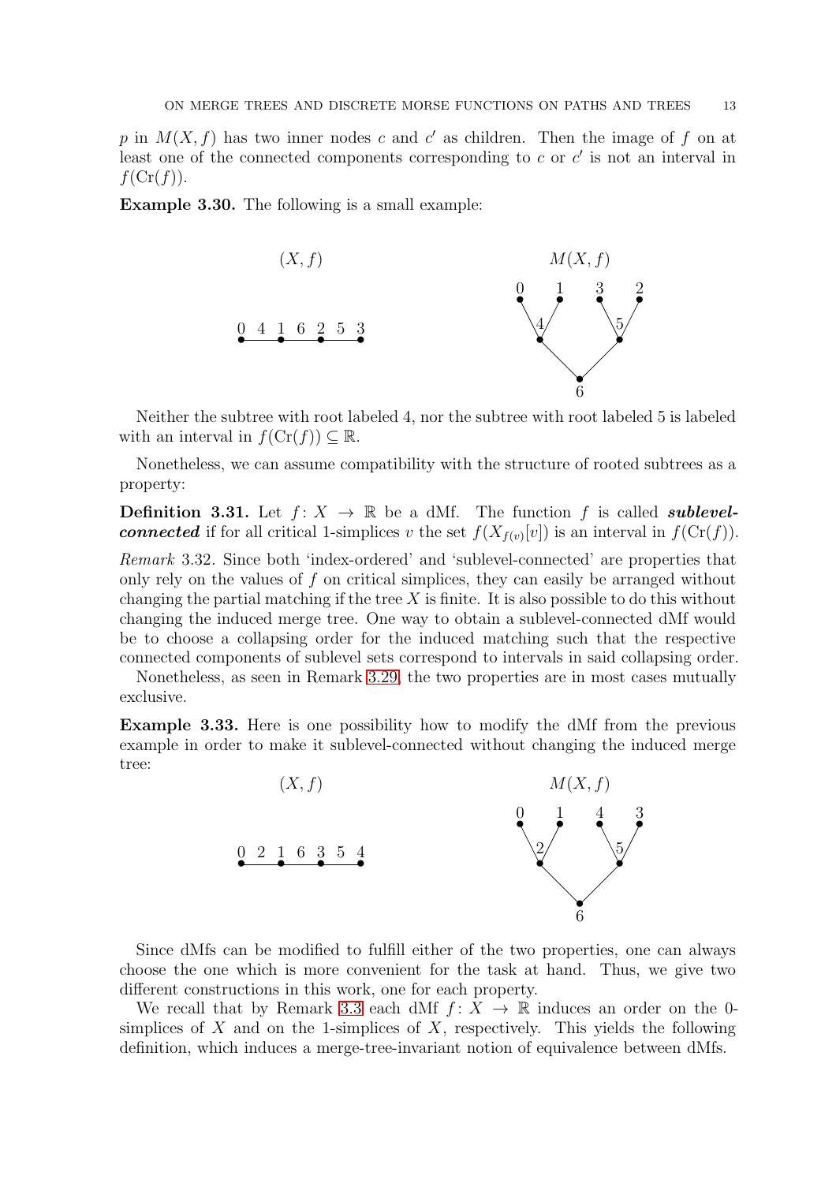$p$ in $M(X, f)$ has two inner nodes $c$ and $c'$ as children. Then the image of $f$ on at least one of the connected components corresponding to $c$ or $c'$ is not an interval in $f(\mathrm{Cr}(f))$.

**Example 3.30.** The following is a small example:

$(X, f)$ — a path with values 0 4 1 6 2 5 3

$M(X, f)$ — merge tree with leaves 0, 1, 3, 2, inner nodes 4, 5, root 6

Neither the subtree with root labeled 4, nor the subtree with root labeled 5 is labeled with an interval in $f(\mathrm{Cr}(f)) \subseteq \mathbb{R}$.

Nonetheless, we can assume compatibility with the structure of rooted subtrees as a property:

**Definition 3.31.** Let $f\colon X \to \mathbb{R}$ be a dMf. The function $f$ is called ***sublevel-connected*** if for all critical 1-simplices $v$ the set $f(X_{f(v)}[v])$ is an interval in $f(\mathrm{Cr}(f))$.

*Remark* 3.32. Since both 'index-ordered' and 'sublevel-connected' are properties that only rely on the values of $f$ on critical simplices, they can easily be arranged without changing the partial matching if the tree $X$ is finite. It is also possible to do this without changing the induced merge tree. One way to obtain a sublevel-connected dMf would be to choose a collapsing order for the induced matching such that the respective connected components of sublevel sets correspond to intervals in said collapsing order.

Nonetheless, as seen in Remark 3.29, the two properties are in most cases mutually exclusive.

**Example 3.33.** Here is one possibility how to modify the dMf from the previous example in order to make it sublevel-connected without changing the induced merge tree:

$(X, f)$ — a path with values 0 2 1 6 3 5 4

$M(X, f)$ — merge tree with leaves 0, 1, 4, 3, inner nodes 2, 5, root 6

Since dMfs can be modified to fulfill either of the two properties, one can always choose the one which is more convenient for the task at hand. Thus, we give two different constructions in this work, one for each property.

We recall that by Remark 3.3 each dMf $f\colon X \to \mathbb{R}$ induces an order on the 0-simplices of $X$ and on the 1-simplices of $X$, respectively. This yields the following definition, which induces a merge-tree-invariant notion of equivalence between dMfs.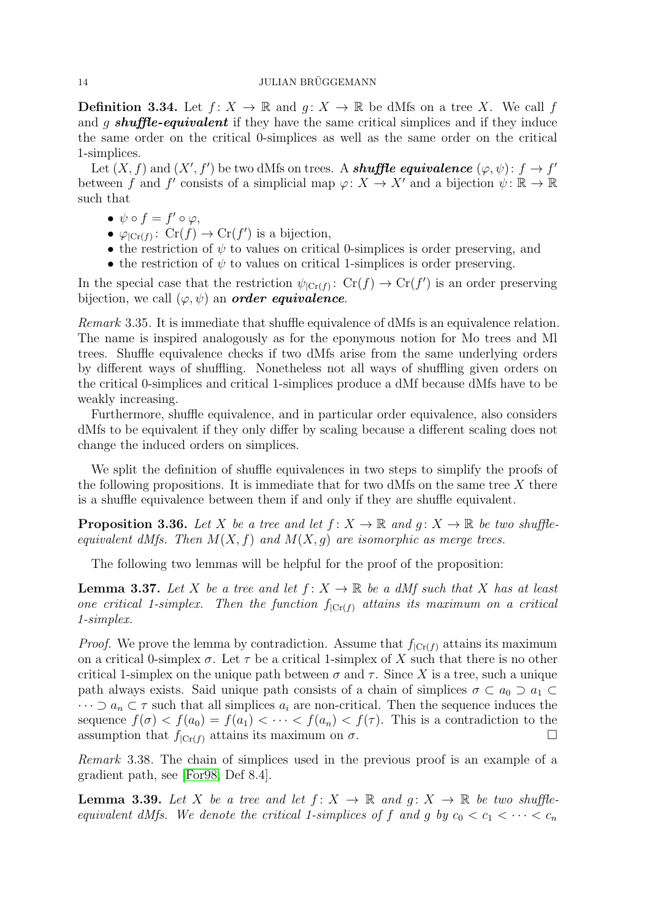**Definition 3.34.** Let $f\colon X \to \mathbb{R}$ and $g\colon X \to \mathbb{R}$ be dMfs on a tree $X$. We call $f$ and $g$ ***shuffle-equivalent*** if they have the same critical simplices and if they induce the same order on the critical 0-simplices as well as the same order on the critical 1-simplices.

Let $(X, f)$ and $(X', f')$ be two dMfs on trees. A ***shuffle equivalence*** $(\varphi, \psi)\colon f \to f'$ between $f$ and $f'$ consists of a simplicial map $\varphi\colon X \to X'$ and a bijection $\psi\colon \mathbb{R} \to \mathbb{R}$ such that

- $\psi \circ f = f' \circ \varphi$,
- $\varphi_{|\mathrm{Cr}(f)}\colon \mathrm{Cr}(f) \to \mathrm{Cr}(f')$ is a bijection,
- the restriction of $\psi$ to values on critical 0-simplices is order preserving, and
- the restriction of $\psi$ to values on critical 1-simplices is order preserving.

In the special case that the restriction $\psi_{|\mathrm{Cr}(f)}\colon \mathrm{Cr}(f) \to \mathrm{Cr}(f')$ is an order preserving bijection, we call $(\varphi, \psi)$ an ***order equivalence***.

*Remark* 3.35. It is immediate that shuffle equivalence of dMfs is an equivalence relation. The name is inspired analogously as for the eponymous notion for Mo trees and Ml trees. Shuffle equivalence checks if two dMfs arise from the same underlying orders by different ways of shuffling. Nonetheless not all ways of shuffling given orders on the critical 0-simplices and critical 1-simplices produce a dMf because dMfs have to be weakly increasing.

Furthermore, shuffle equivalence, and in particular order equivalence, also considers dMfs to be equivalent if they only differ by scaling because a different scaling does not change the induced orders on simplices.

We split the definition of shuffle equivalences in two steps to simplify the proofs of the following propositions. It is immediate that for two dMfs on the same tree $X$ there is a shuffle equivalence between them if and only if they are shuffle equivalent.

**Proposition 3.36.** *Let $X$ be a tree and let $f\colon X \to \mathbb{R}$ and $g\colon X \to \mathbb{R}$ be two shuffle-equivalent dMfs. Then $M(X, f)$ and $M(X, g)$ are isomorphic as merge trees.*

The following two lemmas will be helpful for the proof of the proposition:

**Lemma 3.37.** *Let $X$ be a tree and let $f\colon X \to \mathbb{R}$ be a dMf such that $X$ has at least one critical 1-simplex. Then the function $f_{|\mathrm{Cr}(f)}$ attains its maximum on a critical 1-simplex.*

*Proof.* We prove the lemma by contradiction. Assume that $f_{|\mathrm{Cr}(f)}$ attains its maximum on a critical 0-simplex $\sigma$. Let $\tau$ be a critical 1-simplex of $X$ such that there is no other critical 1-simplex on the unique path between $\sigma$ and $\tau$. Since $X$ is a tree, such a unique path always exists. Said unique path consists of a chain of simplices $\sigma \subset a_0 \supset a_1 \subset \cdots \supset a_n \subset \tau$ such that all simplices $a_i$ are non-critical. Then the sequence induces the sequence $f(\sigma) < f(a_0) = f(a_1) < \cdots < f(a_n) < f(\tau)$. This is a contradiction to the assumption that $f_{|\mathrm{Cr}(f)}$ attains its maximum on $\sigma$. $\square$

*Remark* 3.38. The chain of simplices used in the previous proof is an example of a gradient path, see [For98, Def 8.4].

**Lemma 3.39.** *Let $X$ be a tree and let $f\colon X \to \mathbb{R}$ and $g\colon X \to \mathbb{R}$ be two shuffle-equivalent dMfs. We denote the critical 1-simplices of $f$ and $g$ by $c_0 < c_1 < \cdots < c_n$*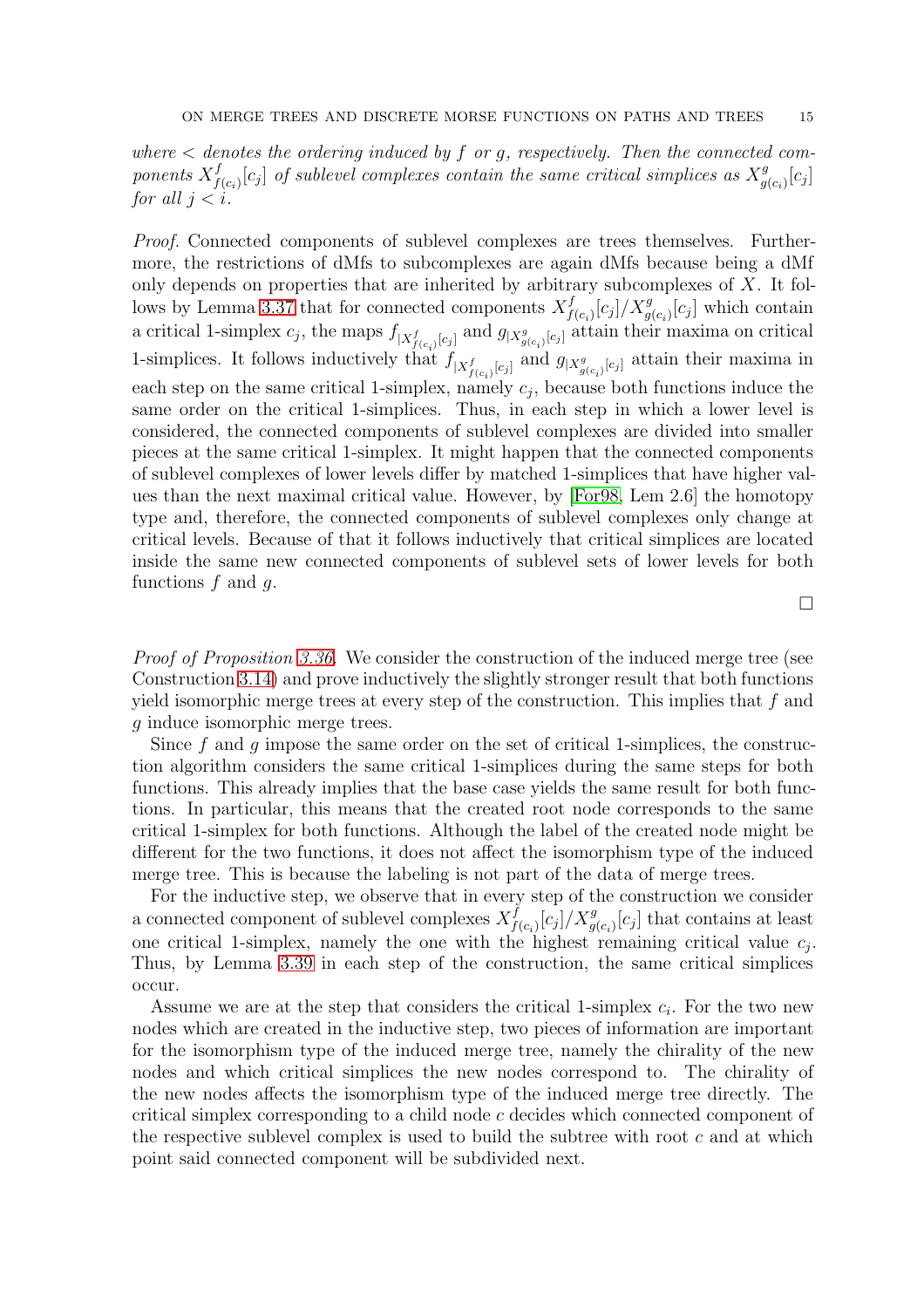*where $<$ denotes the ordering induced by $f$ or $g$, respectively. Then the connected components $X^f_{f(c_i)}[c_j]$ of sublevel complexes contain the same critical simplices as $X^g_{g(c_i)}[c_j]$ for all $j < i$.*

*Proof.* Connected components of sublevel complexes are trees themselves. Furthermore, the restrictions of dMfs to subcomplexes are again dMfs because being a dMf only depends on properties that are inherited by arbitrary subcomplexes of $X$. It follows by Lemma 3.37 that for connected components $X^f_{f(c_i)}[c_j]/X^g_{g(c_i)}[c_j]$ which contain a critical 1-simplex $c_j$, the maps $f_{|X^f_{f(c_i)}[c_j]}$ and $g_{|X^g_{g(c_i)}[c_j]}$ attain their maxima on critical 1-simplices. It follows inductively that $f_{|X^f_{f(c_i)}[c_j]}$ and $g_{|X^g_{g(c_i)}[c_j]}$ attain their maxima in each step on the same critical 1-simplex, namely $c_j$, because both functions induce the same order on the critical 1-simplices. Thus, in each step in which a lower level is considered, the connected components of sublevel complexes are divided into smaller pieces at the same critical 1-simplex. It might happen that the connected components of sublevel complexes of lower levels differ by matched 1-simplices that have higher values than the next maximal critical value. However, by [For98, Lem 2.6] the homotopy type and, therefore, the connected components of sublevel complexes only change at critical levels. Because of that it follows inductively that critical simplices are located inside the same new connected components of sublevel sets of lower levels for both functions $f$ and $g$.

□

*Proof of Proposition 3.36.* We consider the construction of the induced merge tree (see Construction 3.14) and prove inductively the slightly stronger result that both functions yield isomorphic merge trees at every step of the construction. This implies that $f$ and $g$ induce isomorphic merge trees.

Since $f$ and $g$ impose the same order on the set of critical 1-simplices, the construction algorithm considers the same critical 1-simplices during the same steps for both functions. This already implies that the base case yields the same result for both functions. In particular, this means that the created root node corresponds to the same critical 1-simplex for both functions. Although the label of the created node might be different for the two functions, it does not affect the isomorphism type of the induced merge tree. This is because the labeling is not part of the data of merge trees.

For the inductive step, we observe that in every step of the construction we consider a connected component of sublevel complexes $X^f_{f(c_i)}[c_j]/X^g_{g(c_i)}[c_j]$ that contains at least one critical 1-simplex, namely the one with the highest remaining critical value $c_j$. Thus, by Lemma 3.39 in each step of the construction, the same critical simplices occur.

Assume we are at the step that considers the critical 1-simplex $c_i$. For the two new nodes which are created in the inductive step, two pieces of information are important for the isomorphism type of the induced merge tree, namely the chirality of the new nodes and which critical simplices the new nodes correspond to. The chirality of the new nodes affects the isomorphism type of the induced merge tree directly. The critical simplex corresponding to a child node $c$ decides which connected component of the respective sublevel complex is used to build the subtree with root $c$ and at which point said connected component will be subdivided next.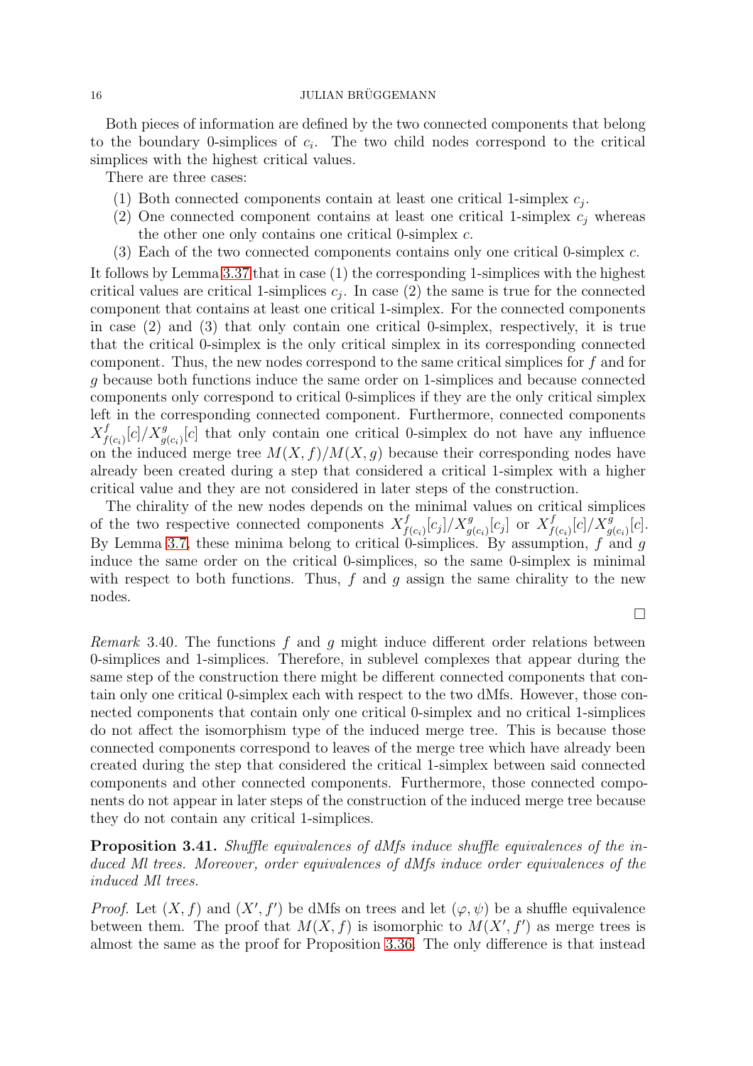Both pieces of information are defined by the two connected components that belong to the boundary 0-simplices of $c_i$. The two child nodes correspond to the critical simplices with the highest critical values.

There are three cases:

1. Both connected components contain at least one critical 1-simplex $c_j$.
2. One connected component contains at least one critical 1-simplex $c_j$ whereas the other one only contains one critical 0-simplex $c$.
3. Each of the two connected components contains only one critical 0-simplex $c$.

It follows by Lemma 3.37 that in case (1) the corresponding 1-simplices with the highest critical values are critical 1-simplices $c_j$. In case (2) the same is true for the connected component that contains at least one critical 1-simplex. For the connected components in case (2) and (3) that only contain one critical 0-simplex, respectively, it is true that the critical 0-simplex is the only critical simplex in its corresponding connected component. Thus, the new nodes correspond to the same critical simplices for $f$ and for $g$ because both functions induce the same order on 1-simplices and because connected components only correspond to critical 0-simplices if they are the only critical simplex left in the corresponding connected component. Furthermore, connected components $X^f_{f(c_i)}[c]/X^g_{g(c_i)}[c]$ that only contain one critical 0-simplex do not have any influence on the induced merge tree $M(X,f)/M(X,g)$ because their corresponding nodes have already been created during a step that considered a critical 1-simplex with a higher critical value and they are not considered in later steps of the construction.

The chirality of the new nodes depends on the minimal values on critical simplices of the two respective connected components $X^f_{f(c_i)}[c_j]/X^g_{g(c_i)}[c_j]$ or $X^f_{f(c_i)}[c]/X^g_{g(c_i)}[c]$. By Lemma 3.7, these minima belong to critical 0-simplices. By assumption, $f$ and $g$ induce the same order on the critical 0-simplices, so the same 0-simplex is minimal with respect to both functions. Thus, $f$ and $g$ assign the same chirality to the new nodes. □

*Remark* 3.40. The functions $f$ and $g$ might induce different order relations between 0-simplices and 1-simplices. Therefore, in sublevel complexes that appear during the same step of the construction there might be different connected components that contain only one critical 0-simplex each with respect to the two dMfs. However, those connected components that contain only one critical 0-simplex and no critical 1-simplices do not affect the isomorphism type of the induced merge tree. This is because those connected components correspond to leaves of the merge tree which have already been created during the step that considered the critical 1-simplex between said connected components and other connected components. Furthermore, those connected components do not appear in later steps of the construction of the induced merge tree because they do not contain any critical 1-simplices.

**Proposition 3.41.** *Shuffle equivalences of dMfs induce shuffle equivalences of the induced Ml trees. Moreover, order equivalences of dMfs induce order equivalences of the induced Ml trees.*

*Proof.* Let $(X,f)$ and $(X',f')$ be dMfs on trees and let $(\varphi,\psi)$ be a shuffle equivalence between them. The proof that $M(X,f)$ is isomorphic to $M(X',f')$ as merge trees is almost the same as the proof for Proposition 3.36. The only difference is that instead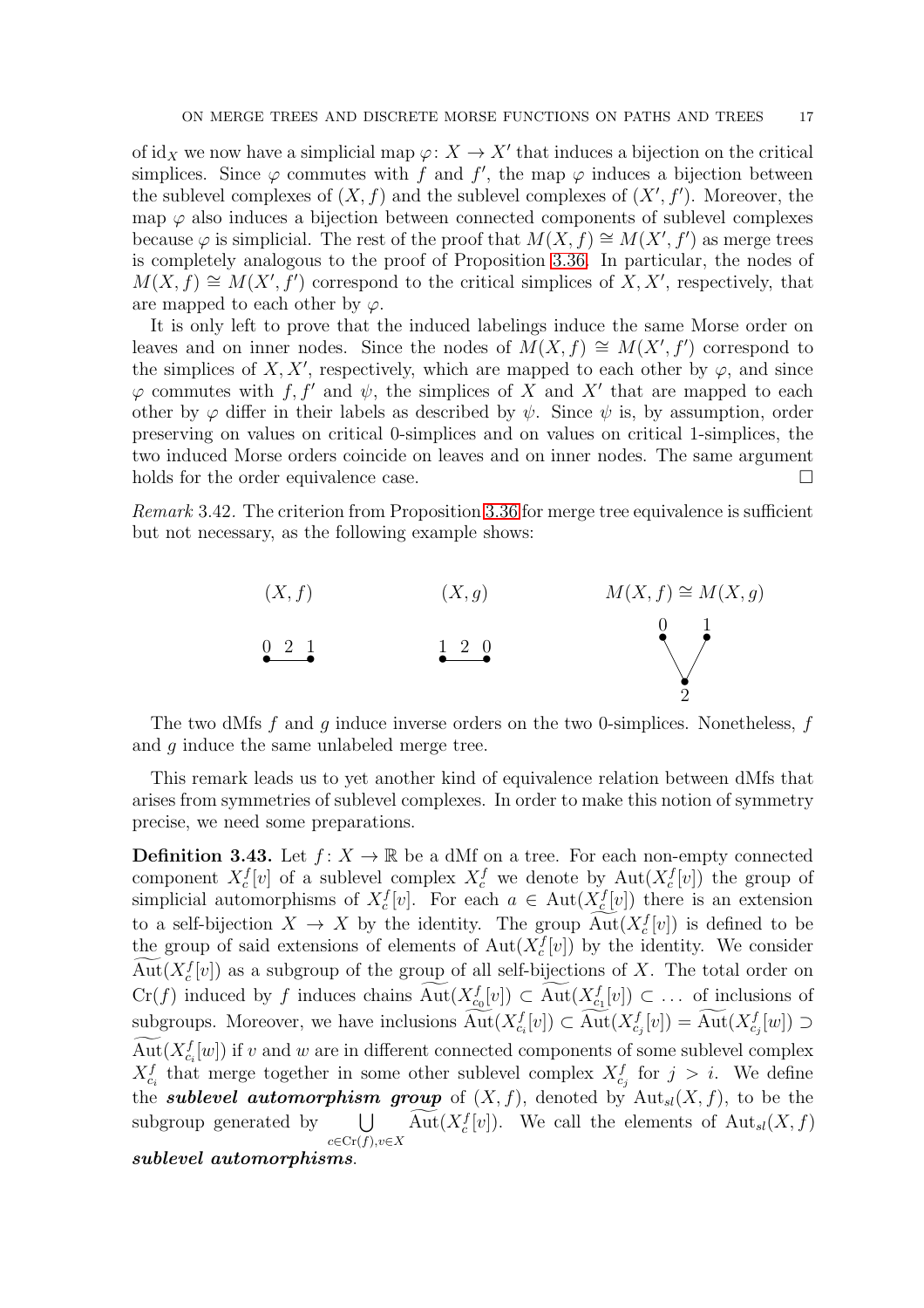of $\mathrm{id}_X$ we now have a simplicial map $\varphi\colon X \to X'$ that induces a bijection on the critical simplices. Since $\varphi$ commutes with $f$ and $f'$, the map $\varphi$ induces a bijection between the sublevel complexes of $(X, f)$ and the sublevel complexes of $(X', f')$. Moreover, the map $\varphi$ also induces a bijection between connected components of sublevel complexes because $\varphi$ is simplicial. The rest of the proof that $M(X, f) \cong M(X', f')$ as merge trees is completely analogous to the proof of Proposition 3.36. In particular, the nodes of $M(X, f) \cong M(X', f')$ correspond to the critical simplices of $X, X'$, respectively, that are mapped to each other by $\varphi$.

It is only left to prove that the induced labelings induce the same Morse order on leaves and on inner nodes. Since the nodes of $M(X, f) \cong M(X', f')$ correspond to the simplices of $X, X'$, respectively, which are mapped to each other by $\varphi$, and since $\varphi$ commutes with $f, f'$ and $\psi$, the simplices of $X$ and $X'$ that are mapped to each other by $\varphi$ differ in their labels as described by $\psi$. Since $\psi$ is, by assumption, order preserving on values on critical 0-simplices and on values on critical 1-simplices, the two induced Morse orders coincide on leaves and on inner nodes. The same argument holds for the order equivalence case. □

*Remark* 3.42. The criterion from Proposition 3.36 for merge tree equivalence is sufficient but not necessary, as the following example shows:

$(X, f)$: 0 — 2 — 1 $\qquad$ $(X, g)$: 1 — 2 — 0 $\qquad$ $M(X, f) \cong M(X, g)$: leaves 0, 1 merging at 2

The two dMfs $f$ and $g$ induce inverse orders on the two 0-simplices. Nonetheless, $f$ and $g$ induce the same unlabeled merge tree.

This remark leads us to yet another kind of equivalence relation between dMfs that arises from symmetries of sublevel complexes. In order to make this notion of symmetry precise, we need some preparations.

**Definition 3.43.** Let $f\colon X \to \mathbb{R}$ be a dMf on a tree. For each non-empty connected component $X_c^f[v]$ of a sublevel complex $X_c^f$ we denote by $\mathrm{Aut}(X_c^f[v])$ the group of simplicial automorphisms of $X_c^f[v]$. For each $a \in \mathrm{Aut}(X_c^f[v])$ there is an extension to a self-bijection $X \to X$ by the identity. The group $\widetilde{\mathrm{Aut}}(X_c^f[v])$ is defined to be the group of said extensions of elements of $\mathrm{Aut}(X_c^f[v])$ by the identity. We consider $\widetilde{\mathrm{Aut}}(X_c^f[v])$ as a subgroup of the group of all self-bijections of $X$. The total order on $\mathrm{Cr}(f)$ induced by $f$ induces chains $\widetilde{\mathrm{Aut}}(X_{c_0}^f[v]) \subset \widetilde{\mathrm{Aut}}(X_{c_1}^f[v]) \subset \ldots$ of inclusions of subgroups. Moreover, we have inclusions $\widetilde{\mathrm{Aut}}(X_{c_i}^f[v]) \subset \widetilde{\mathrm{Aut}}(X_{c_j}^f[v]) = \widetilde{\mathrm{Aut}}(X_{c_j}^f[w]) \supset \widetilde{\mathrm{Aut}}(X_{c_i}^f[w])$ if $v$ and $w$ are in different connected components of some sublevel complex $X_{c_i}^f$ that merge together in some other sublevel complex $X_{c_j}^f$ for $j > i$. We define the ***sublevel automorphism group*** of $(X, f)$, denoted by $\mathrm{Aut}_{sl}(X, f)$, to be the subgroup generated by $\bigcup_{c \in \mathrm{Cr}(f), v \in X} \widetilde{\mathrm{Aut}}(X_c^f[v])$. We call the elements of $\mathrm{Aut}_{sl}(X, f)$ ***sublevel automorphisms***.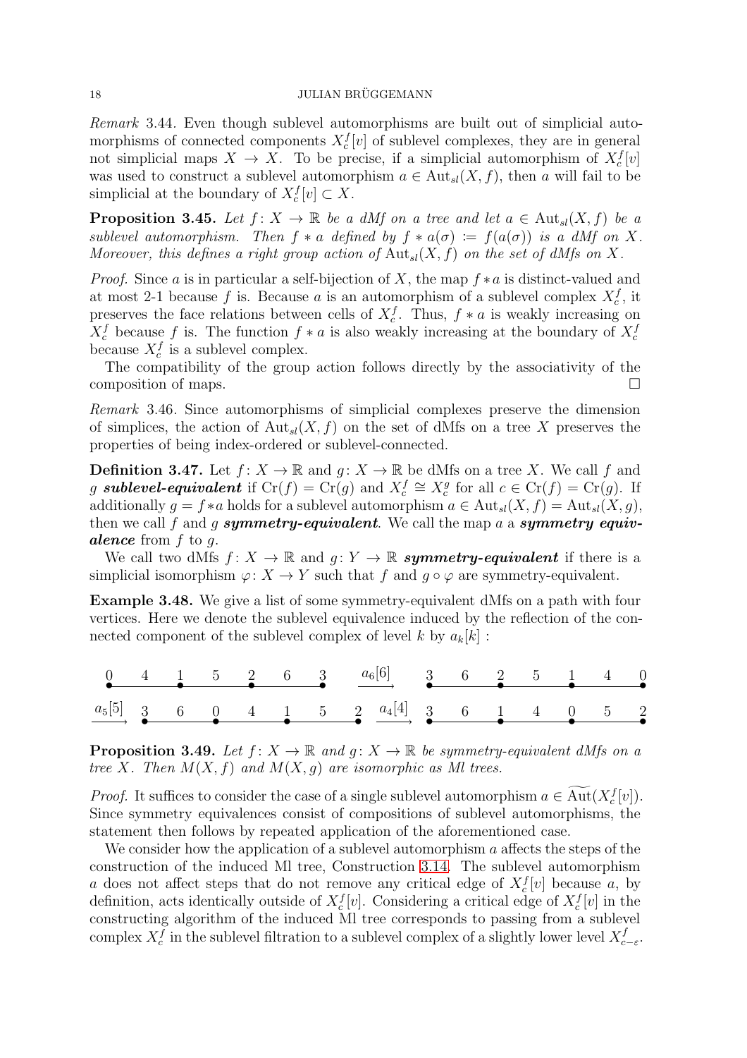*Remark* 3.44. Even though sublevel automorphisms are built out of simplicial automorphisms of connected components $X_c^f[v]$ of sublevel complexes, they are in general not simplicial maps $X \to X$. To be precise, if a simplicial automorphism of $X_c^f[v]$ was used to construct a sublevel automorphism $a \in \mathrm{Aut}_{sl}(X, f)$, then $a$ will fail to be simplicial at the boundary of $X_c^f[v] \subset X$.

**Proposition 3.45.** *Let $f\colon X \to \mathbb{R}$ be a dMf on a tree and let $a \in \mathrm{Aut}_{sl}(X, f)$ be a sublevel automorphism. Then $f * a$ defined by $f * a(\sigma) := f(a(\sigma))$ is a dMf on $X$. Moreover, this defines a right group action of $\mathrm{Aut}_{sl}(X, f)$ on the set of dMfs on $X$.*

*Proof.* Since $a$ is in particular a self-bijection of $X$, the map $f * a$ is distinct-valued and at most 2-1 because $f$ is. Because $a$ is an automorphism of a sublevel complex $X_c^f$, it preserves the face relations between cells of $X_c^f$. Thus, $f * a$ is weakly increasing on $X_c^f$ because $f$ is. The function $f * a$ is also weakly increasing at the boundary of $X_c^f$ because $X_c^f$ is a sublevel complex.

The compatibility of the group action follows directly by the associativity of the composition of maps. $\square$

*Remark* 3.46. Since automorphisms of simplicial complexes preserve the dimension of simplices, the action of $\mathrm{Aut}_{sl}(X, f)$ on the set of dMfs on a tree $X$ preserves the properties of being index-ordered or sublevel-connected.

**Definition 3.47.** Let $f\colon X \to \mathbb{R}$ and $g\colon X \to \mathbb{R}$ be dMfs on a tree $X$. We call $f$ and $g$ ***sublevel-equivalent*** if $\mathrm{Cr}(f) = \mathrm{Cr}(g)$ and $X_c^f \cong X_c^g$ for all $c \in \mathrm{Cr}(f) = \mathrm{Cr}(g)$. If additionally $g = f * a$ holds for a sublevel automorphism $a \in \mathrm{Aut}_{sl}(X, f) = \mathrm{Aut}_{sl}(X, g)$, then we call $f$ and $g$ ***symmetry-equivalent***. We call the map $a$ a ***symmetry equivalence*** from $f$ to $g$.

We call two dMfs $f\colon X \to \mathbb{R}$ and $g\colon Y \to \mathbb{R}$ ***symmetry-equivalent*** if there is a simplicial isomorphism $\varphi\colon X \to Y$ such that $f$ and $g \circ \varphi$ are symmetry-equivalent.

**Example 3.48.** We give a list of some symmetry-equivalent dMfs on a path with four vertices. Here we denote the sublevel equivalence induced by the reflection of the connected component of the sublevel complex of level $k$ by $a_k[k]$ :

$$0 \; 4 \; 1 \; 5 \; 2 \; 6 \; 3 \;\xrightarrow{a_6[6]}\; 3 \; 6 \; 2 \; 5 \; 1 \; 4 \; 0$$

$$\xrightarrow{a_5[5]}\; 3 \; 6 \; 0 \; 4 \; 1 \; 5 \; 2 \;\xrightarrow{a_4[4]}\; 3 \; 6 \; 1 \; 4 \; 0 \; 5 \; 2$$

**Proposition 3.49.** *Let $f\colon X \to \mathbb{R}$ and $g\colon X \to \mathbb{R}$ be symmetry-equivalent dMfs on a tree $X$. Then $M(X, f)$ and $M(X, g)$ are isomorphic as Ml trees.*

*Proof.* It suffices to consider the case of a single sublevel automorphism $a \in \widetilde{\mathrm{Aut}}(X_c^f[v])$. Since symmetry equivalences consist of compositions of sublevel automorphisms, the statement then follows by repeated application of the aforementioned case.

We consider how the application of a sublevel automorphism $a$ affects the steps of the construction of the induced Ml tree, Construction 3.14. The sublevel automorphism $a$ does not affect steps that do not remove any critical edge of $X_c^f[v]$ because $a$, by definition, acts identically outside of $X_c^f[v]$. Considering a critical edge of $X_c^f[v]$ in the constructing algorithm of the induced Ml tree corresponds to passing from a sublevel complex $X_c^f$ in the sublevel filtration to a sublevel complex of a slightly lower level $X_{c-\varepsilon}^f$.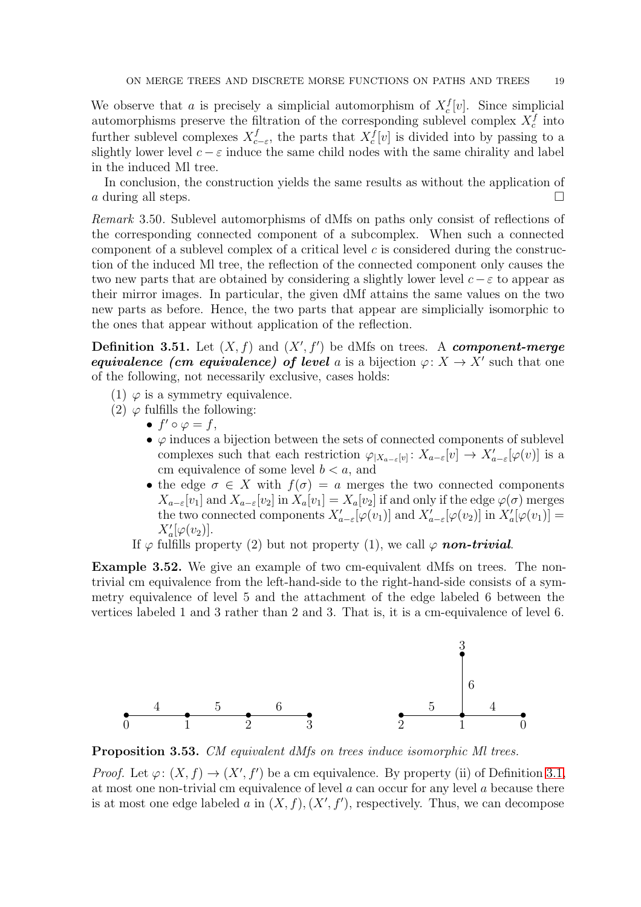We observe that $a$ is precisely a simplicial automorphism of $X_c^f[v]$. Since simplicial automorphisms preserve the filtration of the corresponding sublevel complex $X_c^f$ into further sublevel complexes $X_{c-\varepsilon}^f$, the parts that $X_c^f[v]$ is divided into by passing to a slightly lower level $c-\varepsilon$ induce the same child nodes with the same chirality and label in the induced Ml tree.

In conclusion, the construction yields the same results as without the application of $a$ during all steps. □

*Remark* 3.50. Sublevel automorphisms of dMfs on paths only consist of reflections of the corresponding connected component of a subcomplex. When such a connected component of a sublevel complex of a critical level $c$ is considered during the construction of the induced Ml tree, the reflection of the connected component only causes the two new parts that are obtained by considering a slightly lower level $c-\varepsilon$ to appear as their mirror images. In particular, the given dMf attains the same values on the two new parts as before. Hence, the two parts that appear are simplicially isomorphic to the ones that appear without application of the reflection.

**Definition 3.51.** Let $(X, f)$ and $(X', f')$ be dMfs on trees. A ***component-merge equivalence (cm equivalence) of level*** $a$ is a bijection $\varphi\colon X \to X'$ such that one of the following, not necessarily exclusive, cases holds:

(1) $\varphi$ is a symmetry equivalence.
(2) $\varphi$ fulfills the following:
   - $f' \circ \varphi = f$,
   - $\varphi$ induces a bijection between the sets of connected components of sublevel complexes such that each restriction $\varphi_{|X_{a-\varepsilon}[v]}\colon X_{a-\varepsilon}[v] \to X'_{a-\varepsilon}[\varphi(v)]$ is a cm equivalence of some level $b < a$, and
   - the edge $\sigma \in X$ with $f(\sigma) = a$ merges the two connected components $X_{a-\varepsilon}[v_1]$ and $X_{a-\varepsilon}[v_2]$ in $X_a[v_1] = X_a[v_2]$ if and only if the edge $\varphi(\sigma)$ merges the two connected components $X'_{a-\varepsilon}[\varphi(v_1)]$ and $X'_{a-\varepsilon}[\varphi(v_2)]$ in $X'_a[\varphi(v_1)] = X'_a[\varphi(v_2)]$.

If $\varphi$ fulfills property (2) but not property (1), we call $\varphi$ ***non-trivial***.

**Example 3.52.** We give an example of two cm-equivalent dMfs on trees. The non-trivial cm equivalence from the left-hand-side to the right-hand-side consists of a symmetry equivalence of level 5 and the attachment of the edge labeled 6 between the vertices labeled 1 and 3 rather than 2 and 3. That is, it is a cm-equivalence of level 6.

**Proposition 3.53.** *CM equivalent dMfs on trees induce isomorphic Ml trees.*

*Proof.* Let $\varphi\colon (X, f) \to (X', f')$ be a cm equivalence. By property (ii) of Definition 3.1, at most one non-trivial cm equivalence of level $a$ can occur for any level $a$ because there is at most one edge labeled $a$ in $(X, f), (X', f')$, respectively. Thus, we can decompose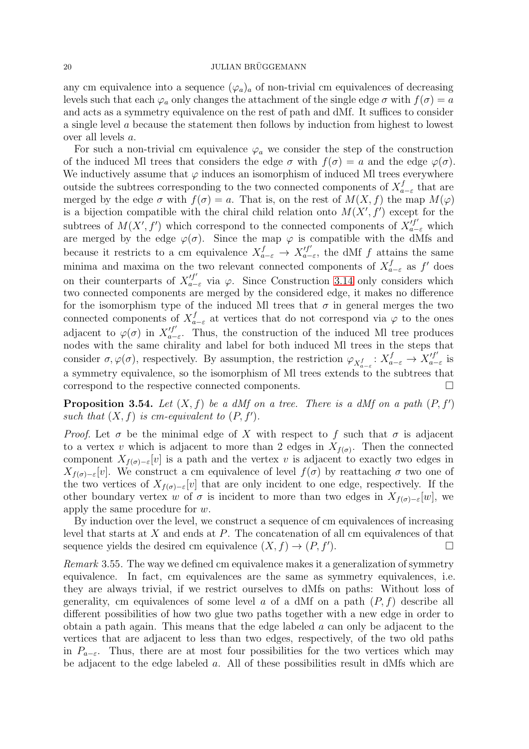any cm equivalence into a sequence $(\varphi_a)_a$ of non-trivial cm equivalences of decreasing levels such that each $\varphi_a$ only changes the attachment of the single edge $\sigma$ with $f(\sigma) = a$ and acts as a symmetry equivalence on the rest of path and dMf. It suffices to consider a single level $a$ because the statement then follows by induction from highest to lowest over all levels $a$.

For such a non-trivial cm equivalence $\varphi_a$ we consider the step of the construction of the induced Ml trees that considers the edge $\sigma$ with $f(\sigma) = a$ and the edge $\varphi(\sigma)$. We inductively assume that $\varphi$ induces an isomorphism of induced Ml trees everywhere outside the subtrees corresponding to the two connected components of $X^f_{a-\varepsilon}$ that are merged by the edge $\sigma$ with $f(\sigma) = a$. That is, on the rest of $M(X, f)$ the map $M(\varphi)$ is a bijection compatible with the chiral child relation onto $M(X', f')$ except for the subtrees of $M(X', f')$ which correspond to the connected components of $X'^{f'}_{a-\varepsilon}$ which are merged by the edge $\varphi(\sigma)$. Since the map $\varphi$ is compatible with the dMfs and because it restricts to a cm equivalence $X^f_{a-\varepsilon} \to X'^{f'}_{a-\varepsilon}$, the dMf $f$ attains the same minima and maxima on the two relevant connected components of $X^f_{a-\varepsilon}$ as $f'$ does on their counterparts of $X'^{f'}_{a-\varepsilon}$ via $\varphi$. Since Construction 3.14 only considers which two connected components are merged by the considered edge, it makes no difference for the isomorphism type of the induced Ml trees that $\sigma$ in general merges the two connected components of $X^f_{a-\varepsilon}$ at vertices that do not correspond via $\varphi$ to the ones adjacent to $\varphi(\sigma)$ in $X'^{f'}_{a-\varepsilon}$. Thus, the construction of the induced Ml tree produces nodes with the same chirality and label for both induced Ml trees in the steps that consider $\sigma, \varphi(\sigma)$, respectively. By assumption, the restriction $\varphi_{X^f_{a-\varepsilon}} \colon X^f_{a-\varepsilon} \to X'^{f'}_{a-\varepsilon}$ is a symmetry equivalence, so the isomorphism of Ml trees extends to the subtrees that correspond to the respective connected components. □

**Proposition 3.54.** *Let $(X, f)$ be a dMf on a tree. There is a dMf on a path $(P, f')$ such that $(X, f)$ is cm-equivalent to $(P, f')$.*

*Proof.* Let $\sigma$ be the minimal edge of $X$ with respect to $f$ such that $\sigma$ is adjacent to a vertex $v$ which is adjacent to more than 2 edges in $X_{f(\sigma)}$. Then the connected component $X_{f(\sigma)-\varepsilon}[v]$ is a path and the vertex $v$ is adjacent to exactly two edges in $X_{f(\sigma)-\varepsilon}[v]$. We construct a cm equivalence of level $f(\sigma)$ by reattaching $\sigma$ two one of the two vertices of $X_{f(\sigma)-\varepsilon}[v]$ that are only incident to one edge, respectively. If the other boundary vertex $w$ of $\sigma$ is incident to more than two edges in $X_{f(\sigma)-\varepsilon}[w]$, we apply the same procedure for $w$.

By induction over the level, we construct a sequence of cm equivalences of increasing level that starts at $X$ and ends at $P$. The concatenation of all cm equivalences of that sequence yields the desired cm equivalence $(X, f) \to (P, f')$. □

*Remark* 3.55. The way we defined cm equivalence makes it a generalization of symmetry equivalence. In fact, cm equivalences are the same as symmetry equivalences, i.e. they are always trivial, if we restrict ourselves to dMfs on paths: Without loss of generality, cm equivalences of some level $a$ of a dMf on a path $(P, f)$ describe all different possibilities of how two glue two paths together with a new edge in order to obtain a path again. This means that the edge labeled $a$ can only be adjacent to the vertices that are adjacent to less than two edges, respectively, of the two old paths in $P_{a-\varepsilon}$. Thus, there are at most four possibilities for the two vertices which may be adjacent to the edge labeled $a$. All of these possibilities result in dMfs which are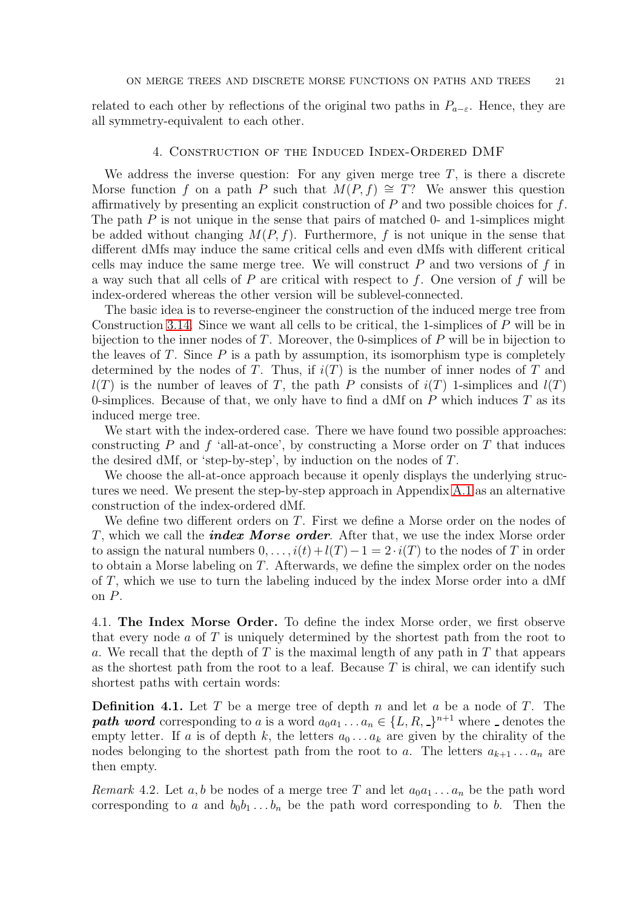related to each other by reflections of the original two paths in $P_{a-\varepsilon}$. Hence, they are all symmetry-equivalent to each other.

## 4. Construction of the Induced Index-Ordered DMF

We address the inverse question: For any given merge tree $T$, is there a discrete Morse function $f$ on a path $P$ such that $M(P, f) \cong T$? We answer this question affirmatively by presenting an explicit construction of $P$ and two possible choices for $f$. The path $P$ is not unique in the sense that pairs of matched 0- and 1-simplices might be added without changing $M(P, f)$. Furthermore, $f$ is not unique in the sense that different dMfs may induce the same critical cells and even dMfs with different critical cells may induce the same merge tree. We will construct $P$ and two versions of $f$ in a way such that all cells of $P$ are critical with respect to $f$. One version of $f$ will be index-ordered whereas the other version will be sublevel-connected.

The basic idea is to reverse-engineer the construction of the induced merge tree from Construction 3.14. Since we want all cells to be critical, the 1-simplices of $P$ will be in bijection to the inner nodes of $T$. Moreover, the 0-simplices of $P$ will be in bijection to the leaves of $T$. Since $P$ is a path by assumption, its isomorphism type is completely determined by the nodes of $T$. Thus, if $i(T)$ is the number of inner nodes of $T$ and $l(T)$ is the number of leaves of $T$, the path $P$ consists of $i(T)$ 1-simplices and $l(T)$ 0-simplices. Because of that, we only have to find a dMf on $P$ which induces $T$ as its induced merge tree.

We start with the index-ordered case. There we have found two possible approaches: constructing $P$ and $f$ 'all-at-once', by constructing a Morse order on $T$ that induces the desired dMf, or 'step-by-step', by induction on the nodes of $T$.

We choose the all-at-once approach because it openly displays the underlying structures we need. We present the step-by-step approach in Appendix A.1 as an alternative construction of the index-ordered dMf.

We define two different orders on $T$. First we define a Morse order on the nodes of $T$, which we call the ***index Morse order***. After that, we use the index Morse order to assign the natural numbers $0, \ldots, i(t)+l(T)-1 = 2 \cdot i(T)$ to the nodes of $T$ in order to obtain a Morse labeling on $T$. Afterwards, we define the simplex order on the nodes of $T$, which we use to turn the labeling induced by the index Morse order into a dMf on $P$.

### 4.1. The Index Morse Order.

To define the index Morse order, we first observe that every node $a$ of $T$ is uniquely determined by the shortest path from the root to $a$. We recall that the depth of $T$ is the maximal length of any path in $T$ that appears as the shortest path from the root to a leaf. Because $T$ is chiral, we can identify such shortest paths with certain words:

**Definition 4.1.** Let $T$ be a merge tree of depth $n$ and let $a$ be a node of $T$. The ***path word*** corresponding to $a$ is a word $a_0 a_1 \ldots a_n \in \{L, R, \_\}^{n+1}$ where $\_$ denotes the empty letter. If $a$ is of depth $k$, the letters $a_0 \ldots a_k$ are given by the chirality of the nodes belonging to the shortest path from the root to $a$. The letters $a_{k+1} \ldots a_n$ are then empty.

*Remark* 4.2. Let $a, b$ be nodes of a merge tree $T$ and let $a_0 a_1 \ldots a_n$ be the path word corresponding to $a$ and $b_0 b_1 \ldots b_n$ be the path word corresponding to $b$. Then the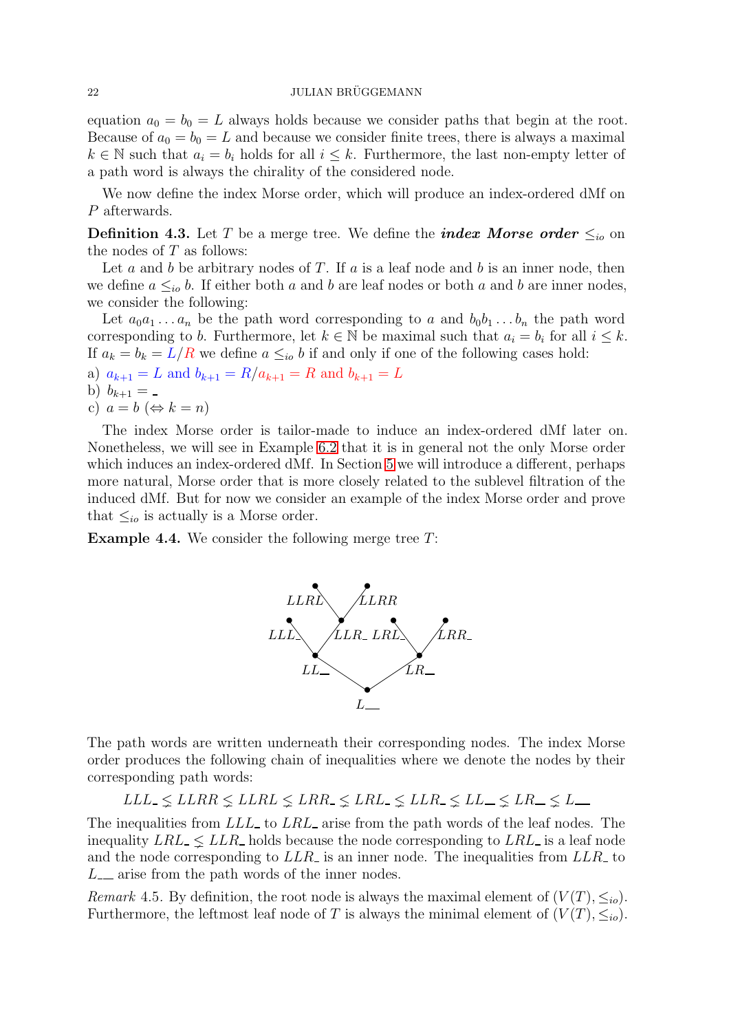equation $a_0 = b_0 = L$ always holds because we consider paths that begin at the root. Because of $a_0 = b_0 = L$ and because we consider finite trees, there is always a maximal $k \in \mathbb{N}$ such that $a_i = b_i$ holds for all $i \leq k$. Furthermore, the last non-empty letter of a path word is always the chirality of the considered node.

We now define the index Morse order, which will produce an index-ordered dMf on $P$ afterwards.

**Definition 4.3.** Let $T$ be a merge tree. We define the ***index Morse order*** $\leq_{io}$ on the nodes of $T$ as follows:

Let $a$ and $b$ be arbitrary nodes of $T$. If $a$ is a leaf node and $b$ is an inner node, then we define $a \leq_{io} b$. If either both $a$ and $b$ are leaf nodes or both $a$ and $b$ are inner nodes, we consider the following:

Let $a_0a_1 \dots a_n$ be the path word corresponding to $a$ and $b_0b_1 \dots b_n$ the path word corresponding to $b$. Furthermore, let $k \in \mathbb{N}$ be maximal such that $a_i = b_i$ for all $i \leq k$. If $a_k = b_k = L/R$ we define $a \leq_{io} b$ if and only if one of the following cases hold:

a) $a_{k+1} = L$ and $b_{k+1} = R$/$a_{k+1} = R$ and $b_{k+1} = L$
b) $b_{k+1} = \_$
c) $a = b$ ($\Leftrightarrow k = n$)

The index Morse order is tailor-made to induce an index-ordered dMf later on. Nonetheless, we will see in Example 6.2 that it is in general not the only Morse order which induces an index-ordered dMf. In Section 5 we will introduce a different, perhaps more natural, Morse order that is more closely related to the sublevel filtration of the induced dMf. But for now we consider an example of the index Morse order and prove that $\leq_{io}$ is actually is a Morse order.

**Example 4.4.** We consider the following merge tree $T$:

[Figure: merge tree with nodes labeled $LLRL$, $LLRR$, $LLL\_$, $LLR\_$, $LRL\_$, $LRR\_$, $LL\_\_$, $LR\_\_$, $L\_\_\_$]

The path words are written underneath their corresponding nodes. The index Morse order produces the following chain of inequalities where we denote the nodes by their corresponding path words:

$$LLL\_ \lneq LLRR \lneq LLRL \lneq LRR\_ \lneq LRL\_ \lneq LLR\_ \lneq LL\_\_ \lneq LR\_\_ \lneq L\_\_\_$$

The inequalities from $LLL\_$ to $LRL\_$ arise from the path words of the leaf nodes. The inequality $LRL\_ \lneq LLR\_$ holds because the node corresponding to $LRL\_$ is a leaf node and the node corresponding to $LLR\_$ is an inner node. The inequalities from $LLR\_$ to $L\_\_\_$ arise from the path words of the inner nodes.

*Remark* 4.5. By definition, the root node is always the maximal element of $(V(T), \leq_{io})$. Furthermore, the leftmost leaf node of $T$ is always the minimal element of $(V(T), \leq_{io})$.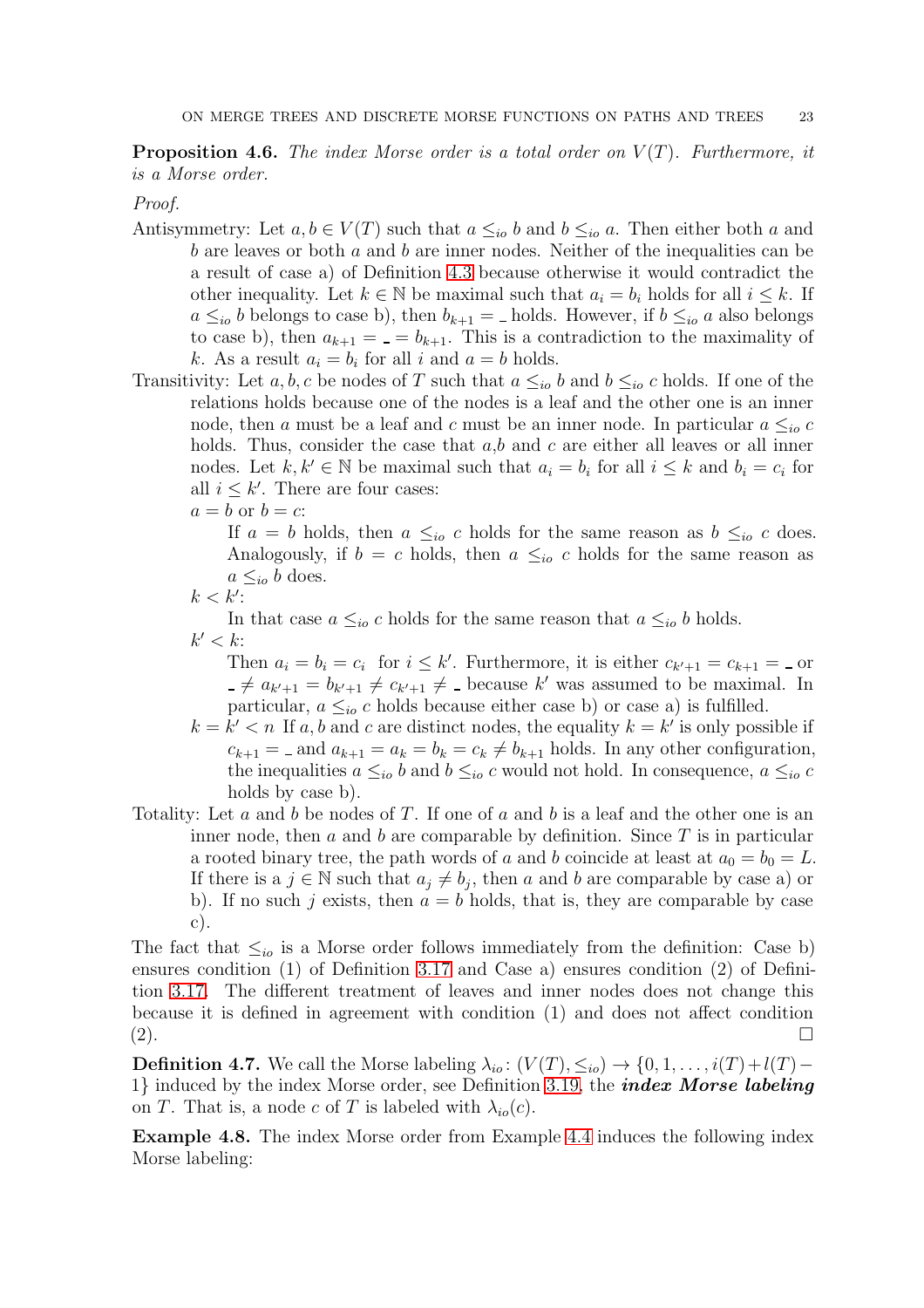**Proposition 4.6.** *The index Morse order is a total order on $V(T)$. Furthermore, it is a Morse order.*

*Proof.*

Antisymmetry: Let $a, b \in V(T)$ such that $a \leq_{io} b$ and $b \leq_{io} a$. Then either both $a$ and $b$ are leaves or both $a$ and $b$ are inner nodes. Neither of the inequalities can be a result of case a) of Definition 4.3 because otherwise it would contradict the other inequality. Let $k \in \mathbb{N}$ be maximal such that $a_i = b_i$ holds for all $i \leq k$. If $a \leq_{io} b$ belongs to case b), then $b_{k+1} = \_$ holds. However, if $b \leq_{io} a$ also belongs to case b), then $a_{k+1} = \_ = b_{k+1}$. This is a contradiction to the maximality of $k$. As a result $a_i = b_i$ for all $i$ and $a = b$ holds.

Transitivity: Let $a, b, c$ be nodes of $T$ such that $a \leq_{io} b$ and $b \leq_{io} c$ holds. If one of the relations holds because one of the nodes is a leaf and the other one is an inner node, then $a$ must be a leaf and $c$ must be an inner node. In particular $a \leq_{io} c$ holds. Thus, consider the case that $a$,$b$ and $c$ are either all leaves or all inner nodes. Let $k, k' \in \mathbb{N}$ be maximal such that $a_i = b_i$ for all $i \leq k$ and $b_i = c_i$ for all $i \leq k'$. There are four cases:

$a = b$ or $b = c$:
If $a = b$ holds, then $a \leq_{io} c$ holds for the same reason as $b \leq_{io} c$ does. Analogously, if $b = c$ holds, then $a \leq_{io} c$ holds for the same reason as $a \leq_{io} b$ does.

$k < k'$:
In that case $a \leq_{io} c$ holds for the same reason that $a \leq_{io} b$ holds.

$k' < k$:
Then $a_i = b_i = c_i$ for $i \leq k'$. Furthermore, it is either $c_{k'+1} = c_{k+1} = \_$ or $\_ \neq a_{k'+1} = b_{k'+1} \neq c_{k'+1} \neq \_$ because $k'$ was assumed to be maximal. In particular, $a \leq_{io} c$ holds because either case b) or case a) is fulfilled.

$k = k' < n$ If $a, b$ and $c$ are distinct nodes, the equality $k = k'$ is only possible if $c_{k+1} = \_$ and $a_{k+1} = a_k = b_k = c_k \neq b_{k+1}$ holds. In any other configuration, the inequalities $a \leq_{io} b$ and $b \leq_{io} c$ would not hold. In consequence, $a \leq_{io} c$ holds by case b).

Totality: Let $a$ and $b$ be nodes of $T$. If one of $a$ and $b$ is a leaf and the other one is an inner node, then $a$ and $b$ are comparable by definition. Since $T$ is in particular a rooted binary tree, the path words of $a$ and $b$ coincide at least at $a_0 = b_0 = L$. If there is a $j \in \mathbb{N}$ such that $a_j \neq b_j$, then $a$ and $b$ are comparable by case a) or b). If no such $j$ exists, then $a = b$ holds, that is, they are comparable by case c).

The fact that $\leq_{io}$ is a Morse order follows immediately from the definition: Case b) ensures condition (1) of Definition 3.17 and Case a) ensures condition (2) of Definition 3.17. The different treatment of leaves and inner nodes does not change this because it is defined in agreement with condition (1) and does not affect condition (2). □

**Definition 4.7.** We call the Morse labeling $\lambda_{io}\colon (V(T), \leq_{io}) \to \{0, 1, \ldots, i(T) + l(T) - 1\}$ induced by the index Morse order, see Definition 3.19, the ***index Morse labeling*** on $T$. That is, a node $c$ of $T$ is labeled with $\lambda_{io}(c)$.

**Example 4.8.** The index Morse order from Example 4.4 induces the following index Morse labeling: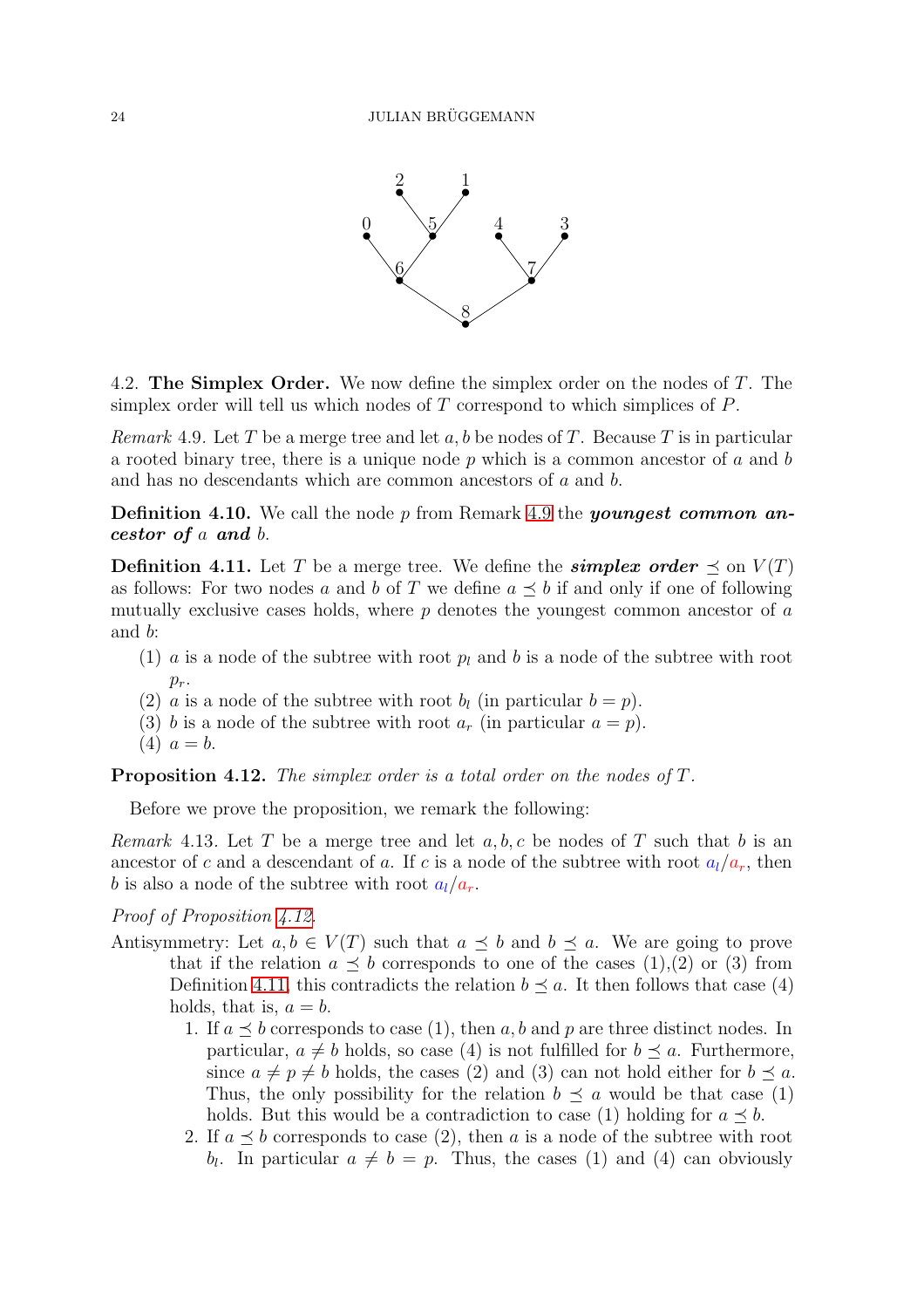### 4.2. The Simplex Order.

We now define the simplex order on the nodes of $T$. The simplex order will tell us which nodes of $T$ correspond to which simplices of $P$.

*Remark* 4.9. Let $T$ be a merge tree and let $a, b$ be nodes of $T$. Because $T$ is in particular a rooted binary tree, there is a unique node $p$ which is a common ancestor of $a$ and $b$ and has no descendants which are common ancestors of $a$ and $b$.

**Definition 4.10.** We call the node $p$ from Remark 4.9 the ***youngest common ancestor of*** $a$ ***and*** $b$.

**Definition 4.11.** Let $T$ be a merge tree. We define the ***simplex order*** $\preceq$ on $V(T)$ as follows: For two nodes $a$ and $b$ of $T$ we define $a \preceq b$ if and only if one of following mutually exclusive cases holds, where $p$ denotes the youngest common ancestor of $a$ and $b$:

1. $a$ is a node of the subtree with root $p_l$ and $b$ is a node of the subtree with root $p_r$.
2. $a$ is a node of the subtree with root $b_l$ (in particular $b = p$).
3. $b$ is a node of the subtree with root $a_r$ (in particular $a = p$).
4. $a = b$.

**Proposition 4.12.** *The simplex order is a total order on the nodes of* $T$.

Before we prove the proposition, we remark the following:

*Remark* 4.13. Let $T$ be a merge tree and let $a, b, c$ be nodes of $T$ such that $b$ is an ancestor of $c$ and a descendant of $a$. If $c$ is a node of the subtree with root $a_l/a_r$, then $b$ is also a node of the subtree with root $a_l/a_r$.

*Proof of Proposition 4.12.*

Antisymmetry: Let $a, b \in V(T)$ such that $a \preceq b$ and $b \preceq a$. We are going to prove that if the relation $a \preceq b$ corresponds to one of the cases (1),(2) or (3) from Definition 4.11, this contradicts the relation $b \preceq a$. It then follows that case (4) holds, that is, $a = b$.

1. If $a \preceq b$ corresponds to case (1), then $a, b$ and $p$ are three distinct nodes. In particular, $a \neq b$ holds, so case (4) is not fulfilled for $b \preceq a$. Furthermore, since $a \neq p \neq b$ holds, the cases (2) and (3) can not hold either for $b \preceq a$. Thus, the only possibility for the relation $b \preceq a$ would be that case (1) holds. But this would be a contradiction to case (1) holding for $a \preceq b$.
2. If $a \preceq b$ corresponds to case (2), then $a$ is a node of the subtree with root $b_l$. In particular $a \neq b = p$. Thus, the cases (1) and (4) can obviously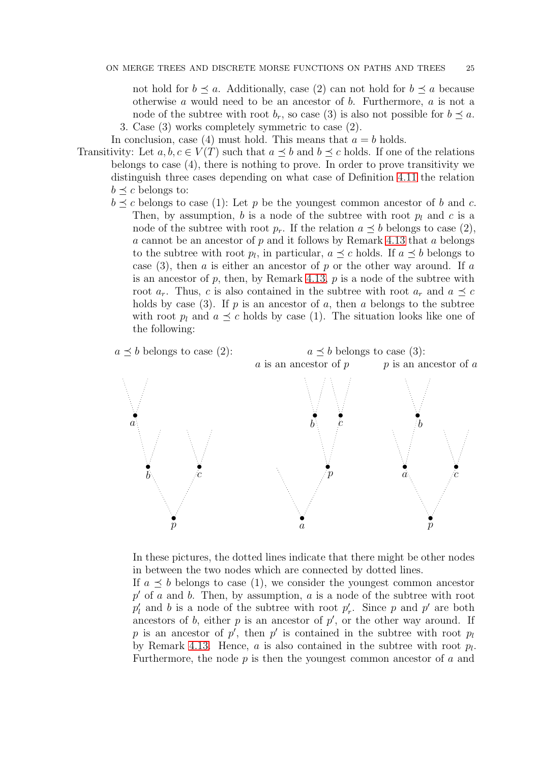not hold for $b \preceq a$. Additionally, case (2) can not hold for $b \preceq a$ because otherwise $a$ would need to be an ancestor of $b$. Furthermore, $a$ is not a node of the subtree with root $b_r$, so case (3) is also not possible for $b \preceq a$.

3. Case (3) works completely symmetric to case (2).

In conclusion, case (4) must hold. This means that $a = b$ holds.

Transitivity: Let $a, b, c \in V(T)$ such that $a \preceq b$ and $b \preceq c$ holds. If one of the relations belongs to case (4), there is nothing to prove. In order to prove transitivity we distinguish three cases depending on what case of Definition 4.11 the relation $b \preceq c$ belongs to:

$b \preceq c$ belongs to case (1): Let $p$ be the youngest common ancestor of $b$ and $c$. Then, by assumption, $b$ is a node of the subtree with root $p_l$ and $c$ is a node of the subtree with root $p_r$. If the relation $a \preceq b$ belongs to case (2), $a$ cannot be an ancestor of $p$ and it follows by Remark 4.13 that $a$ belongs to the subtree with root $p_l$, in particular, $a \preceq c$ holds. If $a \preceq b$ belongs to case (3), then $a$ is either an ancestor of $p$ or the other way around. If $a$ is an ancestor of $p$, then, by Remark 4.13, $p$ is a node of the subtree with root $a_r$. Thus, $c$ is also contained in the subtree with root $a_r$ and $a \preceq c$ holds by case (3). If $p$ is an ancestor of $a$, then $a$ belongs to the subtree with root $p_l$ and $a \preceq c$ holds by case (1). The situation looks like one of the following:

$a \preceq b$ belongs to case (2): $a \preceq b$ belongs to case (3): $a$ is an ancestor of $p$ — $p$ is an ancestor of $a$

In these pictures, the dotted lines indicate that there might be other nodes in between the two nodes which are connected by dotted lines.

If $a \preceq b$ belongs to case (1), we consider the youngest common ancestor $p'$ of $a$ and $b$. Then, by assumption, $a$ is a node of the subtree with root $p'_l$ and $b$ is a node of the subtree with root $p'_r$. Since $p$ and $p'$ are both ancestors of $b$, either $p$ is an ancestor of $p'$, or the other way around. If $p$ is an ancestor of $p'$, then $p'$ is contained in the subtree with root $p_l$ by Remark 4.13. Hence, $a$ is also contained in the subtree with root $p_l$. Furthermore, the node $p$ is then the youngest common ancestor of $a$ and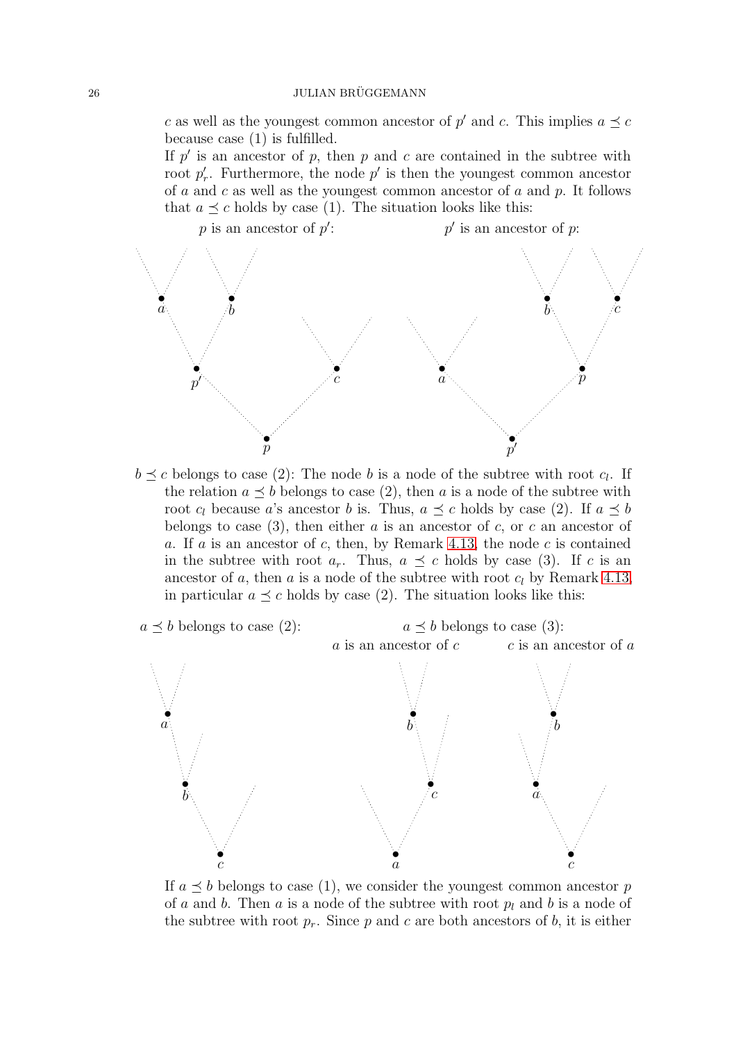$c$ as well as the youngest common ancestor of $p'$ and $c$. This implies $a \preceq c$ because case (1) is fulfilled.

If $p'$ is an ancestor of $p$, then $p$ and $c$ are contained in the subtree with root $p'_r$. Furthermore, the node $p'$ is then the youngest common ancestor of $a$ and $c$ as well as the youngest common ancestor of $a$ and $p$. It follows that $a \preceq c$ holds by case (1). The situation looks like this:

$p$ is an ancestor of $p'$: $\quad$ $p'$ is an ancestor of $p$:

$b \preceq c$ belongs to case (2): The node $b$ is a node of the subtree with root $c_l$. If the relation $a \preceq b$ belongs to case (2), then $a$ is a node of the subtree with root $c_l$ because $a$'s ancestor $b$ is. Thus, $a \preceq c$ holds by case (2). If $a \preceq b$ belongs to case (3), then either $a$ is an ancestor of $c$, or $c$ an ancestor of $a$. If $a$ is an ancestor of $c$, then, by Remark 4.13, the node $c$ is contained in the subtree with root $a_r$. Thus, $a \preceq c$ holds by case (3). If $c$ is an ancestor of $a$, then $a$ is a node of the subtree with root $c_l$ by Remark 4.13, in particular $a \preceq c$ holds by case (2). The situation looks like this:

$a \preceq b$ belongs to case (2): $\quad$ $a \preceq b$ belongs to case (3): $a$ is an ancestor of $c$ $\quad$ $c$ is an ancestor of $a$

If $a \preceq b$ belongs to case (1), we consider the youngest common ancestor $p$ of $a$ and $b$. Then $a$ is a node of the subtree with root $p_l$ and $b$ is a node of the subtree with root $p_r$. Since $p$ and $c$ are both ancestors of $b$, it is either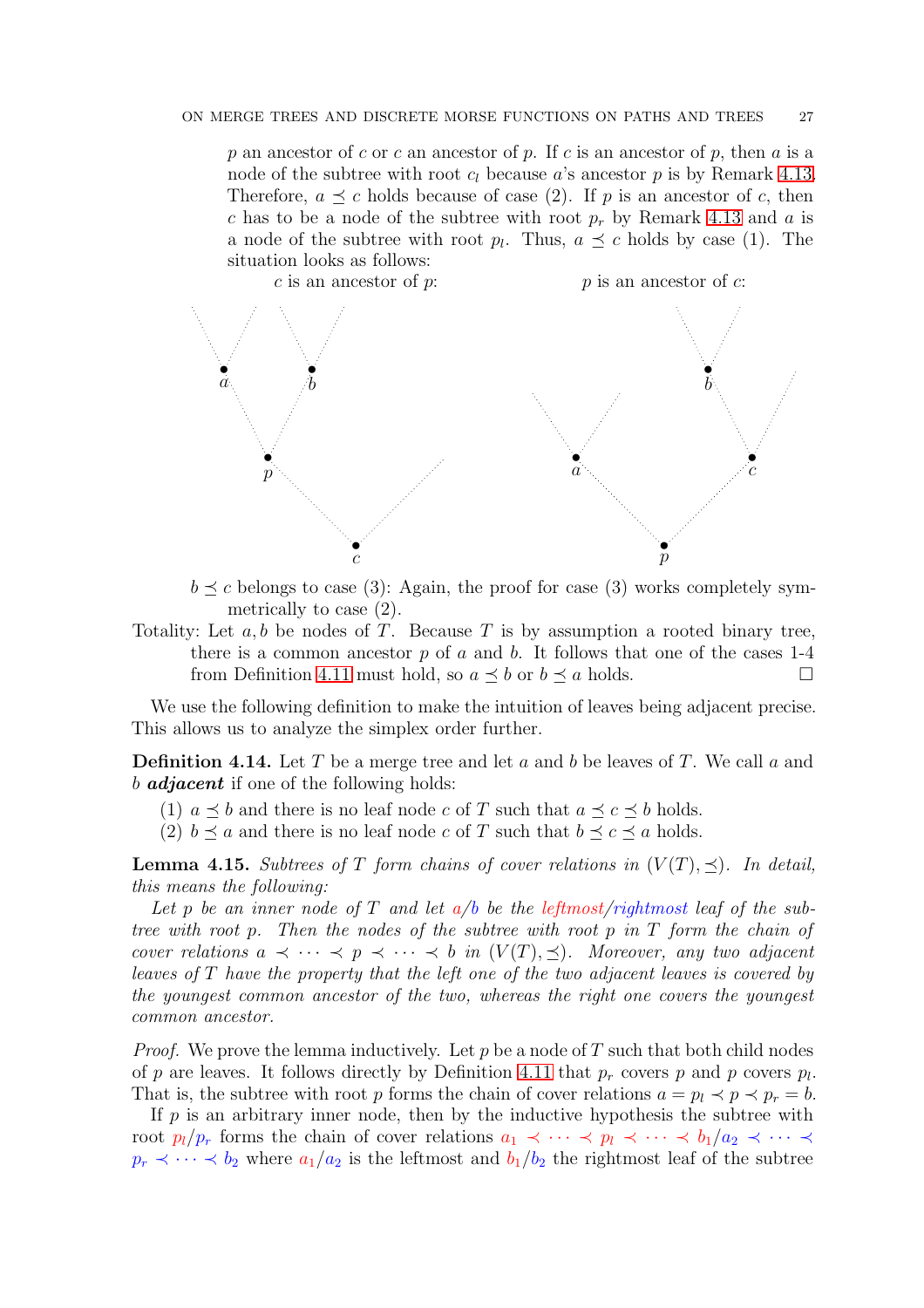$p$ an ancestor of $c$ or $c$ an ancestor of $p$. If $c$ is an ancestor of $p$, then $a$ is a node of the subtree with root $c_l$ because $a$'s ancestor $p$ is by Remark 4.13. Therefore, $a \preceq c$ holds because of case (2). If $p$ is an ancestor of $c$, then $c$ has to be a node of the subtree with root $p_r$ by Remark 4.13 and $a$ is a node of the subtree with root $p_l$. Thus, $a \preceq c$ holds by case (1). The situation looks as follows:

$c$ is an ancestor of $p$: $\qquad$ $p$ is an ancestor of $c$:

$b \preceq c$ belongs to case (3): Again, the proof for case (3) works completely symmetrically to case (2).

Totality: Let $a, b$ be nodes of $T$. Because $T$ is by assumption a rooted binary tree, there is a common ancestor $p$ of $a$ and $b$. It follows that one of the cases 1-4 from Definition 4.11 must hold, so $a \preceq b$ or $b \preceq a$ holds. □

We use the following definition to make the intuition of leaves being adjacent precise. This allows us to analyze the simplex order further.

**Definition 4.14.** Let $T$ be a merge tree and let $a$ and $b$ be leaves of $T$. We call $a$ and $b$ ***adjacent*** if one of the following holds:

(1) $a \preceq b$ and there is no leaf node $c$ of $T$ such that $a \preceq c \preceq b$ holds.
(2) $b \preceq a$ and there is no leaf node $c$ of $T$ such that $b \preceq c \preceq a$ holds.

**Lemma 4.15.** *Subtrees of $T$ form chains of cover relations in $(V(T), \preceq)$. In detail, this means the following:*

*Let $p$ be an inner node of $T$ and let $a/b$ be the leftmost/rightmost leaf of the subtree with root $p$. Then the nodes of the subtree with root $p$ in $T$ form the chain of cover relations $a \prec \cdots \prec p \prec \cdots \prec b$ in $(V(T), \preceq)$. Moreover, any two adjacent leaves of $T$ have the property that the left one of the two adjacent leaves is covered by the youngest common ancestor of the two, whereas the right one covers the youngest common ancestor.*

*Proof.* We prove the lemma inductively. Let $p$ be a node of $T$ such that both child nodes of $p$ are leaves. It follows directly by Definition 4.11 that $p_r$ covers $p$ and $p$ covers $p_l$. That is, the subtree with root $p$ forms the chain of cover relations $a = p_l \prec p \prec p_r = b$.

If $p$ is an arbitrary inner node, then by the inductive hypothesis the subtree with root $p_l/p_r$ forms the chain of cover relations $a_1 \prec \cdots \prec p_l \prec \cdots \prec b_1/a_2 \prec \cdots \prec p_r \prec \cdots \prec b_2$ where $a_1/a_2$ is the leftmost and $b_1/b_2$ the rightmost leaf of the subtree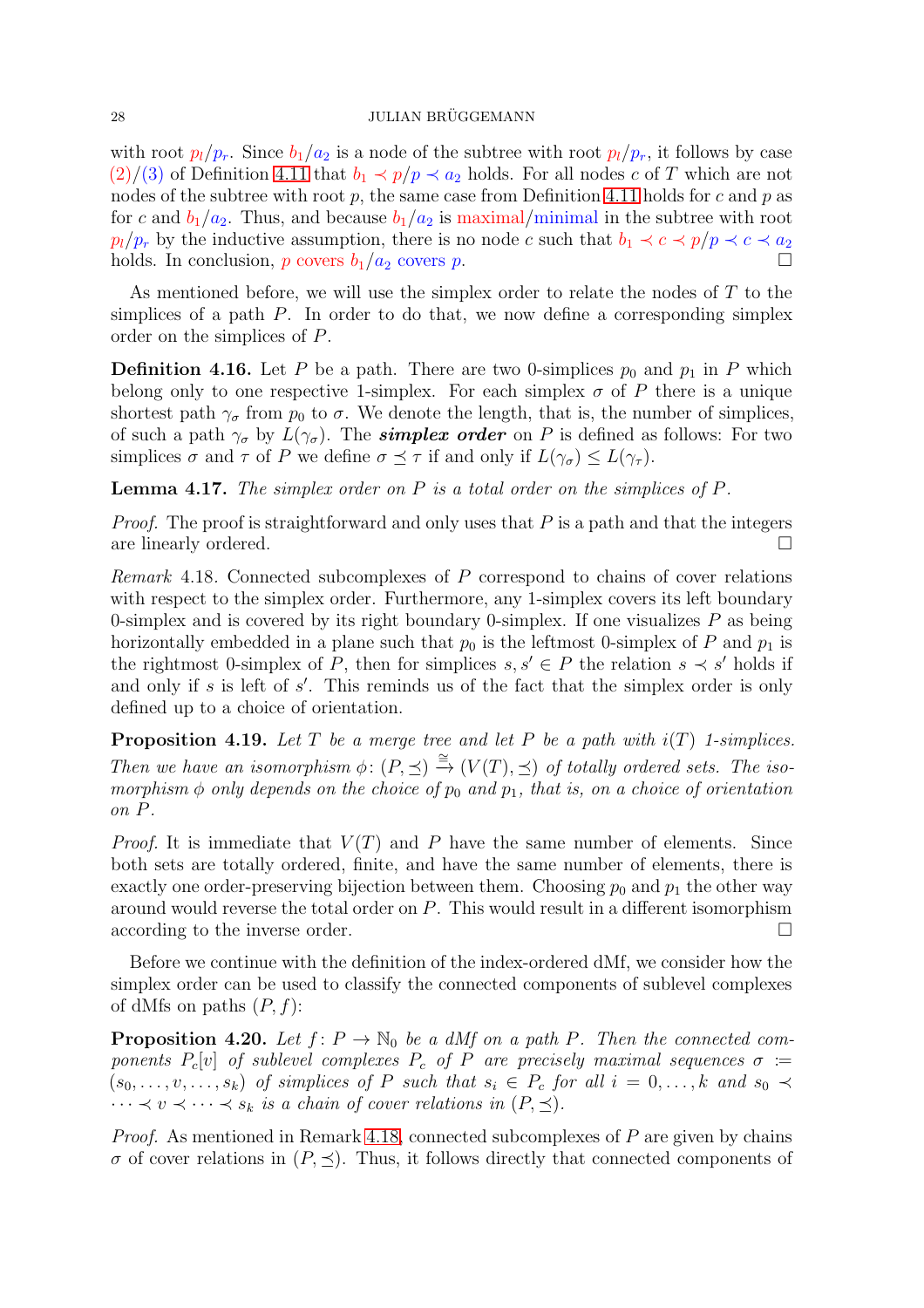with root $p_l/p_r$. Since $b_1/a_2$ is a node of the subtree with root $p_l/p_r$, it follows by case (2)/(3) of Definition 4.11 that $b_1 \prec p/p \prec a_2$ holds. For all nodes $c$ of $T$ which are not nodes of the subtree with root $p$, the same case from Definition 4.11 holds for $c$ and $p$ as for $c$ and $b_1/a_2$. Thus, and because $b_1/a_2$ is maximal/minimal in the subtree with root $p_l/p_r$ by the inductive assumption, there is no node $c$ such that $b_1 \prec c \prec p/p \prec c \prec a_2$ holds. In conclusion, $p$ covers $b_1/a_2$ covers $p$. □

As mentioned before, we will use the simplex order to relate the nodes of $T$ to the simplices of a path $P$. In order to do that, we now define a corresponding simplex order on the simplices of $P$.

**Definition 4.16.** Let $P$ be a path. There are two 0-simplices $p_0$ and $p_1$ in $P$ which belong only to one respective 1-simplex. For each simplex $\sigma$ of $P$ there is a unique shortest path $\gamma_\sigma$ from $p_0$ to $\sigma$. We denote the length, that is, the number of simplices, of such a path $\gamma_\sigma$ by $L(\gamma_\sigma)$. The ***simplex order*** on $P$ is defined as follows: For two simplices $\sigma$ and $\tau$ of $P$ we define $\sigma \preceq \tau$ if and only if $L(\gamma_\sigma) \leq L(\gamma_\tau)$.

**Lemma 4.17.** *The simplex order on $P$ is a total order on the simplices of $P$.*

*Proof.* The proof is straightforward and only uses that $P$ is a path and that the integers are linearly ordered. □

*Remark* 4.18. Connected subcomplexes of $P$ correspond to chains of cover relations with respect to the simplex order. Furthermore, any 1-simplex covers its left boundary 0-simplex and is covered by its right boundary 0-simplex. If one visualizes $P$ as being horizontally embedded in a plane such that $p_0$ is the leftmost 0-simplex of $P$ and $p_1$ is the rightmost 0-simplex of $P$, then for simplices $s, s' \in P$ the relation $s \prec s'$ holds if and only if $s$ is left of $s'$. This reminds us of the fact that the simplex order is only defined up to a choice of orientation.

**Proposition 4.19.** *Let $T$ be a merge tree and let $P$ be a path with $i(T)$ 1-simplices. Then we have an isomorphism $\phi\colon (P, \preceq) \xrightarrow{\cong} (V(T), \preceq)$ of totally ordered sets. The isomorphism $\phi$ only depends on the choice of $p_0$ and $p_1$, that is, on a choice of orientation on $P$.*

*Proof.* It is immediate that $V(T)$ and $P$ have the same number of elements. Since both sets are totally ordered, finite, and have the same number of elements, there is exactly one order-preserving bijection between them. Choosing $p_0$ and $p_1$ the other way around would reverse the total order on $P$. This would result in a different isomorphism according to the inverse order. □

Before we continue with the definition of the index-ordered dMf, we consider how the simplex order can be used to classify the connected components of sublevel complexes of dMfs on paths $(P, f)$:

**Proposition 4.20.** *Let $f\colon P \to \mathbb{N}_0$ be a dMf on a path $P$. Then the connected components $P_c[v]$ of sublevel complexes $P_c$ of $P$ are precisely maximal sequences $\sigma := (s_0, \ldots, v, \ldots, s_k)$ of simplices of $P$ such that $s_i \in P_c$ for all $i = 0, \ldots, k$ and $s_0 \prec \cdots \prec v \prec \cdots \prec s_k$ is a chain of cover relations in $(P, \preceq)$.*

*Proof.* As mentioned in Remark 4.18, connected subcomplexes of $P$ are given by chains $\sigma$ of cover relations in $(P, \preceq)$. Thus, it follows directly that connected components of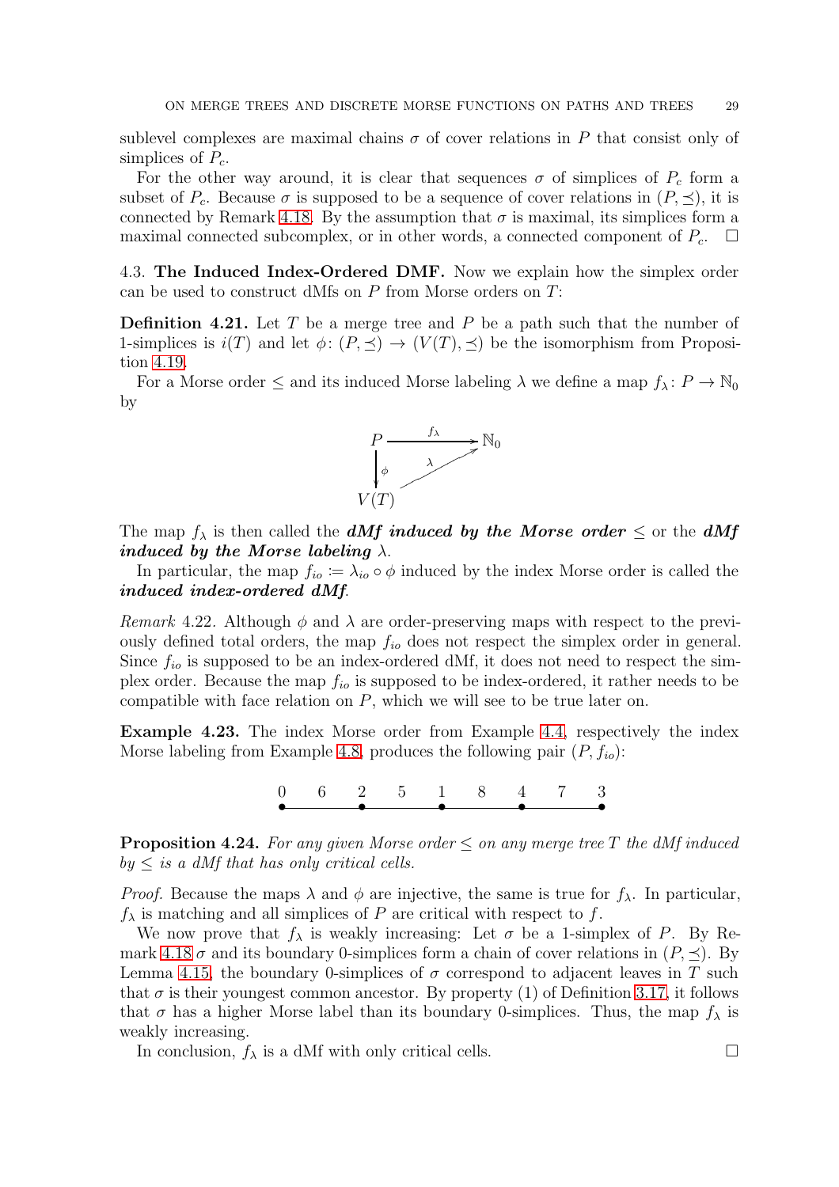sublevel complexes are maximal chains $\sigma$ of cover relations in $P$ that consist only of simplices of $P_c$.

For the other way around, it is clear that sequences $\sigma$ of simplices of $P_c$ form a subset of $P_c$. Because $\sigma$ is supposed to be a sequence of cover relations in $(P, \preceq)$, it is connected by Remark 4.18. By the assumption that $\sigma$ is maximal, its simplices form a maximal connected subcomplex, or in other words, a connected component of $P_c$. $\square$

### 4.3. The Induced Index-Ordered DMF.

Now we explain how the simplex order can be used to construct dMfs on $P$ from Morse orders on $T$:

**Definition 4.21.** Let $T$ be a merge tree and $P$ be a path such that the number of 1-simplices is $i(T)$ and let $\phi\colon (P, \preceq) \to (V(T), \preceq)$ be the isomorphism from Proposition 4.19.

For a Morse order $\leq$ and its induced Morse labeling $\lambda$ we define a map $f_\lambda\colon P \to \mathbb{N}_0$ by

$$
\begin{array}{ccc}
P & \xrightarrow{f_\lambda} & \mathbb{N}_0 \\
\downarrow{\scriptstyle \phi} & \nearrow_{\lambda} & \\
V(T) & &
\end{array}
$$

The map $f_\lambda$ is then called the ***dMf induced by the Morse order*** $\leq$ or the ***dMf induced by the Morse labeling*** $\lambda$.

In particular, the map $f_{io} := \lambda_{io} \circ \phi$ induced by the index Morse order is called the ***induced index-ordered dMf***.

*Remark* 4.22. Although $\phi$ and $\lambda$ are order-preserving maps with respect to the previously defined total orders, the map $f_{io}$ does not respect the simplex order in general. Since $f_{io}$ is supposed to be an index-ordered dMf, it does not need to respect the simplex order. Because the map $f_{io}$ is supposed to be index-ordered, it rather needs to be compatible with face relation on $P$, which we will see to be true later on.

**Example 4.23.** The index Morse order from Example 4.4, respectively the index Morse labeling from Example 4.8, produces the following pair $(P, f_{io})$:

0 — 6 — 2 — 5 — 1 — 8 — 4 — 7 — 3

**Proposition 4.24.** *For any given Morse order $\leq$ on any merge tree $T$ the dMf induced by $\leq$ is a dMf that has only critical cells.*

*Proof.* Because the maps $\lambda$ and $\phi$ are injective, the same is true for $f_\lambda$. In particular, $f_\lambda$ is matching and all simplices of $P$ are critical with respect to $f$.

We now prove that $f_\lambda$ is weakly increasing: Let $\sigma$ be a 1-simplex of $P$. By Remark 4.18 $\sigma$ and its boundary 0-simplices form a chain of cover relations in $(P, \preceq)$. By Lemma 4.15, the boundary 0-simplices of $\sigma$ correspond to adjacent leaves in $T$ such that $\sigma$ is their youngest common ancestor. By property (1) of Definition 3.17, it follows that $\sigma$ has a higher Morse label than its boundary 0-simplices. Thus, the map $f_\lambda$ is weakly increasing.

In conclusion, $f_\lambda$ is a dMf with only critical cells. $\square$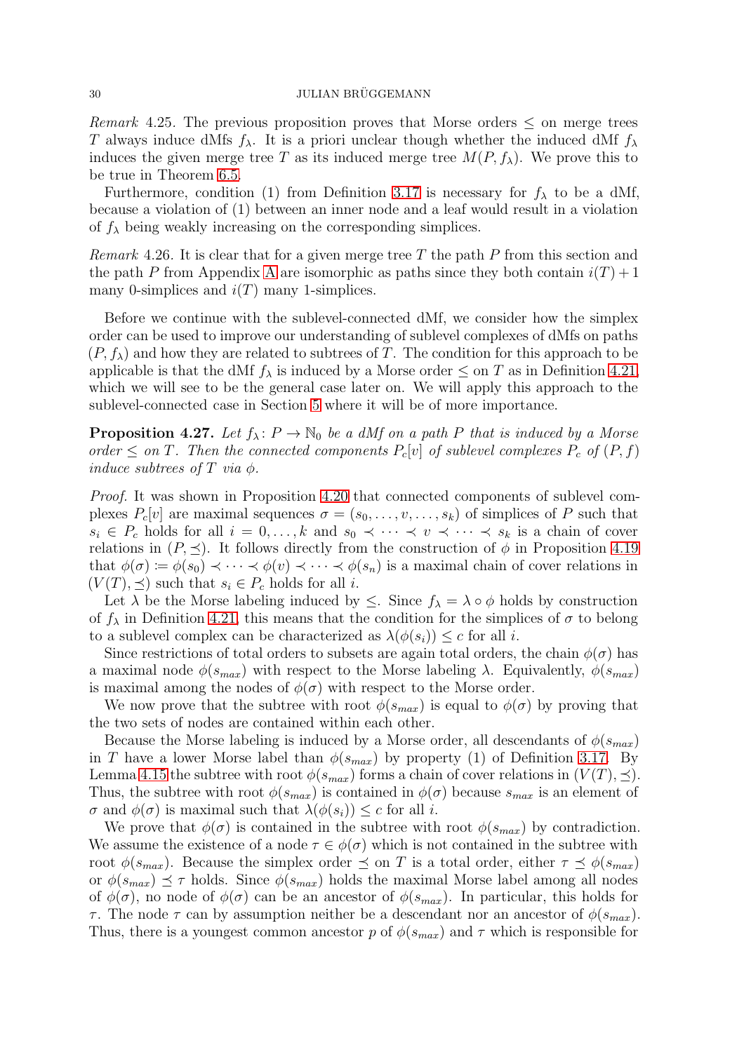*Remark* 4.25. The previous proposition proves that Morse orders $\leq$ on merge trees $T$ always induce dMfs $f_\lambda$. It is a priori unclear though whether the induced dMf $f_\lambda$ induces the given merge tree $T$ as its induced merge tree $M(P, f_\lambda)$. We prove this to be true in Theorem 6.5.

Furthermore, condition (1) from Definition 3.17 is necessary for $f_\lambda$ to be a dMf, because a violation of (1) between an inner node and a leaf would result in a violation of $f_\lambda$ being weakly increasing on the corresponding simplices.

*Remark* 4.26. It is clear that for a given merge tree $T$ the path $P$ from this section and the path $P$ from Appendix A are isomorphic as paths since they both contain $i(T) + 1$ many 0-simplices and $i(T)$ many 1-simplices.

Before we continue with the sublevel-connected dMf, we consider how the simplex order can be used to improve our understanding of sublevel complexes of dMfs on paths $(P, f_\lambda)$ and how they are related to subtrees of $T$. The condition for this approach to be applicable is that the dMf $f_\lambda$ is induced by a Morse order $\leq$ on $T$ as in Definition 4.21, which we will see to be the general case later on. We will apply this approach to the sublevel-connected case in Section 5 where it will be of more importance.

**Proposition 4.27.** *Let $f_\lambda \colon P \to \mathbb{N}_0$ be a dMf on a path $P$ that is induced by a Morse order $\leq$ on $T$. Then the connected components $P_c[v]$ of sublevel complexes $P_c$ of $(P, f)$ induce subtrees of $T$ via $\phi$.*

*Proof.* It was shown in Proposition 4.20 that connected components of sublevel complexes $P_c[v]$ are maximal sequences $\sigma = (s_0, \ldots, v, \ldots, s_k)$ of simplices of $P$ such that $s_i \in P_c$ holds for all $i = 0, \ldots, k$ and $s_0 \prec \cdots \prec v \prec \cdots \prec s_k$ is a chain of cover relations in $(P, \preceq)$. It follows directly from the construction of $\phi$ in Proposition 4.19 that $\phi(\sigma) \coloneqq \phi(s_0) \prec \cdots \prec \phi(v) \prec \cdots \prec \phi(s_n)$ is a maximal chain of cover relations in $(V(T), \preceq)$ such that $s_i \in P_c$ holds for all $i$.

Let $\lambda$ be the Morse labeling induced by $\leq$. Since $f_\lambda = \lambda \circ \phi$ holds by construction of $f_\lambda$ in Definition 4.21, this means that the condition for the simplices of $\sigma$ to belong to a sublevel complex can be characterized as $\lambda(\phi(s_i)) \leq c$ for all $i$.

Since restrictions of total orders to subsets are again total orders, the chain $\phi(\sigma)$ has a maximal node $\phi(s_{max})$ with respect to the Morse labeling $\lambda$. Equivalently, $\phi(s_{max})$ is maximal among the nodes of $\phi(\sigma)$ with respect to the Morse order.

We now prove that the subtree with root $\phi(s_{max})$ is equal to $\phi(\sigma)$ by proving that the two sets of nodes are contained within each other.

Because the Morse labeling is induced by a Morse order, all descendants of $\phi(s_{max})$ in $T$ have a lower Morse label than $\phi(s_{max})$ by property (1) of Definition 3.17. By Lemma 4.15 the subtree with root $\phi(s_{max})$ forms a chain of cover relations in $(V(T), \preceq)$. Thus, the subtree with root $\phi(s_{max})$ is contained in $\phi(\sigma)$ because $s_{max}$ is an element of $\sigma$ and $\phi(\sigma)$ is maximal such that $\lambda(\phi(s_i)) \leq c$ for all $i$.

We prove that $\phi(\sigma)$ is contained in the subtree with root $\phi(s_{max})$ by contradiction. We assume the existence of a node $\tau \in \phi(\sigma)$ which is not contained in the subtree with root $\phi(s_{max})$. Because the simplex order $\preceq$ on $T$ is a total order, either $\tau \preceq \phi(s_{max})$ or $\phi(s_{max}) \preceq \tau$ holds. Since $\phi(s_{max})$ holds the maximal Morse label among all nodes of $\phi(\sigma)$, no node of $\phi(\sigma)$ can be an ancestor of $\phi(s_{max})$. In particular, this holds for $\tau$. The node $\tau$ can by assumption neither be a descendant nor an ancestor of $\phi(s_{max})$. Thus, there is a youngest common ancestor $p$ of $\phi(s_{max})$ and $\tau$ which is responsible for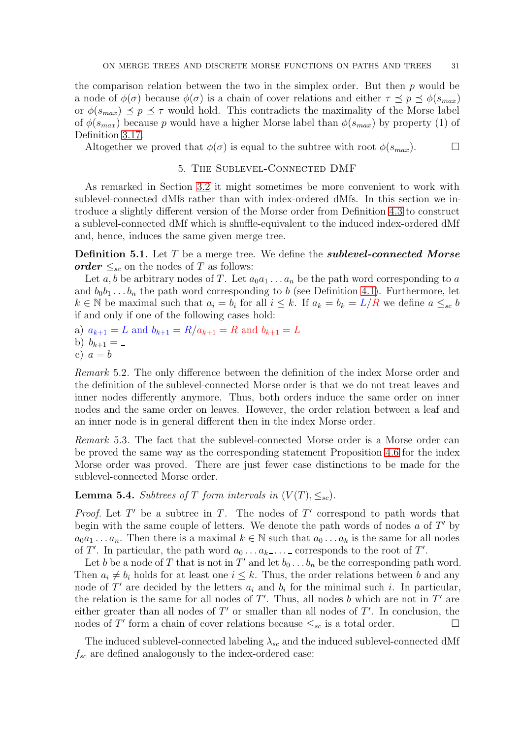the comparison relation between the two in the simplex order. But then $p$ would be a node of $\phi(\sigma)$ because $\phi(\sigma)$ is a chain of cover relations and either $\tau \preceq p \preceq \phi(s_{max})$ or $\phi(s_{max}) \preceq p \preceq \tau$ would hold. This contradicts the maximality of the Morse label of $\phi(s_{max})$ because $p$ would have a higher Morse label than $\phi(s_{max})$ by property (1) of Definition 3.17.

Altogether we proved that $\phi(\sigma)$ is equal to the subtree with root $\phi(s_{max})$. □

## 5. The Sublevel-Connected DMF

As remarked in Section 3.2 it might sometimes be more convenient to work with sublevel-connected dMfs rather than with index-ordered dMfs. In this section we introduce a slightly different version of the Morse order from Definition 4.3 to construct a sublevel-connected dMf which is shuffle-equivalent to the induced index-ordered dMf and, hence, induces the same given merge tree.

**Definition 5.1.** Let $T$ be a merge tree. We define the ***sublevel-connected Morse order*** $\leq_{sc}$ on the nodes of $T$ as follows:

Let $a, b$ be arbitrary nodes of $T$. Let $a_0a_1 \dots a_n$ be the path word corresponding to $a$ and $b_0b_1 \dots b_n$ the path word corresponding to $b$ (see Definition 4.1). Furthermore, let $k \in \mathbb{N}$ be maximal such that $a_i = b_i$ for all $i \leq k$. If $a_k = b_k = L/R$ we define $a \leq_{sc} b$ if and only if one of the following cases hold:

a) $a_{k+1} = L$ and $b_{k+1} = R$/$a_{k+1} = R$ and $b_{k+1} = L$
b) $b_{k+1} = \_$
c) $a = b$

*Remark* 5.2. The only difference between the definition of the index Morse order and the definition of the sublevel-connected Morse order is that we do not treat leaves and inner nodes differently anymore. Thus, both orders induce the same order on inner nodes and the same order on leaves. However, the order relation between a leaf and an inner node is in general different then in the index Morse order.

*Remark* 5.3. The fact that the sublevel-connected Morse order is a Morse order can be proved the same way as the corresponding statement Proposition 4.6 for the index Morse order was proved. There are just fewer case distinctions to be made for the sublevel-connected Morse order.

**Lemma 5.4.** *Subtrees of $T$ form intervals in $(V(T), \leq_{sc})$.*

*Proof.* Let $T'$ be a subtree in $T$. The nodes of $T'$ correspond to path words that begin with the same couple of letters. We denote the path words of nodes $a$ of $T'$ by $a_0a_1 \dots a_n$. Then there is a maximal $k \in \mathbb{N}$ such that $a_0 \dots a_k$ is the same for all nodes of $T'$. In particular, the path word $a_0 \dots a_k\_ \dots \_$ corresponds to the root of $T'$.

Let $b$ be a node of $T$ that is not in $T'$ and let $b_0 \dots b_n$ be the corresponding path word. Then $a_i \neq b_i$ holds for at least one $i \leq k$. Thus, the order relations between $b$ and any node of $T'$ are decided by the letters $a_i$ and $b_i$ for the minimal such $i$. In particular, the relation is the same for all nodes of $T'$. Thus, all nodes $b$ which are not in $T'$ are either greater than all nodes of $T'$ or smaller than all nodes of $T'$. In conclusion, the nodes of $T'$ form a chain of cover relations because $\leq_{sc}$ is a total order. □

The induced sublevel-connected labeling $\lambda_{sc}$ and the induced sublevel-connected dMf $f_{sc}$ are defined analogously to the index-ordered case: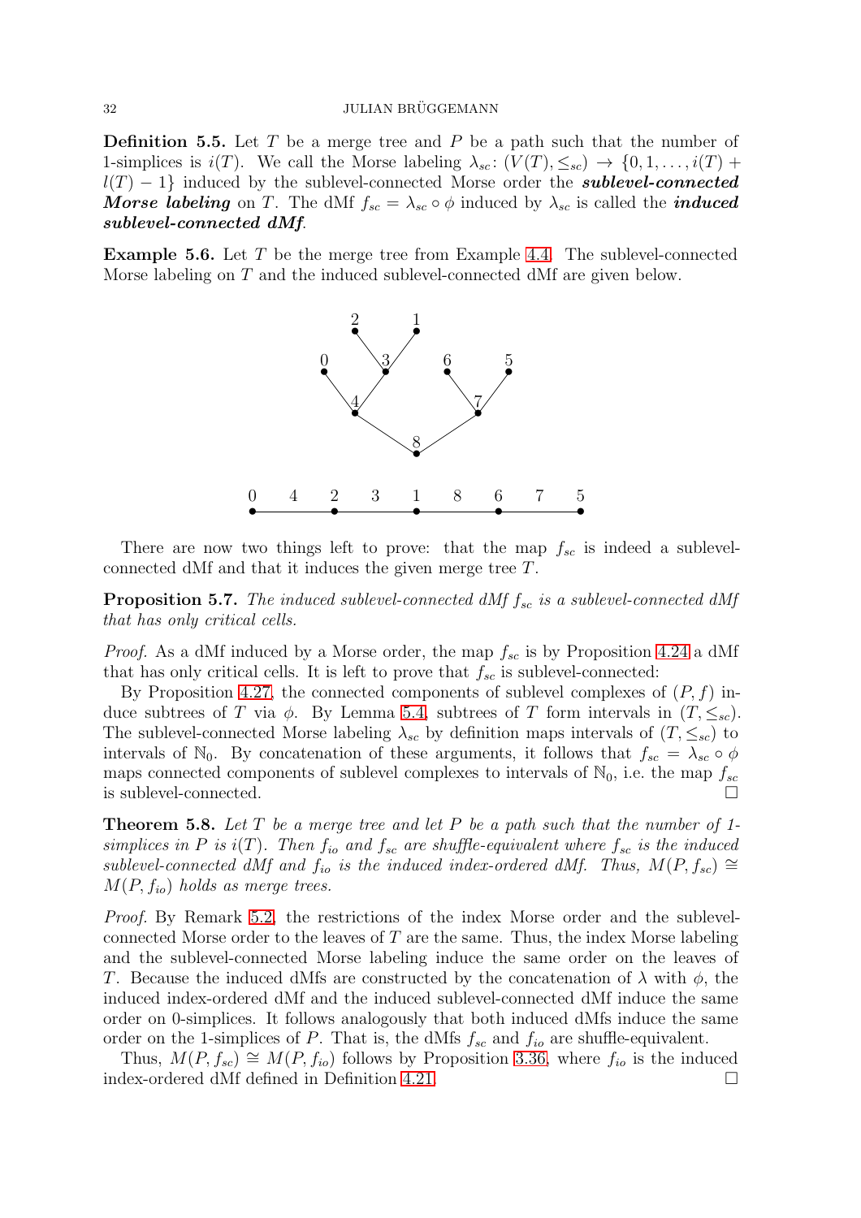**Definition 5.5.** Let $T$ be a merge tree and $P$ be a path such that the number of 1-simplices is $i(T)$. We call the Morse labeling $\lambda_{sc}\colon (V(T), \leq_{sc}) \to \{0, 1, \ldots, i(T) + l(T) - 1\}$ induced by the sublevel-connected Morse order the ***sublevel-connected Morse labeling*** on $T$. The dMf $f_{sc} = \lambda_{sc} \circ \phi$ induced by $\lambda_{sc}$ is called the ***induced sublevel-connected dMf***.

**Example 5.6.** Let $T$ be the merge tree from Example 4.4. The sublevel-connected Morse labeling on $T$ and the induced sublevel-connected dMf are given below.

There are now two things left to prove: that the map $f_{sc}$ is indeed a sublevel-connected dMf and that it induces the given merge tree $T$.

**Proposition 5.7.** *The induced sublevel-connected dMf $f_{sc}$ is a sublevel-connected dMf that has only critical cells.*

*Proof.* As a dMf induced by a Morse order, the map $f_{sc}$ is by Proposition 4.24 a dMf that has only critical cells. It is left to prove that $f_{sc}$ is sublevel-connected:

By Proposition 4.27, the connected components of sublevel complexes of $(P, f)$ induce subtrees of $T$ via $\phi$. By Lemma 5.4, subtrees of $T$ form intervals in $(T, \leq_{sc})$. The sublevel-connected Morse labeling $\lambda_{sc}$ by definition maps intervals of $(T, \leq_{sc})$ to intervals of $\mathbb{N}_0$. By concatenation of these arguments, it follows that $f_{sc} = \lambda_{sc} \circ \phi$ maps connected components of sublevel complexes to intervals of $\mathbb{N}_0$, i.e. the map $f_{sc}$ is sublevel-connected. □

**Theorem 5.8.** *Let $T$ be a merge tree and let $P$ be a path such that the number of 1-simplices in $P$ is $i(T)$. Then $f_{io}$ and $f_{sc}$ are shuffle-equivalent where $f_{sc}$ is the induced sublevel-connected dMf and $f_{io}$ is the induced index-ordered dMf. Thus, $M(P, f_{sc}) \cong M(P, f_{io})$ holds as merge trees.*

*Proof.* By Remark 5.2, the restrictions of the index Morse order and the sublevel-connected Morse order to the leaves of $T$ are the same. Thus, the index Morse labeling and the sublevel-connected Morse labeling induce the same order on the leaves of $T$. Because the induced dMfs are constructed by the concatenation of $\lambda$ with $\phi$, the induced index-ordered dMf and the induced sublevel-connected dMf induce the same order on 0-simplices. It follows analogously that both induced dMfs induce the same order on the 1-simplices of $P$. That is, the dMfs $f_{sc}$ and $f_{io}$ are shuffle-equivalent.

Thus, $M(P, f_{sc}) \cong M(P, f_{io})$ follows by Proposition 3.36, where $f_{io}$ is the induced index-ordered dMf defined in Definition 4.21. □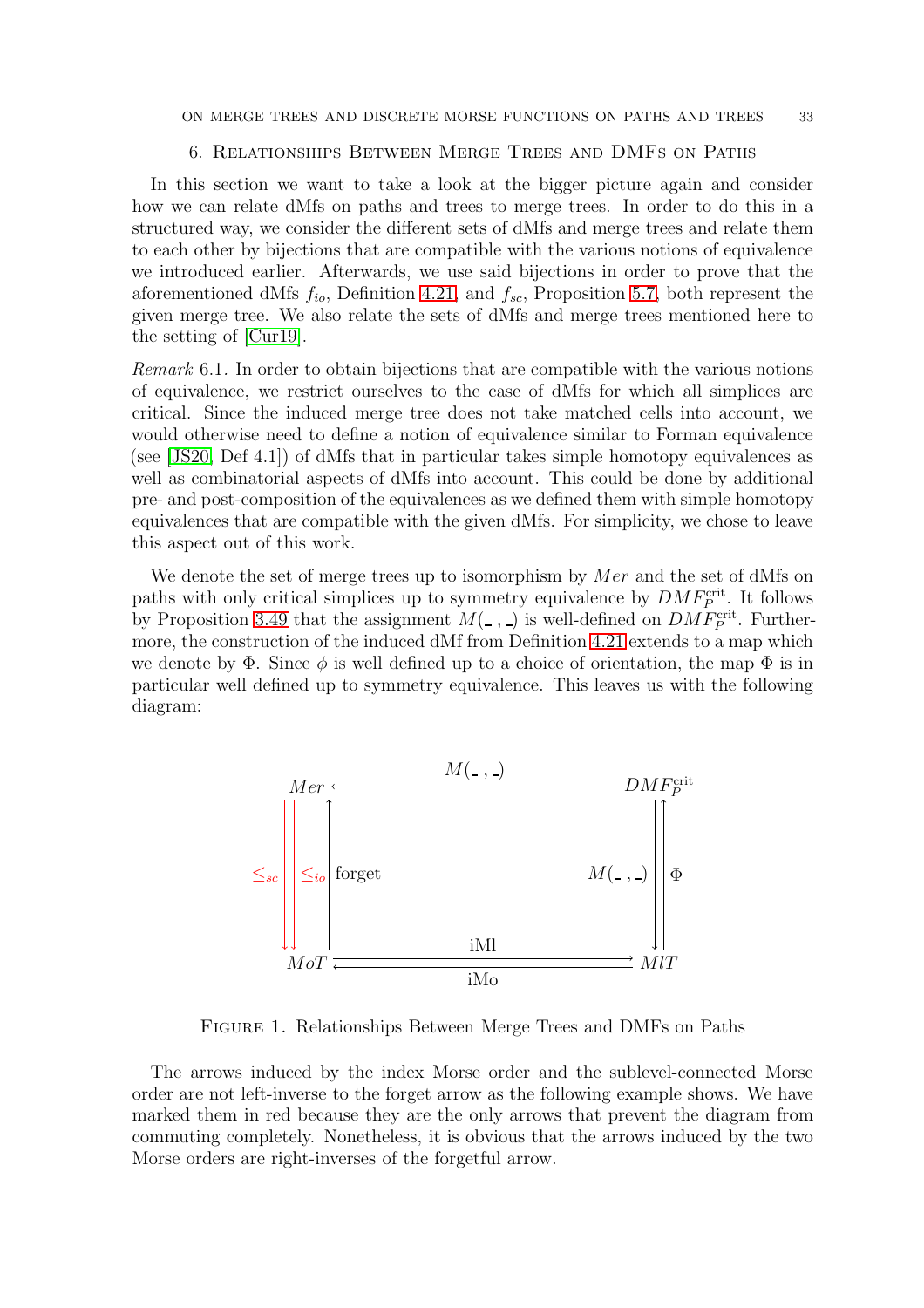## 6. Relationships Between Merge Trees and DMFs on Paths

In this section we want to take a look at the bigger picture again and consider how we can relate dMfs on paths and trees to merge trees. In order to do this in a structured way, we consider the different sets of dMfs and merge trees and relate them to each other by bijections that are compatible with the various notions of equivalence we introduced earlier. Afterwards, we use said bijections in order to prove that the aforementioned dMfs $f_{io}$, Definition 4.21, and $f_{sc}$, Proposition 5.7, both represent the given merge tree. We also relate the sets of dMfs and merge trees mentioned here to the setting of [Cur19].

*Remark* 6.1. In order to obtain bijections that are compatible with the various notions of equivalence, we restrict ourselves to the case of dMfs for which all simplices are critical. Since the induced merge tree does not take matched cells into account, we would otherwise need to define a notion of equivalence similar to Forman equivalence (see [JS20, Def 4.1]) of dMfs that in particular takes simple homotopy equivalences as well as combinatorial aspects of dMfs into account. This could be done by additional pre- and post-composition of the equivalences as we defined them with simple homotopy equivalences that are compatible with the given dMfs. For simplicity, we chose to leave this aspect out of this work.

We denote the set of merge trees up to isomorphism by $Mer$ and the set of dMfs on paths with only critical simplices up to symmetry equivalence by $DMF_P^{\text{crit}}$. It follows by Proposition 3.49 that the assignment $M(\_\,,\_)$ is well-defined on $DMF_P^{\text{crit}}$. Furthermore, the construction of the induced dMf from Definition 4.21 extends to a map which we denote by $\Phi$. Since $\phi$ is well defined up to a choice of orientation, the map $\Phi$ is in particular well defined up to symmetry equivalence. This leaves us with the following diagram:

$$
\begin{array}{ccc}
Mer & \xleftarrow{\quad M(\_\,,\_)\quad} & DMF_P^{\text{crit}} \\
{\scriptstyle \leq_{sc}}\downarrow\ \downarrow{\scriptstyle \leq_{io}}\ \uparrow{\scriptstyle \text{forget}} & & {\scriptstyle M(\_\,,\_)}\downarrow\ \uparrow{\scriptstyle \Phi} \\
MoT & \underset{\text{iMo}}{\overset{\text{iMl}}{\rightleftarrows}} & MlT
\end{array}
$$

Figure 1. Relationships Between Merge Trees and DMFs on Paths

The arrows induced by the index Morse order and the sublevel-connected Morse order are not left-inverse to the forget arrow as the following example shows. We have marked them in red because they are the only arrows that prevent the diagram from commuting completely. Nonetheless, it is obvious that the arrows induced by the two Morse orders are right-inverses of the forgetful arrow.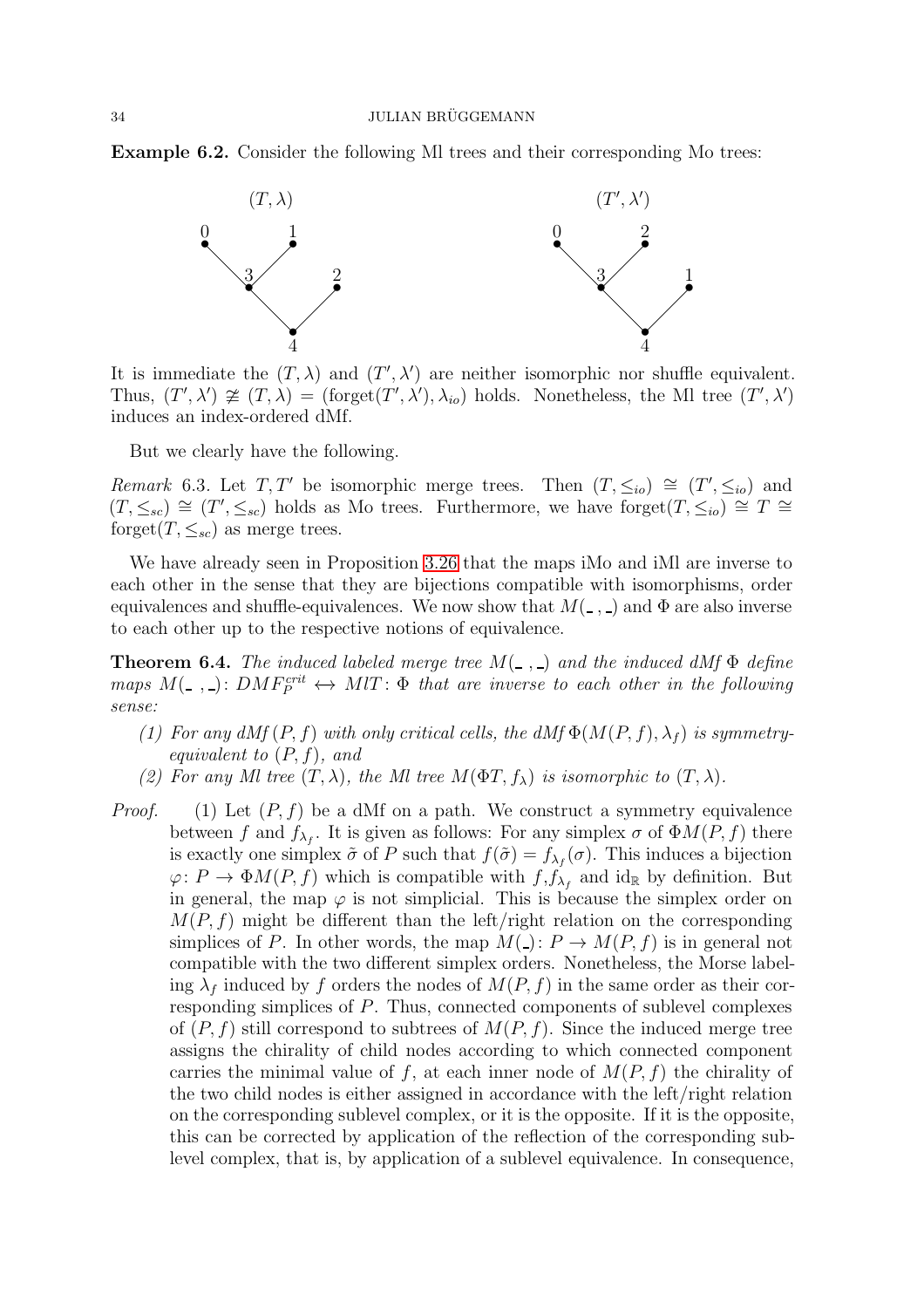**Example 6.2.** Consider the following Ml trees and their corresponding Mo trees:

It is immediate the $(T, \lambda)$ and $(T', \lambda')$ are neither isomorphic nor shuffle equivalent. Thus, $(T', \lambda') \not\cong (T, \lambda) = (\text{forget}(T', \lambda'), \lambda_{io})$ holds. Nonetheless, the Ml tree $(T', \lambda')$ induces an index-ordered dMf.

But we clearly have the following.

*Remark* 6.3. Let $T, T'$ be isomorphic merge trees. Then $(T, \leq_{io}) \cong (T', \leq_{io})$ and $(T, \leq_{sc}) \cong (T', \leq_{sc})$ holds as Mo trees. Furthermore, we have $\text{forget}(T, \leq_{io}) \cong T \cong \text{forget}(T, \leq_{sc})$ as merge trees.

We have already seen in Proposition 3.26 that the maps iMo and iMl are inverse to each other in the sense that they are bijections compatible with isomorphisms, order equivalences and shuffle-equivalences. We now show that $M(\_\,,\_)$ and $\Phi$ are also inverse to each other up to the respective notions of equivalence.

**Theorem 6.4.** *The induced labeled merge tree $M(\_\,,\_)$ and the induced dMf $\Phi$ define maps $M(\_\,,\_)\colon DMF_P^{crit} \leftrightarrow MlT\colon \Phi$ that are inverse to each other in the following sense:*

1. *For any dMf $(P, f)$ with only critical cells, the dMf $\Phi(M(P, f), \lambda_f)$ is symmetry-equivalent to $(P, f)$, and*
2. *For any Ml tree $(T, \lambda)$, the Ml tree $M(\Phi T, f_\lambda)$ is isomorphic to $(T, \lambda)$.*

*Proof.* (1) Let $(P, f)$ be a dMf on a path. We construct a symmetry equivalence between $f$ and $f_{\lambda_f}$. It is given as follows: For any simplex $\sigma$ of $\Phi M(P, f)$ there is exactly one simplex $\tilde{\sigma}$ of $P$ such that $f(\tilde{\sigma}) = f_{\lambda_f}(\sigma)$. This induces a bijection $\varphi\colon P \to \Phi M(P, f)$ which is compatible with $f, f_{\lambda_f}$ and $\text{id}_{\mathbb{R}}$ by definition. But in general, the map $\varphi$ is not simplicial. This is because the simplex order on $M(P, f)$ might be different than the left/right relation on the corresponding simplices of $P$. In other words, the map $M(\_)\colon P \to M(P, f)$ is in general not compatible with the two different simplex orders. Nonetheless, the Morse labeling $\lambda_f$ induced by $f$ orders the nodes of $M(P, f)$ in the same order as their corresponding simplices of $P$. Thus, connected components of sublevel complexes of $(P, f)$ still correspond to subtrees of $M(P, f)$. Since the induced merge tree assigns the chirality of child nodes according to which connected component carries the minimal value of $f$, at each inner node of $M(P, f)$ the chirality of the two child nodes is either assigned in accordance with the left/right relation on the corresponding sublevel complex, or it is the opposite. If it is the opposite, this can be corrected by application of the reflection of the corresponding sublevel complex, that is, by application of a sublevel equivalence. In consequence,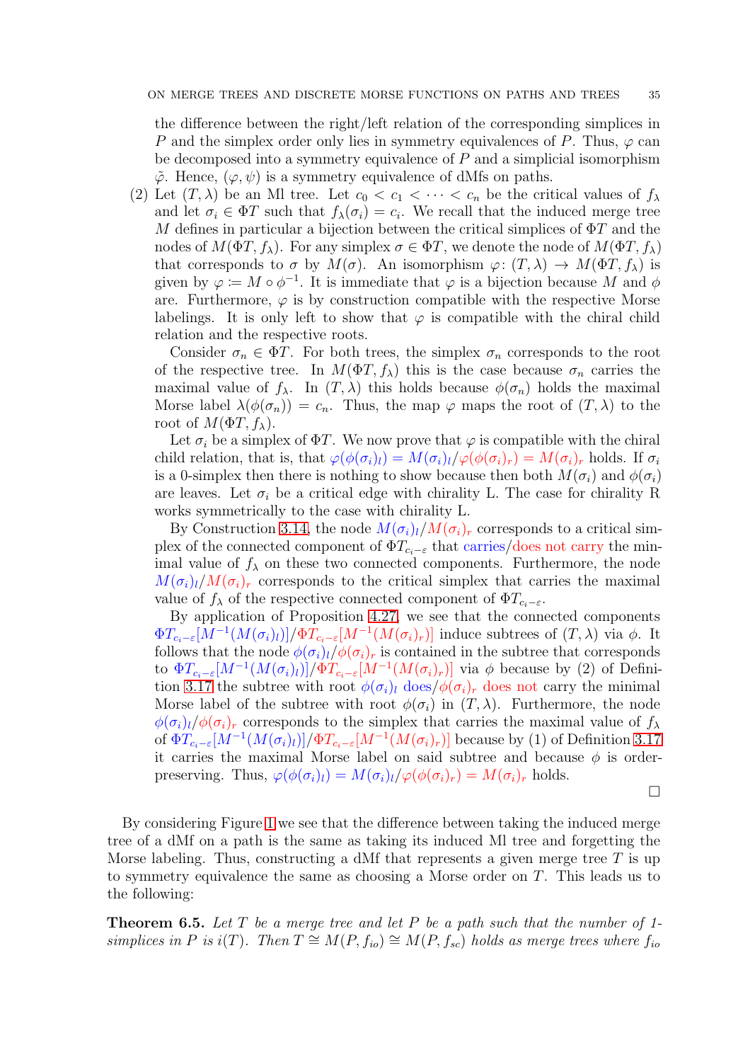the difference between the right/left relation of the corresponding simplices in $P$ and the simplex order only lies in symmetry equivalences of $P$. Thus, $\varphi$ can be decomposed into a symmetry equivalence of $P$ and a simplicial isomorphism $\tilde{\varphi}$. Hence, $(\varphi, \psi)$ is a symmetry equivalence of dMfs on paths.

(2) Let $(T, \lambda)$ be an Ml tree. Let $c_0 < c_1 < \cdots < c_n$ be the critical values of $f_\lambda$ and let $\sigma_i \in \Phi T$ such that $f_\lambda(\sigma_i) = c_i$. We recall that the induced merge tree $M$ defines in particular a bijection between the critical simplices of $\Phi T$ and the nodes of $M(\Phi T, f_\lambda)$. For any simplex $\sigma \in \Phi T$, we denote the node of $M(\Phi T, f_\lambda)$ that corresponds to $\sigma$ by $M(\sigma)$. An isomorphism $\varphi\colon (T, \lambda) \to M(\Phi T, f_\lambda)$ is given by $\varphi := M \circ \phi^{-1}$. It is immediate that $\varphi$ is a bijection because $M$ and $\phi$ are. Furthermore, $\varphi$ is by construction compatible with the respective Morse labelings. It is only left to show that $\varphi$ is compatible with the chiral child relation and the respective roots.

Consider $\sigma_n \in \Phi T$. For both trees, the simplex $\sigma_n$ corresponds to the root of the respective tree. In $M(\Phi T, f_\lambda)$ this is the case because $\sigma_n$ carries the maximal value of $f_\lambda$. In $(T, \lambda)$ this holds because $\phi(\sigma_n)$ holds the maximal Morse label $\lambda(\phi(\sigma_n)) = c_n$. Thus, the map $\varphi$ maps the root of $(T, \lambda)$ to the root of $M(\Phi T, f_\lambda)$.

Let $\sigma_i$ be a simplex of $\Phi T$. We now prove that $\varphi$ is compatible with the chiral child relation, that is, that $\varphi(\phi(\sigma_i)_l) = M(\sigma_i)_l / \varphi(\phi(\sigma_i)_r) = M(\sigma_i)_r$ holds. If $\sigma_i$ is a 0-simplex then there is nothing to show because then both $M(\sigma_i)$ and $\phi(\sigma_i)$ are leaves. Let $\sigma_i$ be a critical edge with chirality L. The case for chirality R works symmetrically to the case with chirality L.

By Construction 3.14, the node $M(\sigma_i)_l / M(\sigma_i)_r$ corresponds to a critical simplex of the connected component of $\Phi T_{c_i - \varepsilon}$ that carries/does not carry the minimal value of $f_\lambda$ on these two connected components. Furthermore, the node $M(\sigma_i)_l / M(\sigma_i)_r$ corresponds to the critical simplex that carries the maximal value of $f_\lambda$ of the respective connected component of $\Phi T_{c_i - \varepsilon}$.

By application of Proposition 4.27, we see that the connected components $\Phi T_{c_i - \varepsilon}[M^{-1}(M(\sigma_i)_l)] / \Phi T_{c_i - \varepsilon}[M^{-1}(M(\sigma_i)_r)]$ induce subtrees of $(T, \lambda)$ via $\phi$. It follows that the node $\phi(\sigma_i)_l / \phi(\sigma_i)_r$ is contained in the subtree that corresponds to $\Phi T_{c_i - \varepsilon}[M^{-1}(M(\sigma_i)_l)] / \Phi T_{c_i - \varepsilon}[M^{-1}(M(\sigma_i)_r)]$ via $\phi$ because by (2) of Definition 3.17 the subtree with root $\phi(\sigma_i)_l$ does/$\phi(\sigma_i)_r$ does not carry the minimal Morse label of the subtree with root $\phi(\sigma_i)$ in $(T, \lambda)$. Furthermore, the node $\phi(\sigma_i)_l / \phi(\sigma_i)_r$ corresponds to the simplex that carries the maximal value of $f_\lambda$ of $\Phi T_{c_i - \varepsilon}[M^{-1}(M(\sigma_i)_l)] / \Phi T_{c_i - \varepsilon}[M^{-1}(M(\sigma_i)_r)]$ because by (1) of Definition 3.17 it carries the maximal Morse label on said subtree and because $\phi$ is order-preserving. Thus, $\varphi(\phi(\sigma_i)_l) = M(\sigma_i)_l / \varphi(\phi(\sigma_i)_r) = M(\sigma_i)_r$ holds.

□

By considering Figure 1 we see that the difference between taking the induced merge tree of a dMf on a path is the same as taking its induced Ml tree and forgetting the Morse labeling. Thus, constructing a dMf that represents a given merge tree $T$ is up to symmetry equivalence the same as choosing a Morse order on $T$. This leads us to the following:

**Theorem 6.5.** *Let $T$ be a merge tree and let $P$ be a path such that the number of 1-simplices in $P$ is $i(T)$. Then $T \cong M(P, f_{io}) \cong M(P, f_{sc})$ holds as merge trees where $f_{io}$*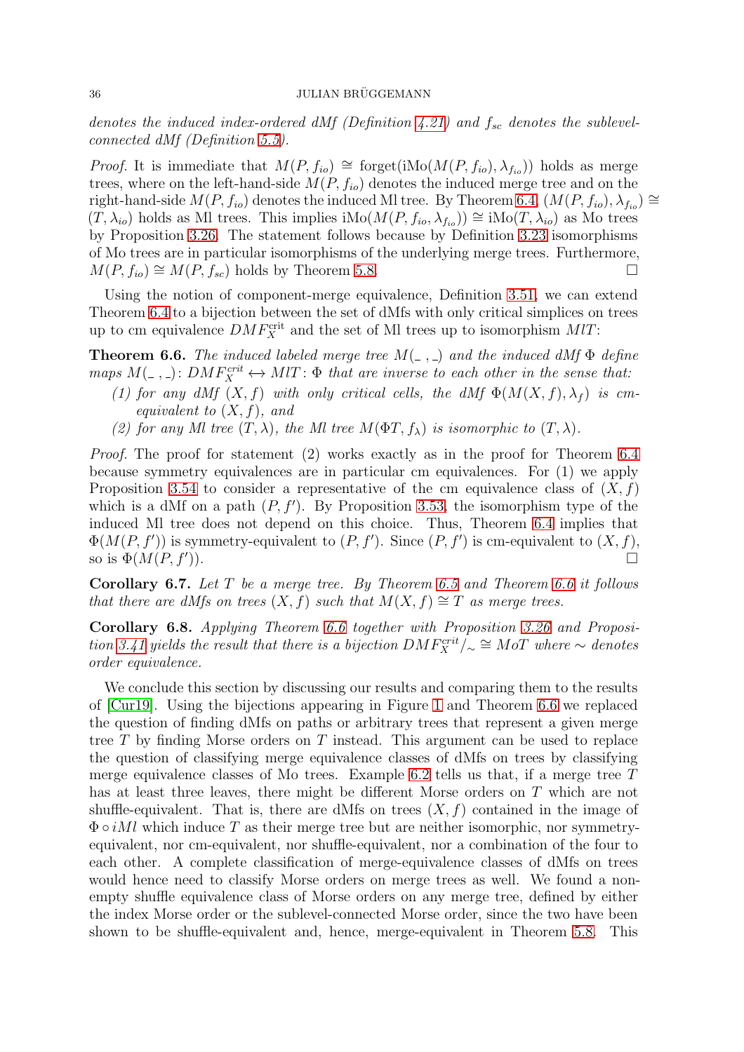*denotes the induced index-ordered dMf (Definition 4.21) and $f_{sc}$ denotes the sublevel-connected dMf (Definition 5.5).*

*Proof.* It is immediate that $M(P, f_{io}) \cong \text{forget}(\text{iMo}(M(P, f_{io}), \lambda_{f_{io}}))$ holds as merge trees, where on the left-hand-side $M(P, f_{io})$ denotes the induced merge tree and on the right-hand-side $M(P, f_{io})$ denotes the induced Ml tree. By Theorem 6.4, $(M(P, f_{io}), \lambda_{f_{io}}) \cong (T, \lambda_{io})$ holds as Ml trees. This implies $\text{iMo}(M(P, f_{io}, \lambda_{f_{io}})) \cong \text{iMo}(T, \lambda_{io})$ as Mo trees by Proposition 3.26. The statement follows because by Definition 3.23 isomorphisms of Mo trees are in particular isomorphisms of the underlying merge trees. Furthermore, $M(P, f_{io}) \cong M(P, f_{sc})$ holds by Theorem 5.8. □

Using the notion of component-merge equivalence, Definition 3.51, we can extend Theorem 6.4 to a bijection between the set of dMfs with only critical simplices on trees up to cm equivalence $DMF_X^{\text{crit}}$ and the set of Ml trees up to isomorphism $MlT$:

**Theorem 6.6.** *The induced labeled merge tree $M(\_\,,\_)$ and the induced dMf $\Phi$ define maps $M(\_\,,\_)\colon DMF_X^{crit} \leftrightarrow MlT\colon \Phi$ that are inverse to each other in the sense that:*

1. *for any dMf $(X, f)$ with only critical cells, the dMf $\Phi(M(X, f), \lambda_f)$ is cm-equivalent to $(X, f)$, and*
2. *for any Ml tree $(T, \lambda)$, the Ml tree $M(\Phi T, f_\lambda)$ is isomorphic to $(T, \lambda)$.*

*Proof.* The proof for statement (2) works exactly as in the proof for Theorem 6.4 because symmetry equivalences are in particular cm equivalences. For (1) we apply Proposition 3.54 to consider a representative of the cm equivalence class of $(X, f)$ which is a dMf on a path $(P, f')$. By Proposition 3.53, the isomorphism type of the induced Ml tree does not depend on this choice. Thus, Theorem 6.4 implies that $\Phi(M(P, f'))$ is symmetry-equivalent to $(P, f')$. Since $(P, f')$ is cm-equivalent to $(X, f)$, so is $\Phi(M(P, f'))$. □

**Corollary 6.7.** *Let $T$ be a merge tree. By Theorem 6.5 and Theorem 6.6 it follows that there are dMfs on trees $(X, f)$ such that $M(X, f) \cong T$ as merge trees.*

**Corollary 6.8.** *Applying Theorem 6.6 together with Proposition 3.26 and Proposition 3.41 yields the result that there is a bijection $DMF_X^{crit}/_\sim \cong MoT$ where $\sim$ denotes order equivalence.*

We conclude this section by discussing our results and comparing them to the results of [Cur19]. Using the bijections appearing in Figure 1 and Theorem 6.6 we replaced the question of finding dMfs on paths or arbitrary trees that represent a given merge tree $T$ by finding Morse orders on $T$ instead. This argument can be used to replace the question of classifying merge equivalence classes of dMfs on trees by classifying merge equivalence classes of Mo trees. Example 6.2 tells us that, if a merge tree $T$ has at least three leaves, there might be different Morse orders on $T$ which are not shuffle-equivalent. That is, there are dMfs on trees $(X, f)$ contained in the image of $\Phi \circ iMl$ which induce $T$ as their merge tree but are neither isomorphic, nor symmetry-equivalent, nor cm-equivalent, nor shuffle-equivalent, nor a combination of the four to each other. A complete classification of merge-equivalence classes of dMfs on trees would hence need to classify Morse orders on merge trees as well. We found a non-empty shuffle equivalence class of Morse orders on any merge tree, defined by either the index Morse order or the sublevel-connected Morse order, since the two have been shown to be shuffle-equivalent and, hence, merge-equivalent in Theorem 5.8. This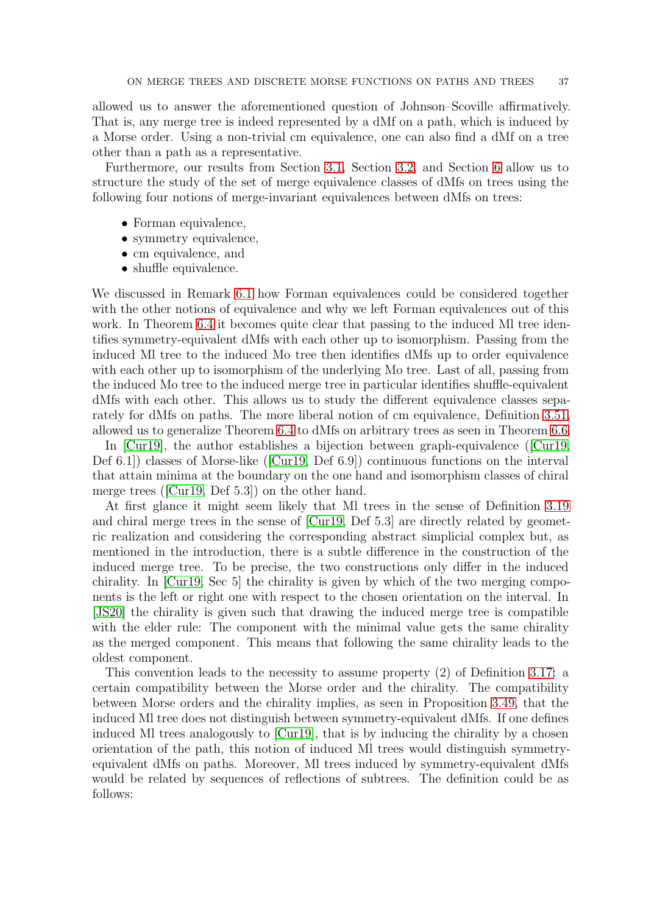allowed us to answer the aforementioned question of Johnson–Scoville affirmatively. That is, any merge tree is indeed represented by a dMf on a path, which is induced by a Morse order. Using a non-trivial cm equivalence, one can also find a dMf on a tree other than a path as a representative.

Furthermore, our results from Section 3.1, Section 3.2, and Section 6 allow us to structure the study of the set of merge equivalence classes of dMfs on trees using the following four notions of merge-invariant equivalences between dMfs on trees:

- Forman equivalence,
- symmetry equivalence,
- cm equivalence, and
- shuffle equivalence.

We discussed in Remark 6.1 how Forman equivalences could be considered together with the other notions of equivalence and why we left Forman equivalences out of this work. In Theorem 6.4 it becomes quite clear that passing to the induced Ml tree identifies symmetry-equivalent dMfs with each other up to isomorphism. Passing from the induced Ml tree to the induced Mo tree then identifies dMfs up to order equivalence with each other up to isomorphism of the underlying Mo tree. Last of all, passing from the induced Mo tree to the induced merge tree in particular identifies shuffle-equivalent dMfs with each other. This allows us to study the different equivalence classes separately for dMfs on paths. The more liberal notion of cm equivalence, Definition 3.51, allowed us to generalize Theorem 6.4 to dMfs on arbitrary trees as seen in Theorem 6.6.

In [Cur19], the author establishes a bijection between graph-equivalence ([Cur19, Def 6.1]) classes of Morse-like ([Cur19, Def 6.9]) continuous functions on the interval that attain minima at the boundary on the one hand and isomorphism classes of chiral merge trees ([Cur19, Def 5.3]) on the other hand.

At first glance it might seem likely that Ml trees in the sense of Definition 3.19 and chiral merge trees in the sense of [Cur19, Def 5.3] are directly related by geometric realization and considering the corresponding abstract simplicial complex but, as mentioned in the introduction, there is a subtle difference in the construction of the induced merge tree. To be precise, the two constructions only differ in the induced chirality. In [Cur19, Sec 5] the chirality is given by which of the two merging components is the left or right one with respect to the chosen orientation on the interval. In [JS20] the chirality is given such that drawing the induced merge tree is compatible with the elder rule: The component with the minimal value gets the same chirality as the merged component. This means that following the same chirality leads to the oldest component.

This convention leads to the necessity to assume property (2) of Definition 3.17: a certain compatibility between the Morse order and the chirality. The compatibility between Morse orders and the chirality implies, as seen in Proposition 3.49, that the induced Ml tree does not distinguish between symmetry-equivalent dMfs. If one defines induced Ml trees analogously to [Cur19], that is by inducing the chirality by a chosen orientation of the path, this notion of induced Ml trees would distinguish symmetry-equivalent dMfs on paths. Moreover, Ml trees induced by symmetry-equivalent dMfs would be related by sequences of reflections of subtrees. The definition could be as follows: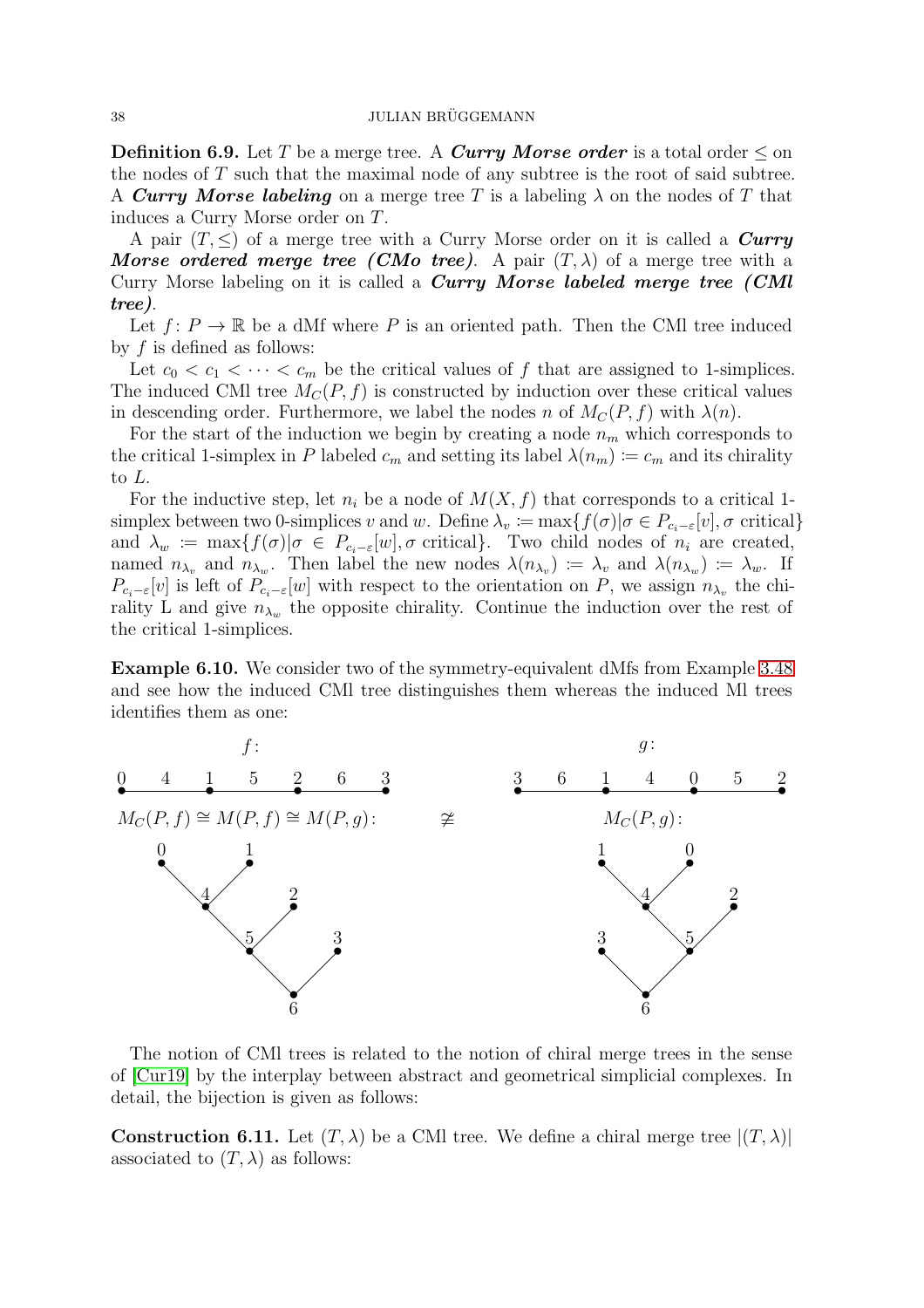**Definition 6.9.** Let $T$ be a merge tree. A ***Curry Morse order*** is a total order $\leq$ on the nodes of $T$ such that the maximal node of any subtree is the root of said subtree. A ***Curry Morse labeling*** on a merge tree $T$ is a labeling $\lambda$ on the nodes of $T$ that induces a Curry Morse order on $T$.

A pair $(T, \leq)$ of a merge tree with a Curry Morse order on it is called a ***Curry Morse ordered merge tree (CMo tree)***. A pair $(T, \lambda)$ of a merge tree with a Curry Morse labeling on it is called a ***Curry Morse labeled merge tree (CMl tree)***.

Let $f\colon P \to \mathbb{R}$ be a dMf where $P$ is an oriented path. Then the CMl tree induced by $f$ is defined as follows:

Let $c_0 < c_1 < \cdots < c_m$ be the critical values of $f$ that are assigned to 1-simplices. The induced CMl tree $M_C(P, f)$ is constructed by induction over these critical values in descending order. Furthermore, we label the nodes $n$ of $M_C(P, f)$ with $\lambda(n)$.

For the start of the induction we begin by creating a node $n_m$ which corresponds to the critical 1-simplex in $P$ labeled $c_m$ and setting its label $\lambda(n_m) := c_m$ and its chirality to $L$.

For the inductive step, let $n_i$ be a node of $M(X, f)$ that corresponds to a critical 1-simplex between two 0-simplices $v$ and $w$. Define $\lambda_v := \max\{f(\sigma) | \sigma \in P_{c_i - \varepsilon}[v], \sigma \text{ critical}\}$ and $\lambda_w := \max\{f(\sigma) | \sigma \in P_{c_i - \varepsilon}[w], \sigma \text{ critical}\}$. Two child nodes of $n_i$ are created, named $n_{\lambda_v}$ and $n_{\lambda_w}$. Then label the new nodes $\lambda(n_{\lambda_v}) := \lambda_v$ and $\lambda(n_{\lambda_w}) := \lambda_w$. If $P_{c_i - \varepsilon}[v]$ is left of $P_{c_i - \varepsilon}[w]$ with respect to the orientation on $P$, we assign $n_{\lambda_v}$ the chirality L and give $n_{\lambda_w}$ the opposite chirality. Continue the induction over the rest of the critical 1-simplices.

**Example 6.10.** We consider two of the symmetry-equivalent dMfs from Example 3.48 and see how the induced CMl tree distinguishes them whereas the induced Ml trees identifies them as one:

$f$: 0 4 1 5 2 6 3

$g$: 3 6 1 4 0 5 2

$M_C(P, f) \cong M(P, f) \cong M(P, g)$: $\quad\not\cong\quad$ $M_C(P, g)$:

The notion of CMl trees is related to the notion of chiral merge trees in the sense of [Cur19] by the interplay between abstract and geometrical simplicial complexes. In detail, the bijection is given as follows:

**Construction 6.11.** Let $(T, \lambda)$ be a CMl tree. We define a chiral merge tree $|(T, \lambda)|$ associated to $(T, \lambda)$ as follows: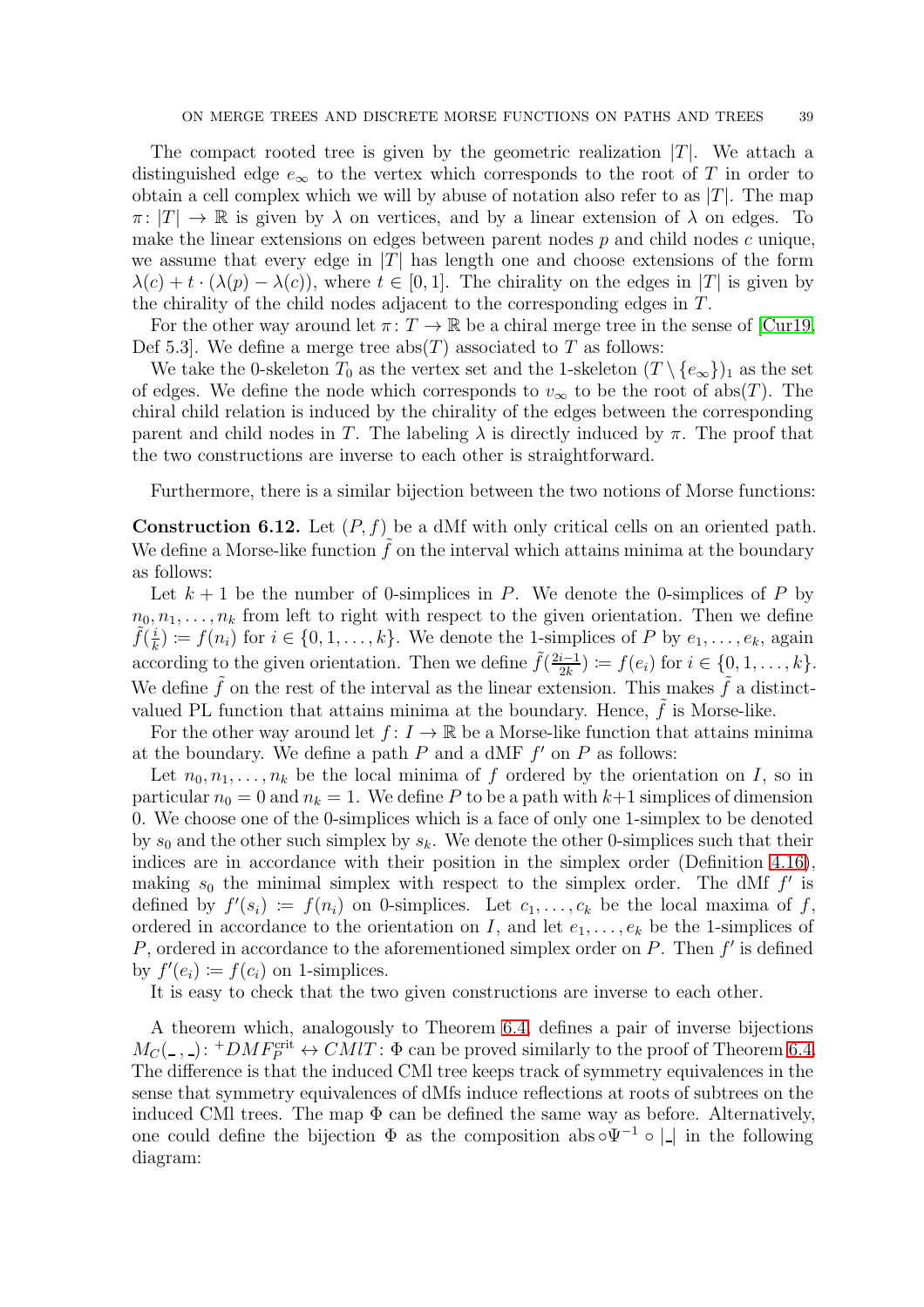The compact rooted tree is given by the geometric realization $|T|$. We attach a distinguished edge $e_\infty$ to the vertex which corresponds to the root of $T$ in order to obtain a cell complex which we will by abuse of notation also refer to as $|T|$. The map $\pi\colon |T| \to \mathbb{R}$ is given by $\lambda$ on vertices, and by a linear extension of $\lambda$ on edges. To make the linear extensions on edges between parent nodes $p$ and child nodes $c$ unique, we assume that every edge in $|T|$ has length one and choose extensions of the form $\lambda(c) + t \cdot (\lambda(p) - \lambda(c))$, where $t \in [0, 1]$. The chirality on the edges in $|T|$ is given by the chirality of the child nodes adjacent to the corresponding edges in $T$.

For the other way around let $\pi\colon T \to \mathbb{R}$ be a chiral merge tree in the sense of [Cur19, Def 5.3]. We define a merge tree $\mathrm{abs}(T)$ associated to $T$ as follows:

We take the 0-skeleton $T_0$ as the vertex set and the 1-skeleton $(T \setminus \{e_\infty\})_1$ as the set of edges. We define the node which corresponds to $v_\infty$ to be the root of $\mathrm{abs}(T)$. The chiral child relation is induced by the chirality of the edges between the corresponding parent and child nodes in $T$. The labeling $\lambda$ is directly induced by $\pi$. The proof that the two constructions are inverse to each other is straightforward.

Furthermore, there is a similar bijection between the two notions of Morse functions:

**Construction 6.12.** Let $(P, f)$ be a dMf with only critical cells on an oriented path. We define a Morse-like function $\tilde{f}$ on the interval which attains minima at the boundary as follows:

Let $k+1$ be the number of 0-simplices in $P$. We denote the 0-simplices of $P$ by $n_0, n_1, \ldots, n_k$ from left to right with respect to the given orientation. Then we define $\tilde{f}(\frac{i}{k}) := f(n_i)$ for $i \in \{0, 1, \ldots, k\}$. We denote the 1-simplices of $P$ by $e_1, \ldots, e_k$, again according to the given orientation. Then we define $\tilde{f}(\frac{2i-1}{2k}) := f(e_i)$ for $i \in \{0, 1, \ldots, k\}$. We define $\tilde{f}$ on the rest of the interval as the linear extension. This makes $\tilde{f}$ a distinct-valued PL function that attains minima at the boundary. Hence, $\tilde{f}$ is Morse-like.

For the other way around let $f\colon I \to \mathbb{R}$ be a Morse-like function that attains minima at the boundary. We define a path $P$ and a dMF $f'$ on $P$ as follows:

Let $n_0, n_1, \ldots, n_k$ be the local minima of $f$ ordered by the orientation on $I$, so in particular $n_0 = 0$ and $n_k = 1$. We define $P$ to be a path with $k+1$ simplices of dimension 0. We choose one of the 0-simplices which is a face of only one 1-simplex to be denoted by $s_0$ and the other such simplex by $s_k$. We denote the other 0-simplices such that their indices are in accordance with their position in the simplex order (Definition 4.16), making $s_0$ the minimal simplex with respect to the simplex order. The dMf $f'$ is defined by $f'(s_i) := f(n_i)$ on 0-simplices. Let $c_1, \ldots, c_k$ be the local maxima of $f$, ordered in accordance to the orientation on $I$, and let $e_1, \ldots, e_k$ be the 1-simplices of $P$, ordered in accordance to the aforementioned simplex order on $P$. Then $f'$ is defined by $f'(e_i) := f(c_i)$ on 1-simplices.

It is easy to check that the two given constructions are inverse to each other.

A theorem which, analogously to Theorem 6.4, defines a pair of inverse bijections $M_C(\_, \_)\colon {}^{+}DMF_P^{\mathrm{crit}} \leftrightarrow CMlT\colon \Phi$ can be proved similarly to the proof of Theorem 6.4. The difference is that the induced CMl tree keeps track of symmetry equivalences in the sense that symmetry equivalences of dMfs induce reflections at roots of subtrees on the induced CMl trees. The map $\Phi$ can be defined the same way as before. Alternatively, one could define the bijection $\Phi$ as the composition $\mathrm{abs} \circ \Psi^{-1} \circ |\_|$ in the following diagram: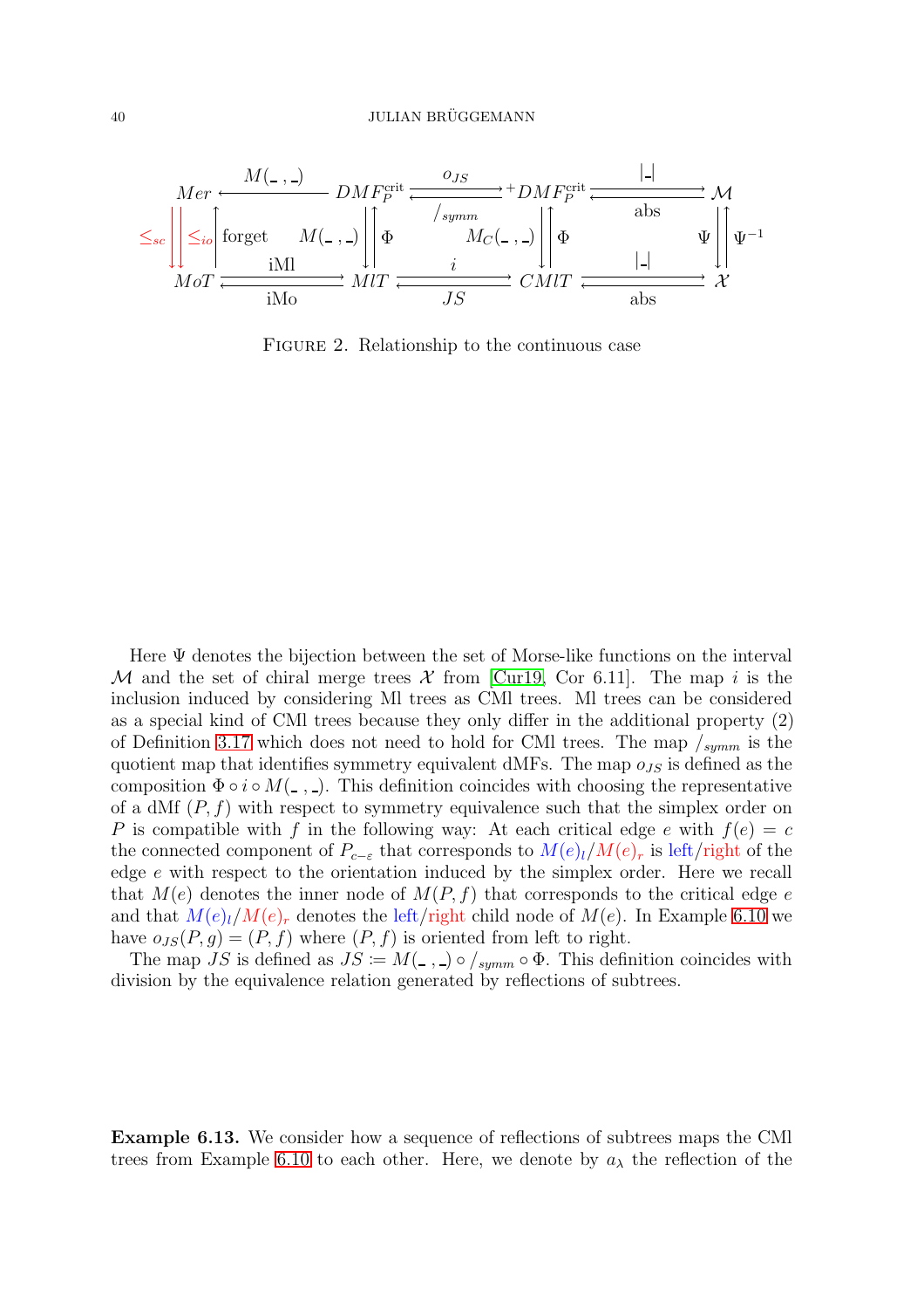$$
\begin{array}{ccccccc}
Mer & \xleftarrow{\;M(\_\,,\_)\;} & DMF_P^{\text{crit}} & \underset{/_{symm}}{\overset{o_{JS}}{\rightleftarrows}} & {}^{+}DMF_P^{\text{crit}} & \underset{\text{abs}}{\overset{|\_|}{\rightleftarrows}} & \mathcal{M} \\
{\scriptstyle \leq_{sc}}\downarrow\downarrow{\scriptstyle \leq_{io}}\;\uparrow{\scriptstyle \text{forget}} & & {\scriptstyle M(\_\,,\_)}\downarrow\uparrow{\scriptstyle \Phi} & & {\scriptstyle M_C(\_\,,\_)}\downarrow\uparrow{\scriptstyle \Phi} & & {\scriptstyle \Psi}\downarrow\uparrow{\scriptstyle \Psi^{-1}} \\
MoT & \underset{\text{iMo}}{\overset{\text{iMl}}{\rightleftarrows}} & MlT & \underset{JS}{\overset{i}{\rightleftarrows}} & CMlT & \underset{\text{abs}}{\overset{|\_|}{\rightleftarrows}} & \mathcal{X}
\end{array}
$$

Figure 2. Relationship to the continuous case

Here $\Psi$ denotes the bijection between the set of Morse-like functions on the interval $\mathcal{M}$ and the set of chiral merge trees $\mathcal{X}$ from [Cur19, Cor 6.11]. The map $i$ is the inclusion induced by considering Ml trees as CMl trees. Ml trees can be considered as a special kind of CMl trees because they only differ in the additional property (2) of Definition 3.17 which does not need to hold for CMl trees. The map $/_{symm}$ is the quotient map that identifies symmetry equivalent dMFs. The map $o_{JS}$ is defined as the composition $\Phi \circ i \circ M(\_\,,\_)$. This definition coincides with choosing the representative of a dMf $(P, f)$ with respect to symmetry equivalence such that the simplex order on $P$ is compatible with $f$ in the following way: At each critical edge $e$ with $f(e) = c$ the connected component of $P_{c-\varepsilon}$ that corresponds to $M(e)_l/M(e)_r$ is left/right of the edge $e$ with respect to the orientation induced by the simplex order. Here we recall that $M(e)$ denotes the inner node of $M(P, f)$ that corresponds to the critical edge $e$ and that $M(e)_l/M(e)_r$ denotes the left/right child node of $M(e)$. In Example 6.10 we have $o_{JS}(P, g) = (P, f)$ where $(P, f)$ is oriented from left to right.

The map $JS$ is defined as $JS := M(\_\,,\_) \circ /_{symm} \circ \Phi$. This definition coincides with division by the equivalence relation generated by reflections of subtrees.

**Example 6.13.** We consider how a sequence of reflections of subtrees maps the CMl trees from Example 6.10 to each other. Here, we denote by $a_\lambda$ the reflection of the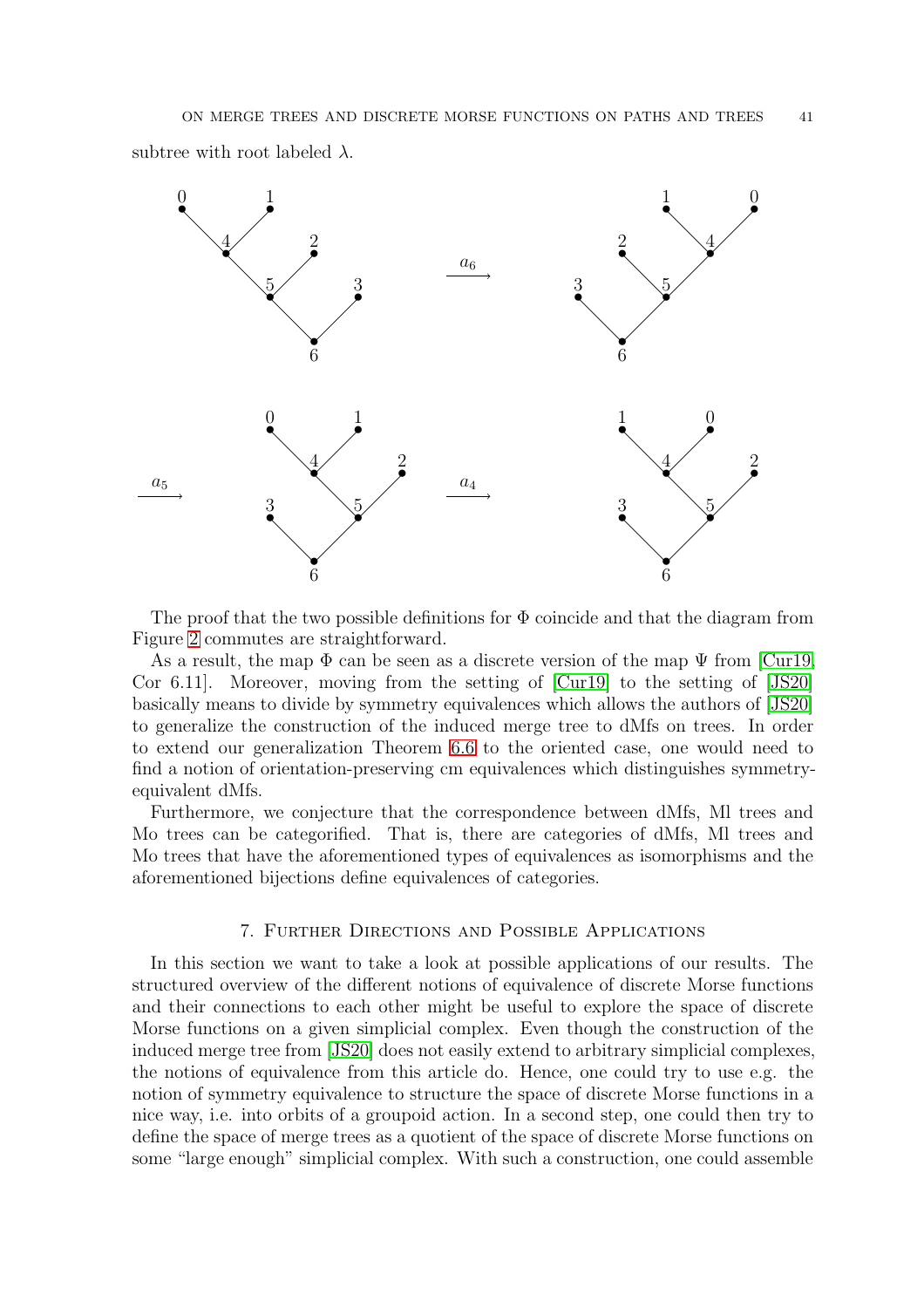subtree with root labeled $\lambda$.

The proof that the two possible definitions for $\Phi$ coincide and that the diagram from Figure 2 commutes are straightforward.

As a result, the map $\Phi$ can be seen as a discrete version of the map $\Psi$ from [Cur19, Cor 6.11]. Moreover, moving from the setting of [Cur19] to the setting of [JS20] basically means to divide by symmetry equivalences which allows the authors of [JS20] to generalize the construction of the induced merge tree to dMfs on trees. In order to extend our generalization Theorem 6.6 to the oriented case, one would need to find a notion of orientation-preserving cm equivalences which distinguishes symmetry-equivalent dMfs.

Furthermore, we conjecture that the correspondence between dMfs, Ml trees and Mo trees can be categorified. That is, there are categories of dMfs, Ml trees and Mo trees that have the aforementioned types of equivalences as isomorphisms and the aforementioned bijections define equivalences of categories.

## 7. Further Directions and Possible Applications

In this section we want to take a look at possible applications of our results. The structured overview of the different notions of equivalence of discrete Morse functions and their connections to each other might be useful to explore the space of discrete Morse functions on a given simplicial complex. Even though the construction of the induced merge tree from [JS20] does not easily extend to arbitrary simplicial complexes, the notions of equivalence from this article do. Hence, one could try to use e.g. the notion of symmetry equivalence to structure the space of discrete Morse functions in a nice way, i.e. into orbits of a groupoid action. In a second step, one could then try to define the space of merge trees as a quotient of the space of discrete Morse functions on some "large enough" simplicial complex. With such a construction, one could assemble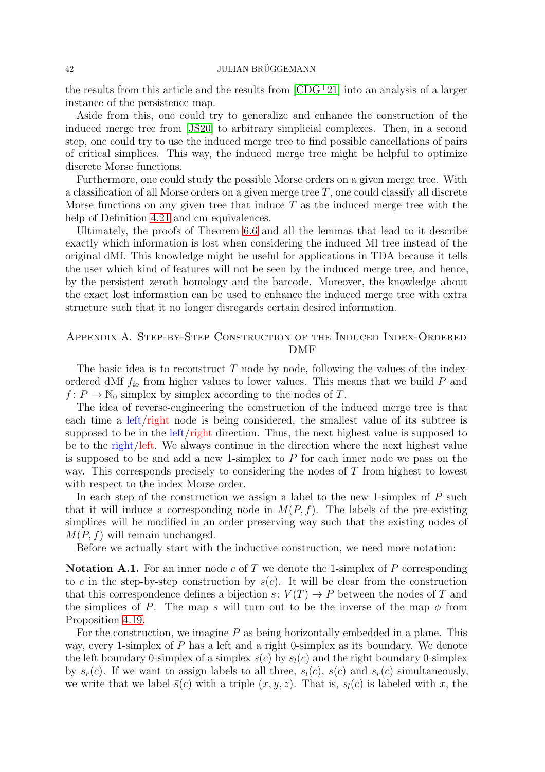the results from this article and the results from [CDG+21] into an analysis of a larger instance of the persistence map.

Aside from this, one could try to generalize and enhance the construction of the induced merge tree from [JS20] to arbitrary simplicial complexes. Then, in a second step, one could try to use the induced merge tree to find possible cancellations of pairs of critical simplices. This way, the induced merge tree might be helpful to optimize discrete Morse functions.

Furthermore, one could study the possible Morse orders on a given merge tree. With a classification of all Morse orders on a given merge tree $T$, one could classify all discrete Morse functions on any given tree that induce $T$ as the induced merge tree with the help of Definition 4.21 and cm equivalences.

Ultimately, the proofs of Theorem 6.6 and all the lemmas that lead to it describe exactly which information is lost when considering the induced Ml tree instead of the original dMf. This knowledge might be useful for applications in TDA because it tells the user which kind of features will not be seen by the induced merge tree, and hence, by the persistent zeroth homology and the barcode. Moreover, the knowledge about the exact lost information can be used to enhance the induced merge tree with extra structure such that it no longer disregards certain desired information.

## Appendix A. Step-by-Step Construction of the Induced Index-Ordered DMF

The basic idea is to reconstruct $T$ node by node, following the values of the index-ordered dMf $f_{io}$ from higher values to lower values. This means that we build $P$ and $f\colon P \to \mathbb{N}_0$ simplex by simplex according to the nodes of $T$.

The idea of reverse-engineering the construction of the induced merge tree is that each time a left/right node is being considered, the smallest value of its subtree is supposed to be in the left/right direction. Thus, the next highest value is supposed to be to the right/left. We always continue in the direction where the next highest value is supposed to be and add a new 1-simplex to $P$ for each inner node we pass on the way. This corresponds precisely to considering the nodes of $T$ from highest to lowest with respect to the index Morse order.

In each step of the construction we assign a label to the new 1-simplex of $P$ such that it will induce a corresponding node in $M(P, f)$. The labels of the pre-existing simplices will be modified in an order preserving way such that the existing nodes of $M(P, f)$ will remain unchanged.

Before we actually start with the inductive construction, we need more notation:

**Notation A.1.** For an inner node $c$ of $T$ we denote the 1-simplex of $P$ corresponding to $c$ in the step-by-step construction by $s(c)$. It will be clear from the construction that this correspondence defines a bijection $s\colon V(T) \to P$ between the nodes of $T$ and the simplices of $P$. The map $s$ will turn out to be the inverse of the map $\phi$ from Proposition 4.19.

For the construction, we imagine $P$ as being horizontally embedded in a plane. This way, every 1-simplex of $P$ has a left and a right 0-simplex as its boundary. We denote the left boundary 0-simplex of a simplex $s(c)$ by $s_l(c)$ and the right boundary 0-simplex by $s_r(c)$. If we want to assign labels to all three, $s_l(c)$, $s(c)$ and $s_r(c)$ simultaneously, we write that we label $\bar{s}(c)$ with a triple $(x, y, z)$. That is, $s_l(c)$ is labeled with $x$, the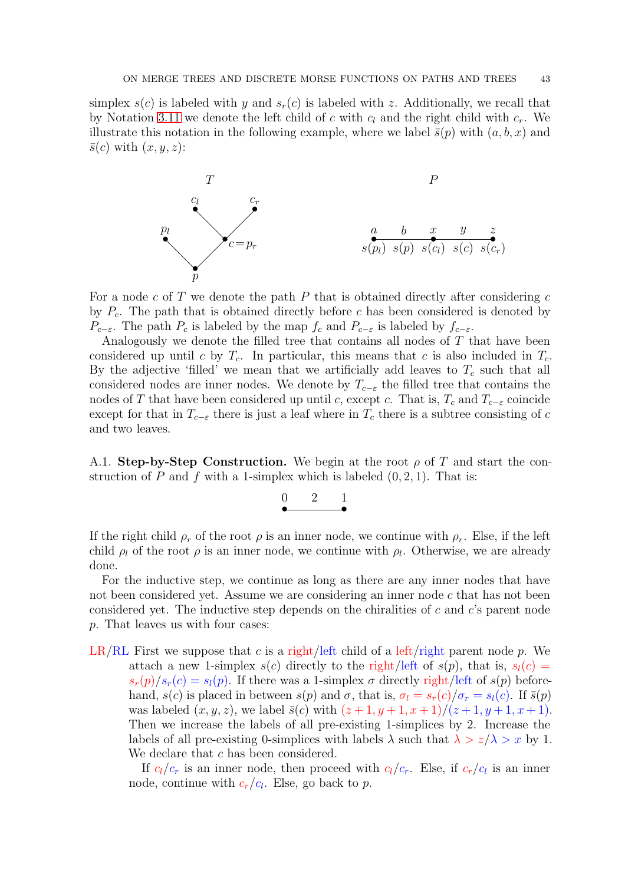simplex $s(c)$ is labeled with $y$ and $s_r(c)$ is labeled with $z$. Additionally, we recall that by Notation 3.11 we denote the left child of $c$ with $c_l$ and the right child with $c_r$. We illustrate this notation in the following example, where we label $\bar{s}(p)$ with $(a, b, x)$ and $\bar{s}(c)$ with $(x, y, z)$:

For a node $c$ of $T$ we denote the path $P$ that is obtained directly after considering $c$ by $P_c$. The path that is obtained directly before $c$ has been considered is denoted by $P_{c-\varepsilon}$. The path $P_c$ is labeled by the map $f_c$ and $P_{c-\varepsilon}$ is labeled by $f_{c-\varepsilon}$.

Analogously we denote the filled tree that contains all nodes of $T$ that have been considered up until $c$ by $T_c$. In particular, this means that $c$ is also included in $T_c$. By the adjective 'filled' we mean that we artificially add leaves to $T_c$ such that all considered nodes are inner nodes. We denote by $T_{c-\varepsilon}$ the filled tree that contains the nodes of $T$ that have been considered up until $c$, except $c$. That is, $T_c$ and $T_{c-\varepsilon}$ coincide except for that in $T_{c-\varepsilon}$ there is just a leaf where in $T_c$ there is a subtree consisting of $c$ and two leaves.

A.1. **Step-by-Step Construction.** We begin at the root $\rho$ of $T$ and start the construction of $P$ and $f$ with a 1-simplex which is labeled $(0, 2, 1)$. That is:

If the right child $\rho_r$ of the root $\rho$ is an inner node, we continue with $\rho_r$. Else, if the left child $\rho_l$ of the root $\rho$ is an inner node, we continue with $\rho_l$. Otherwise, we are already done.

For the inductive step, we continue as long as there are any inner nodes that have not been considered yet. Assume we are considering an inner node $c$ that has not been considered yet. The inductive step depends on the chiralities of $c$ and $c$'s parent node $p$. That leaves us with four cases:

LR/RL First we suppose that $c$ is a right/left child of a left/right parent node $p$. We attach a new 1-simplex $s(c)$ directly to the right/left of $s(p)$, that is, $s_l(c) = s_r(p)$/$s_r(c) = s_l(p)$. If there was a 1-simplex $\sigma$ directly right/left of $s(p)$ beforehand, $s(c)$ is placed in between $s(p)$ and $\sigma$, that is, $\sigma_l = s_r(c)$/$\sigma_r = s_l(c)$. If $\bar{s}(p)$ was labeled $(x, y, z)$, we label $\bar{s}(c)$ with $(z+1, y+1, x+1)$/$(z+1, y+1, x+1)$. Then we increase the labels of all pre-existing 1-simplices by 2. Increase the labels of all pre-existing 0-simplices with labels $\lambda$ such that $\lambda > z$/$\lambda > x$ by 1. We declare that $c$ has been considered.

If $c_l$/$c_r$ is an inner node, then proceed with $c_l$/$c_r$. Else, if $c_r$/$c_l$ is an inner node, continue with $c_r$/$c_l$. Else, go back to $p$.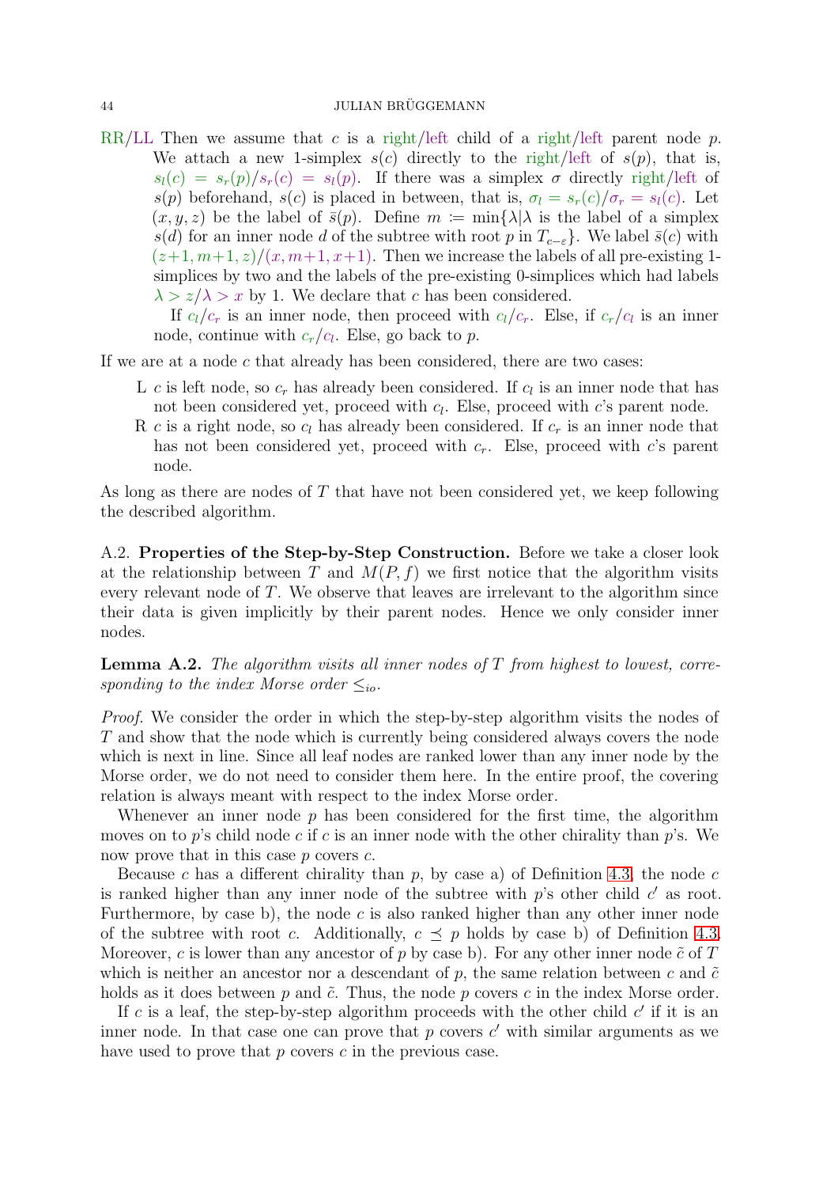RR/LL Then we assume that $c$ is a right/left child of a right/left parent node $p$. We attach a new 1-simplex $s(c)$ directly to the right/left of $s(p)$, that is, $s_l(c) = s_r(p)/s_r(c) = s_l(p)$. If there was a simplex $\sigma$ directly right/left of $s(p)$ beforehand, $s(c)$ is placed in between, that is, $\sigma_l = s_r(c)/\sigma_r = s_l(c)$. Let $(x, y, z)$ be the label of $\bar{s}(p)$. Define $m \coloneqq \min\{\lambda | \lambda$ is the label of a simplex $s(d)$ for an inner node $d$ of the subtree with root $p$ in $T_{c-\varepsilon}\}$. We label $\bar{s}(c)$ with $(z+1, m+1, z)/(x, m+1, x+1)$. Then we increase the labels of all pre-existing 1-simplices by two and the labels of the pre-existing 0-simplices which had labels $\lambda > z/\lambda > x$ by 1. We declare that $c$ has been considered.

If $c_l/c_r$ is an inner node, then proceed with $c_l/c_r$. Else, if $c_r/c_l$ is an inner node, continue with $c_r/c_l$. Else, go back to $p$.

If we are at a node $c$ that already has been considered, there are two cases:

- L $c$ is left node, so $c_r$ has already been considered. If $c_l$ is an inner node that has not been considered yet, proceed with $c_l$. Else, proceed with $c$'s parent node.
- R $c$ is a right node, so $c_l$ has already been considered. If $c_r$ is an inner node that has not been considered yet, proceed with $c_r$. Else, proceed with $c$'s parent node.

As long as there are nodes of $T$ that have not been considered yet, we keep following the described algorithm.

A.2. **Properties of the Step-by-Step Construction.** Before we take a closer look at the relationship between $T$ and $M(P, f)$ we first notice that the algorithm visits every relevant node of $T$. We observe that leaves are irrelevant to the algorithm since their data is given implicitly by their parent nodes. Hence we only consider inner nodes.

**Lemma A.2.** *The algorithm visits all inner nodes of $T$ from highest to lowest, corresponding to the index Morse order $\leq_{io}$.*

*Proof.* We consider the order in which the step-by-step algorithm visits the nodes of $T$ and show that the node which is currently being considered always covers the node which is next in line. Since all leaf nodes are ranked lower than any inner node by the Morse order, we do not need to consider them here. In the entire proof, the covering relation is always meant with respect to the index Morse order.

Whenever an inner node $p$ has been considered for the first time, the algorithm moves on to $p$'s child node $c$ if $c$ is an inner node with the other chirality than $p$'s. We now prove that in this case $p$ covers $c$.

Because $c$ has a different chirality than $p$, by case a) of Definition 4.3, the node $c$ is ranked higher than any inner node of the subtree with $p$'s other child $c'$ as root. Furthermore, by case b), the node $c$ is also ranked higher than any other inner node of the subtree with root $c$. Additionally, $c \preceq p$ holds by case b) of Definition 4.3. Moreover, $c$ is lower than any ancestor of $p$ by case b). For any other inner node $\tilde{c}$ of $T$ which is neither an ancestor nor a descendant of $p$, the same relation between $c$ and $\tilde{c}$ holds as it does between $p$ and $\tilde{c}$. Thus, the node $p$ covers $c$ in the index Morse order.

If $c$ is a leaf, the step-by-step algorithm proceeds with the other child $c'$ if it is an inner node. In that case one can prove that $p$ covers $c'$ with similar arguments as we have used to prove that $p$ covers $c$ in the previous case.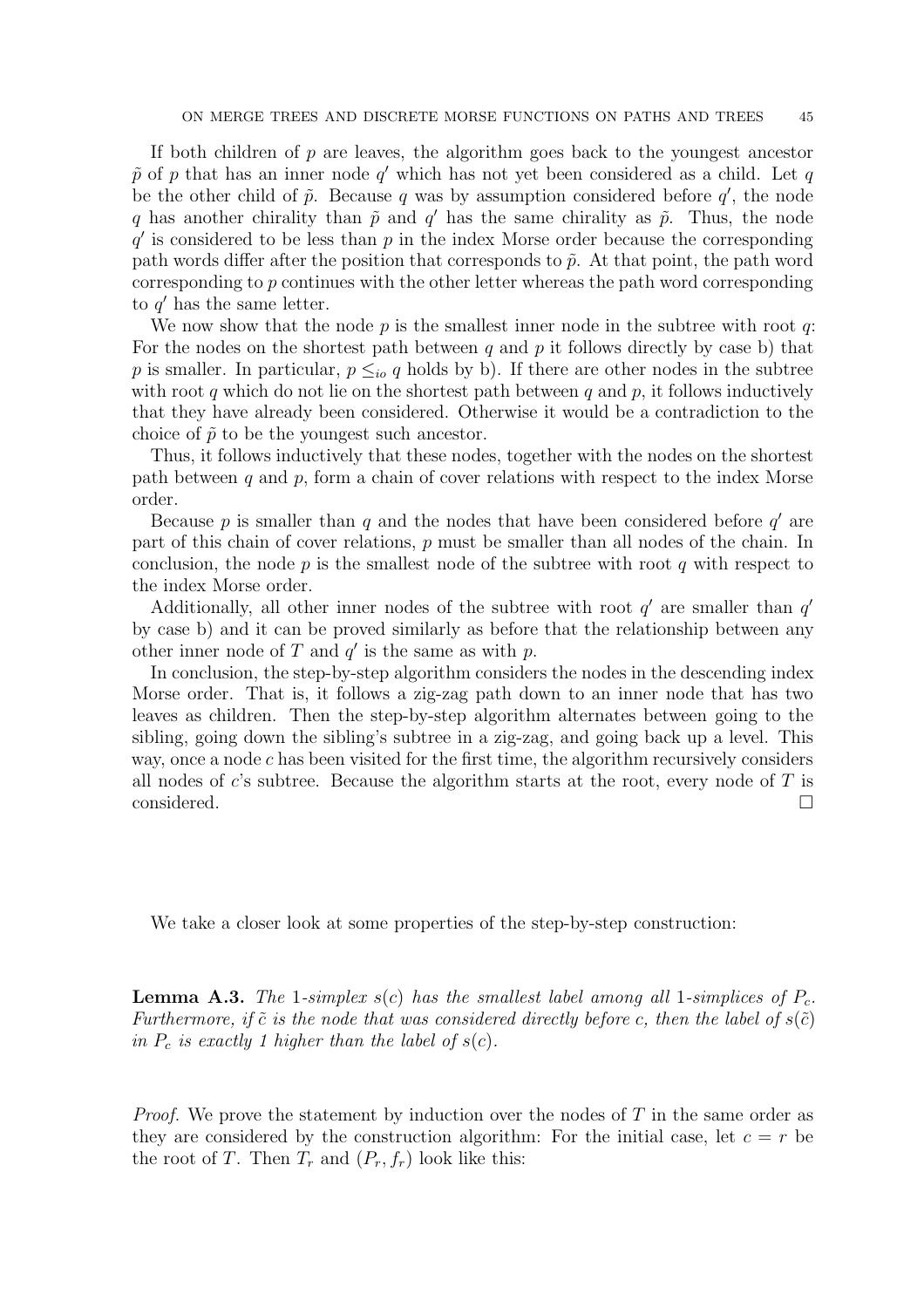If both children of $p$ are leaves, the algorithm goes back to the youngest ancestor $\tilde{p}$ of $p$ that has an inner node $q'$ which has not yet been considered as a child. Let $q$ be the other child of $\tilde{p}$. Because $q$ was by assumption considered before $q'$, the node $q$ has another chirality than $\tilde{p}$ and $q'$ has the same chirality as $\tilde{p}$. Thus, the node $q'$ is considered to be less than $p$ in the index Morse order because the corresponding path words differ after the position that corresponds to $\tilde{p}$. At that point, the path word corresponding to $p$ continues with the other letter whereas the path word corresponding to $q'$ has the same letter.

We now show that the node $p$ is the smallest inner node in the subtree with root $q$: For the nodes on the shortest path between $q$ and $p$ it follows directly by case b) that $p$ is smaller. In particular, $p \leq_{io} q$ holds by b). If there are other nodes in the subtree with root $q$ which do not lie on the shortest path between $q$ and $p$, it follows inductively that they have already been considered. Otherwise it would be a contradiction to the choice of $\tilde{p}$ to be the youngest such ancestor.

Thus, it follows inductively that these nodes, together with the nodes on the shortest path between $q$ and $p$, form a chain of cover relations with respect to the index Morse order.

Because $p$ is smaller than $q$ and the nodes that have been considered before $q'$ are part of this chain of cover relations, $p$ must be smaller than all nodes of the chain. In conclusion, the node $p$ is the smallest node of the subtree with root $q$ with respect to the index Morse order.

Additionally, all other inner nodes of the subtree with root $q'$ are smaller than $q'$ by case b) and it can be proved similarly as before that the relationship between any other inner node of $T$ and $q'$ is the same as with $p$.

In conclusion, the step-by-step algorithm considers the nodes in the descending index Morse order. That is, it follows a zig-zag path down to an inner node that has two leaves as children. Then the step-by-step algorithm alternates between going to the sibling, going down the sibling's subtree in a zig-zag, and going back up a level. This way, once a node $c$ has been visited for the first time, the algorithm recursively considers all nodes of $c$'s subtree. Because the algorithm starts at the root, every node of $T$ is considered. $\square$

We take a closer look at some properties of the step-by-step construction:

**Lemma A.3.** *The 1-simplex $s(c)$ has the smallest label among all 1-simplices of $P_c$. Furthermore, if $\tilde{c}$ is the node that was considered directly before $c$, then the label of $s(\tilde{c})$ in $P_c$ is exactly 1 higher than the label of $s(c)$.*

*Proof.* We prove the statement by induction over the nodes of $T$ in the same order as they are considered by the construction algorithm: For the initial case, let $c = r$ be the root of $T$. Then $T_r$ and $(P_r, f_r)$ look like this: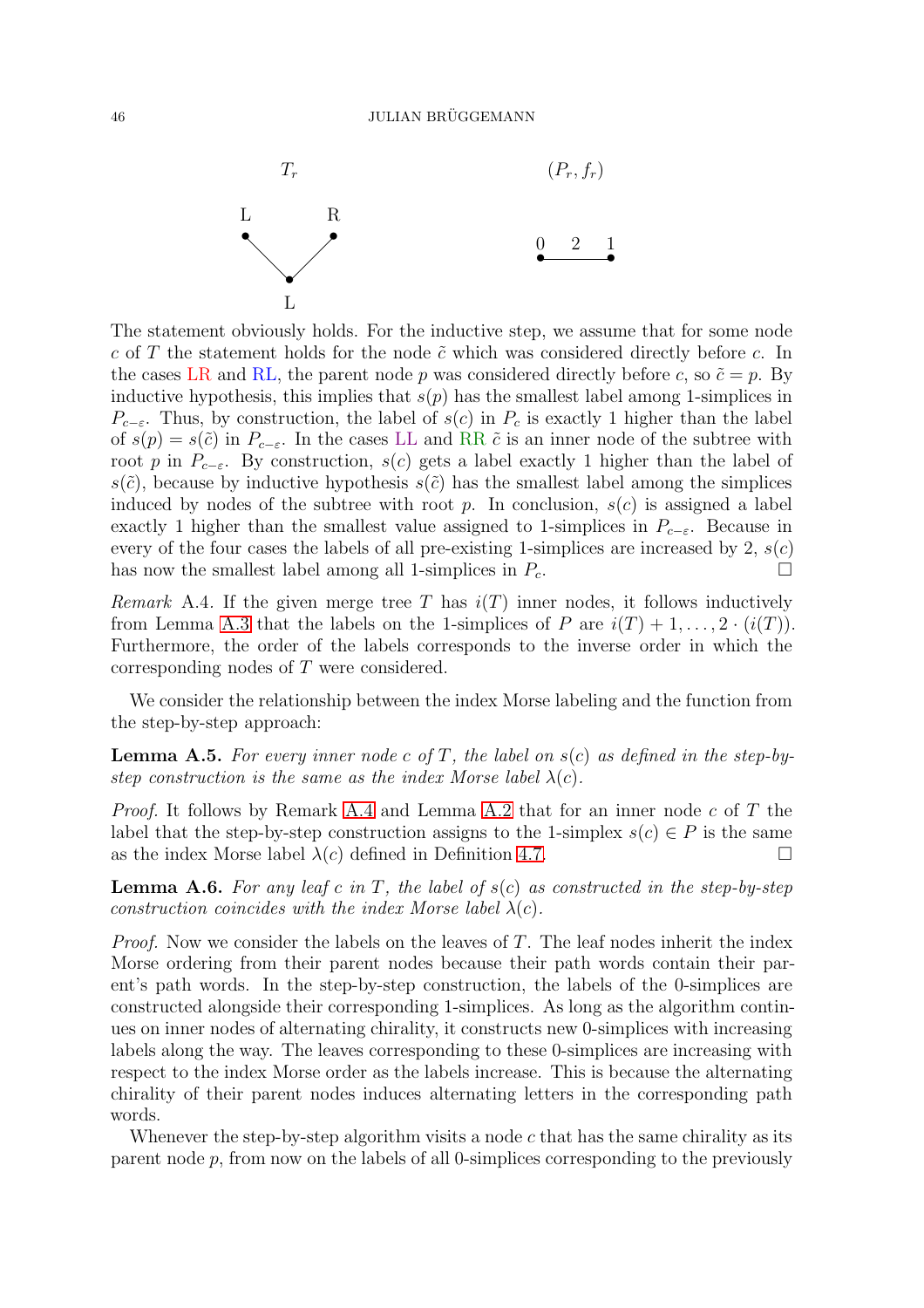$T_r$ $(P_r, f_r)$

L R 0 2 1

L

The statement obviously holds. For the inductive step, we assume that for some node $c$ of $T$ the statement holds for the node $\tilde{c}$ which was considered directly before $c$. In the cases LR and RL, the parent node $p$ was considered directly before $c$, so $\tilde{c} = p$. By inductive hypothesis, this implies that $s(p)$ has the smallest label among 1-simplices in $P_{c-\varepsilon}$. Thus, by construction, the label of $s(c)$ in $P_c$ is exactly 1 higher than the label of $s(p) = s(\tilde{c})$ in $P_{c-\varepsilon}$. In the cases LL and RR $\tilde{c}$ is an inner node of the subtree with root $p$ in $P_{c-\varepsilon}$. By construction, $s(c)$ gets a label exactly 1 higher than the label of $s(\tilde{c})$, because by inductive hypothesis $s(\tilde{c})$ has the smallest label among the simplices induced by nodes of the subtree with root $p$. In conclusion, $s(c)$ is assigned a label exactly 1 higher than the smallest value assigned to 1-simplices in $P_{c-\varepsilon}$. Because in every of the four cases the labels of all pre-existing 1-simplices are increased by 2, $s(c)$ has now the smallest label among all 1-simplices in $P_c$. □

*Remark* A.4. If the given merge tree $T$ has $i(T)$ inner nodes, it follows inductively from Lemma A.3 that the labels on the 1-simplices of $P$ are $i(T) + 1, \ldots, 2 \cdot (i(T))$. Furthermore, the order of the labels corresponds to the inverse order in which the corresponding nodes of $T$ were considered.

We consider the relationship between the index Morse labeling and the function from the step-by-step approach:

**Lemma A.5.** *For every inner node $c$ of $T$, the label on $s(c)$ as defined in the step-by-step construction is the same as the index Morse label $\lambda(c)$.*

*Proof.* It follows by Remark A.4 and Lemma A.2 that for an inner node $c$ of $T$ the label that the step-by-step construction assigns to the 1-simplex $s(c) \in P$ is the same as the index Morse label $\lambda(c)$ defined in Definition 4.7. □

**Lemma A.6.** *For any leaf $c$ in $T$, the label of $s(c)$ as constructed in the step-by-step construction coincides with the index Morse label $\lambda(c)$.*

*Proof.* Now we consider the labels on the leaves of $T$. The leaf nodes inherit the index Morse ordering from their parent nodes because their path words contain their parent's path words. In the step-by-step construction, the labels of the 0-simplices are constructed alongside their corresponding 1-simplices. As long as the algorithm continues on inner nodes of alternating chirality, it constructs new 0-simplices with increasing labels along the way. The leaves corresponding to these 0-simplices are increasing with respect to the index Morse order as the labels increase. This is because the alternating chirality of their parent nodes induces alternating letters in the corresponding path words.

Whenever the step-by-step algorithm visits a node $c$ that has the same chirality as its parent node $p$, from now on the labels of all 0-simplices corresponding to the previously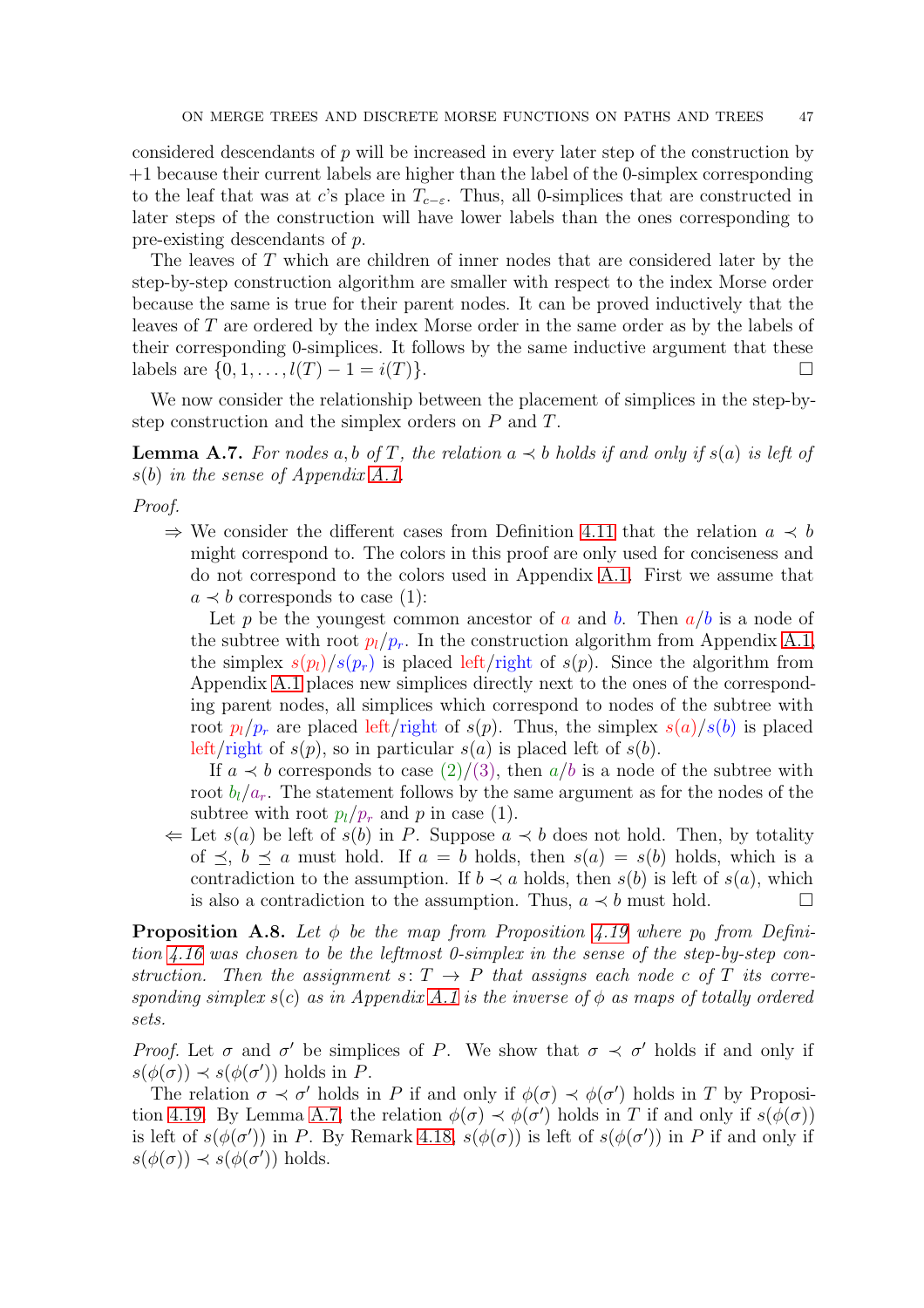considered descendants of $p$ will be increased in every later step of the construction by $+1$ because their current labels are higher than the label of the 0-simplex corresponding to the leaf that was at $c$'s place in $T_{c-\varepsilon}$. Thus, all 0-simplices that are constructed in later steps of the construction will have lower labels than the ones corresponding to pre-existing descendants of $p$.

The leaves of $T$ which are children of inner nodes that are considered later by the step-by-step construction algorithm are smaller with respect to the index Morse order because the same is true for their parent nodes. It can be proved inductively that the leaves of $T$ are ordered by the index Morse order in the same order as by the labels of their corresponding 0-simplices. It follows by the same inductive argument that these labels are $\{0, 1, \ldots, l(T) - 1 = i(T)\}$. □

We now consider the relationship between the placement of simplices in the step-by-step construction and the simplex orders on $P$ and $T$.

**Lemma A.7.** *For nodes $a, b$ of $T$, the relation $a \prec b$ holds if and only if $s(a)$ is left of $s(b)$ in the sense of Appendix A.1.*

*Proof.*

- $\Rightarrow$ We consider the different cases from Definition 4.11 that the relation $a \prec b$ might correspond to. The colors in this proof are only used for conciseness and do not correspond to the colors used in Appendix A.1. First we assume that $a \prec b$ corresponds to case (1):

  Let $p$ be the youngest common ancestor of $a$ and $b$. Then $a/b$ is a node of the subtree with root $p_l/p_r$. In the construction algorithm from Appendix A.1, the simplex $s(p_l)/s(p_r)$ is placed left/right of $s(p)$. Since the algorithm from Appendix A.1 places new simplices directly next to the ones of the corresponding parent nodes, all simplices which correspond to nodes of the subtree with root $p_l/p_r$ are placed left/right of $s(p)$. Thus, the simplex $s(a)/s(b)$ is placed left/right of $s(p)$, so in particular $s(a)$ is placed left of $s(b)$.

  If $a \prec b$ corresponds to case (2)/(3), then $a/b$ is a node of the subtree with root $b_l/a_r$. The statement follows by the same argument as for the nodes of the subtree with root $p_l/p_r$ and $p$ in case (1).

- $\Leftarrow$ Let $s(a)$ be left of $s(b)$ in $P$. Suppose $a \prec b$ does not hold. Then, by totality of $\preceq$, $b \preceq a$ must hold. If $a = b$ holds, then $s(a) = s(b)$ holds, which is a contradiction to the assumption. If $b \prec a$ holds, then $s(b)$ is left of $s(a)$, which is also a contradiction to the assumption. Thus, $a \prec b$ must hold. □

**Proposition A.8.** *Let $\phi$ be the map from Proposition 4.19 where $p_0$ from Definition 4.16 was chosen to be the leftmost 0-simplex in the sense of the step-by-step construction. Then the assignment $s\colon T \to P$ that assigns each node $c$ of $T$ its corresponding simplex $s(c)$ as in Appendix A.1 is the inverse of $\phi$ as maps of totally ordered sets.*

*Proof.* Let $\sigma$ and $\sigma'$ be simplices of $P$. We show that $\sigma \prec \sigma'$ holds if and only if $s(\phi(\sigma)) \prec s(\phi(\sigma'))$ holds in $P$.

The relation $\sigma \prec \sigma'$ holds in $P$ if and only if $\phi(\sigma) \prec \phi(\sigma')$ holds in $T$ by Proposition 4.19. By Lemma A.7, the relation $\phi(\sigma) \prec \phi(\sigma')$ holds in $T$ if and only if $s(\phi(\sigma))$ is left of $s(\phi(\sigma'))$ in $P$. By Remark 4.18, $s(\phi(\sigma))$ is left of $s(\phi(\sigma'))$ in $P$ if and only if $s(\phi(\sigma)) \prec s(\phi(\sigma'))$ holds.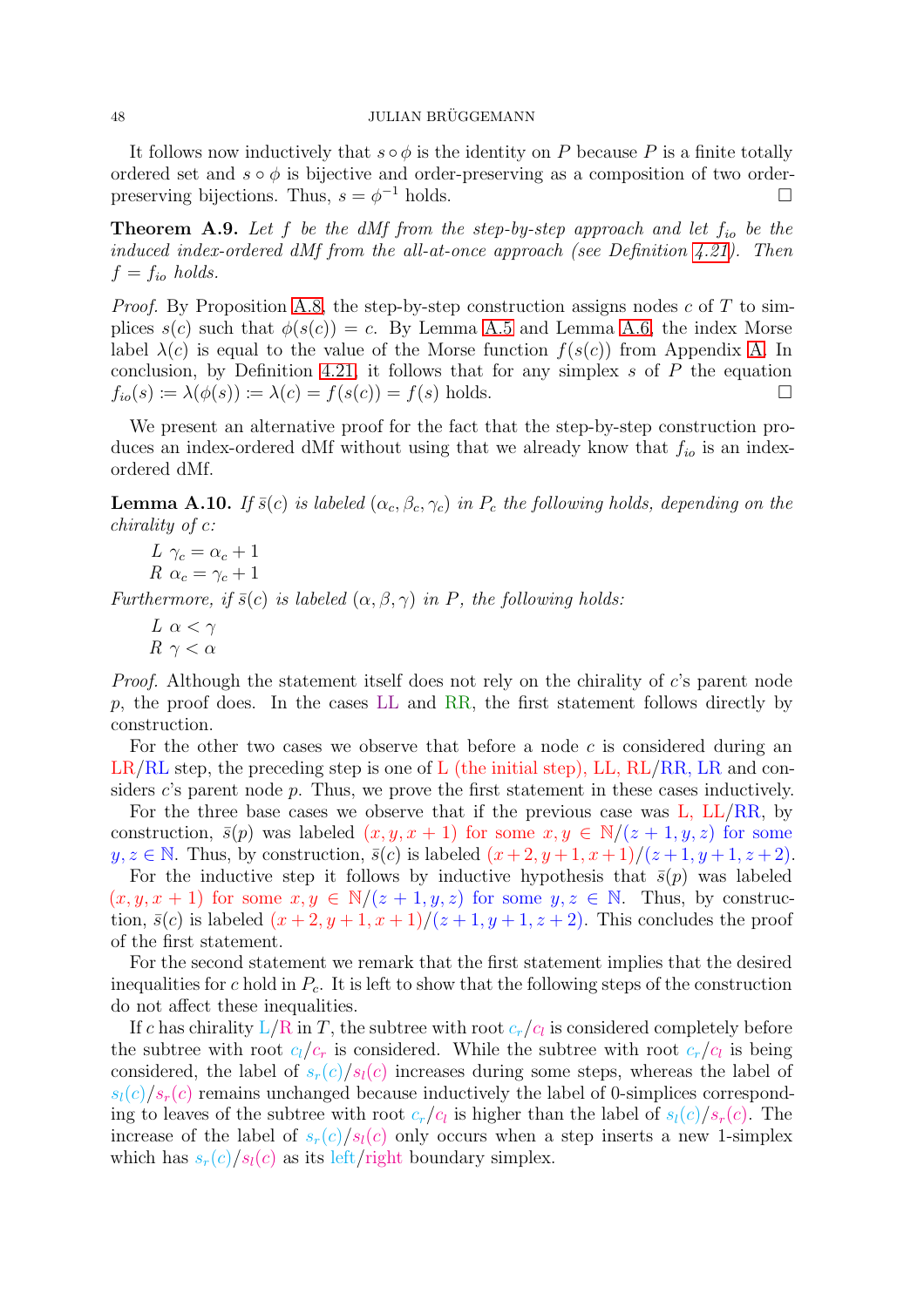It follows now inductively that $s \circ \phi$ is the identity on $P$ because $P$ is a finite totally ordered set and $s \circ \phi$ is bijective and order-preserving as a composition of two order-preserving bijections. Thus, $s = \phi^{-1}$ holds. ☐

**Theorem A.9.** *Let $f$ be the dMf from the step-by-step approach and let $f_{io}$ be the induced index-ordered dMf from the all-at-once approach (see Definition 4.21). Then $f = f_{io}$ holds.*

*Proof.* By Proposition A.8, the step-by-step construction assigns nodes $c$ of $T$ to simplices $s(c)$ such that $\phi(s(c)) = c$. By Lemma A.5 and Lemma A.6, the index Morse label $\lambda(c)$ is equal to the value of the Morse function $f(s(c))$ from Appendix A. In conclusion, by Definition 4.21, it follows that for any simplex $s$ of $P$ the equation $f_{io}(s) := \lambda(\phi(s)) := \lambda(c) = f(s(c)) = f(s)$ holds. ☐

We present an alternative proof for the fact that the step-by-step construction produces an index-ordered dMf without using that we already know that $f_{io}$ is an index-ordered dMf.

**Lemma A.10.** *If $\bar{s}(c)$ is labeled $(\alpha_c, \beta_c, \gamma_c)$ in $P_c$ the following holds, depending on the chirality of $c$:*

*L $\gamma_c = \alpha_c + 1$*
*R $\alpha_c = \gamma_c + 1$*

*Furthermore, if $\bar{s}(c)$ is labeled $(\alpha, \beta, \gamma)$ in $P$, the following holds:*

*L $\alpha < \gamma$*
*R $\gamma < \alpha$*

*Proof.* Although the statement itself does not rely on the chirality of $c$'s parent node $p$, the proof does. In the cases LL and RR, the first statement follows directly by construction.

For the other two cases we observe that before a node $c$ is considered during an LR/RL step, the preceding step is one of L (the initial step), LL, RL/RR, LR and considers $c$'s parent node $p$. Thus, we prove the first statement in these cases inductively.

For the three base cases we observe that if the previous case was L, LL/RR, by construction, $\bar{s}(p)$ was labeled $(x, y, x+1)$ for some $x, y \in \mathbb{N}$/$(z+1, y, z)$ for some $y, z \in \mathbb{N}$. Thus, by construction, $\bar{s}(c)$ is labeled $(x+2, y+1, x+1)$/$(z+1, y+1, z+2)$.

For the inductive step it follows by inductive hypothesis that $\bar{s}(p)$ was labeled $(x, y, x+1)$ for some $x, y \in \mathbb{N}$/$(z+1, y, z)$ for some $y, z \in \mathbb{N}$. Thus, by construction, $\bar{s}(c)$ is labeled $(x+2, y+1, x+1)$/$(z+1, y+1, z+2)$. This concludes the proof of the first statement.

For the second statement we remark that the first statement implies that the desired inequalities for $c$ hold in $P_c$. It is left to show that the following steps of the construction do not affect these inequalities.

If $c$ has chirality L/R in $T$, the subtree with root $c_r$/$c_l$ is considered completely before the subtree with root $c_l$/$c_r$ is considered. While the subtree with root $c_r$/$c_l$ is being considered, the label of $s_r(c)$/$s_l(c)$ increases during some steps, whereas the label of $s_l(c)$/$s_r(c)$ remains unchanged because inductively the label of 0-simplices corresponding to leaves of the subtree with root $c_r$/$c_l$ is higher than the label of $s_l(c)$/$s_r(c)$. The increase of the label of $s_r(c)$/$s_l(c)$ only occurs when a step inserts a new 1-simplex which has $s_r(c)$/$s_l(c)$ as its left/right boundary simplex.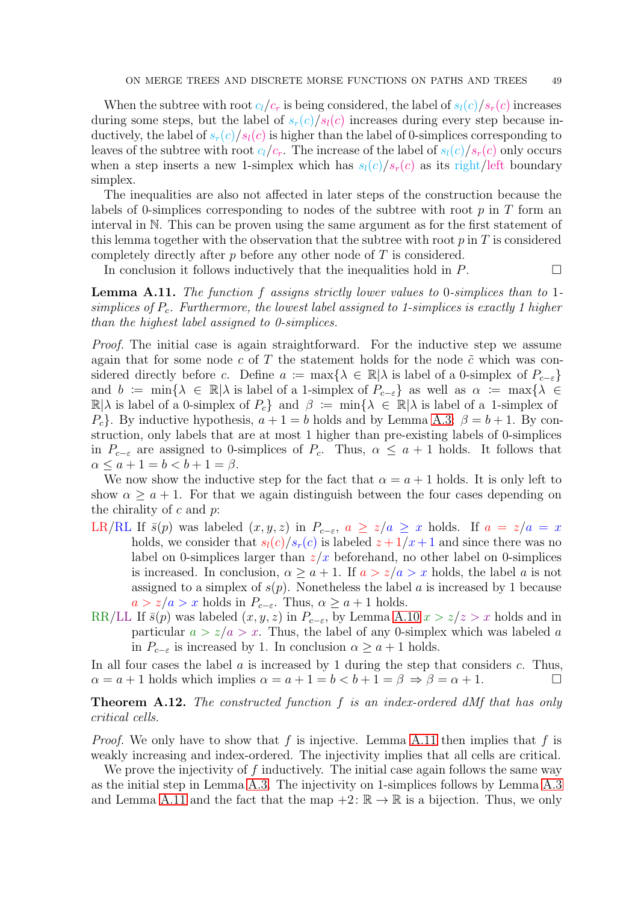When the subtree with root $c_l/c_r$ is being considered, the label of $s_l(c)/s_r(c)$ increases during some steps, but the label of $s_r(c)/s_l(c)$ increases during every step because inductively, the label of $s_r(c)/s_l(c)$ is higher than the label of 0-simplices corresponding to leaves of the subtree with root $c_l/c_r$. The increase of the label of $s_l(c)/s_r(c)$ only occurs when a step inserts a new 1-simplex which has $s_l(c)/s_r(c)$ as its right/left boundary simplex.

The inequalities are also not affected in later steps of the construction because the labels of 0-simplices corresponding to nodes of the subtree with root $p$ in $T$ form an interval in $\mathbb{N}$. This can be proven using the same argument as for the first statement of this lemma together with the observation that the subtree with root $p$ in $T$ is considered completely directly after $p$ before any other node of $T$ is considered.

In conclusion it follows inductively that the inequalities hold in $P$. □

**Lemma A.11.** *The function $f$ assigns strictly lower values to 0-simplices than to 1-simplices of $P_c$. Furthermore, the lowest label assigned to 1-simplices is exactly 1 higher than the highest label assigned to 0-simplices.*

*Proof.* The initial case is again straightforward. For the inductive step we assume again that for some node $c$ of $T$ the statement holds for the node $\tilde{c}$ which was considered directly before $c$. Define $a := \max\{\lambda \in \mathbb{R} | \lambda \text{ is label of a 0-simplex of } P_{c-\varepsilon}\}$ and $b := \min\{\lambda \in \mathbb{R} | \lambda \text{ is label of a 1-simplex of } P_{c-\varepsilon}\}$ as well as $\alpha := \max\{\lambda \in \mathbb{R} | \lambda \text{ is label of a 0-simplex of } P_c\}$ and $\beta := \min\{\lambda \in \mathbb{R} | \lambda \text{ is label of a 1-simplex of } P_c\}$. By inductive hypothesis, $a + 1 = b$ holds and by Lemma A.3: $\beta = b + 1$. By construction, only labels that are at most 1 higher than pre-existing labels of 0-simplices in $P_{c-\varepsilon}$ are assigned to 0-simplices of $P_c$. Thus, $\alpha \leq a + 1$ holds. It follows that $\alpha \leq a + 1 = b < b + 1 = \beta$.

We now show the inductive step for the fact that $\alpha = a + 1$ holds. It is only left to show $\alpha \geq a + 1$. For that we again distinguish between the four cases depending on the chirality of $c$ and $p$:

LR/RL If $\bar{s}(p)$ was labeled $(x, y, z)$ in $P_{c-\varepsilon}$, $a \geq z/a \geq x$ holds. If $a = z/a = x$ holds, we consider that $s_l(c)/s_r(c)$ is labeled $z+1/x+1$ and since there was no label on 0-simplices larger than $z/x$ beforehand, no other label on 0-simplices is increased. In conclusion, $\alpha \geq a + 1$. If $a > z/a > x$ holds, the label $a$ is not assigned to a simplex of $s(p)$. Nonetheless the label $a$ is increased by 1 because $a > z/a > x$ holds in $P_{c-\varepsilon}$. Thus, $\alpha \geq a + 1$ holds.

RR/LL If $\bar{s}(p)$ was labeled $(x, y, z)$ in $P_{c-\varepsilon}$, by Lemma A.10 $x > z/z > x$ holds and in particular $a > z/a > x$. Thus, the label of any 0-simplex which was labeled $a$ in $P_{c-\varepsilon}$ is increased by 1. In conclusion $\alpha \geq a + 1$ holds.

In all four cases the label $a$ is increased by 1 during the step that considers $c$. Thus, $\alpha = a + 1$ holds which implies $\alpha = a + 1 = b < b + 1 = \beta \Rightarrow \beta = \alpha + 1$. □

**Theorem A.12.** *The constructed function $f$ is an index-ordered dMf that has only critical cells.*

*Proof.* We only have to show that $f$ is injective. Lemma A.11 then implies that $f$ is weakly increasing and index-ordered. The injectivity implies that all cells are critical.

We prove the injectivity of $f$ inductively. The initial case again follows the same way as the initial step in Lemma A.3. The injectivity on 1-simplices follows by Lemma A.3 and Lemma A.11 and the fact that the map $+2\colon \mathbb{R} \to \mathbb{R}$ is a bijection. Thus, we only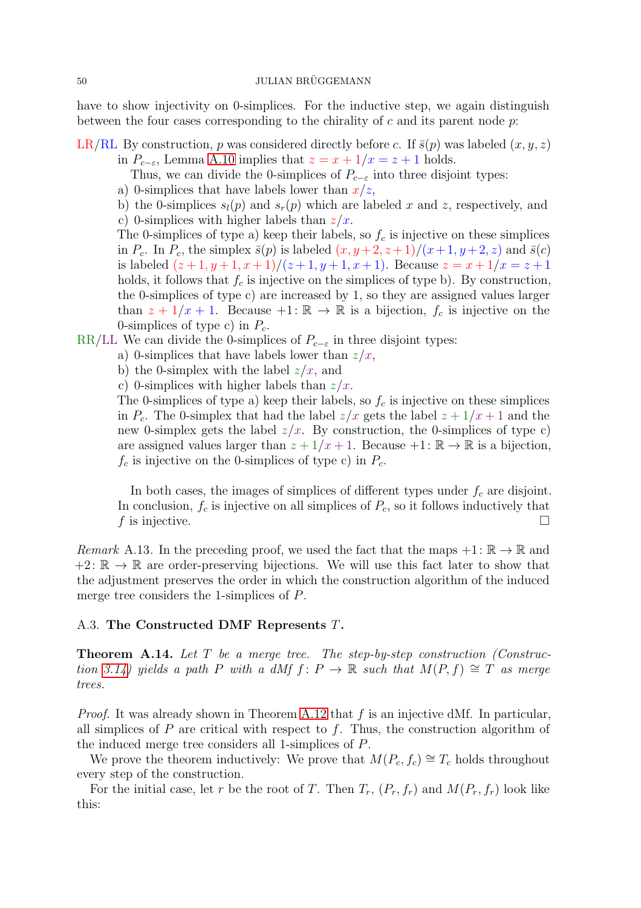have to show injectivity on 0-simplices. For the inductive step, we again distinguish between the four cases corresponding to the chirality of $c$ and its parent node $p$:

LR/RL By construction, $p$ was considered directly before $c$. If $\bar{s}(p)$ was labeled $(x, y, z)$ in $P_{c-\varepsilon}$, Lemma A.10 implies that $z = x + 1/x = z + 1$ holds.

Thus, we can divide the 0-simplices of $P_{c-\varepsilon}$ into three disjoint types:

a) 0-simplices that have labels lower than $x/z$,

b) the 0-simplices $s_l(p)$ and $s_r(p)$ which are labeled $x$ and $z$, respectively, and

c) 0-simplices with higher labels than $z/x$.

The 0-simplices of type a) keep their labels, so $f_c$ is injective on these simplices in $P_c$. In $P_c$, the simplex $\bar{s}(p)$ is labeled $(x, y+2, z+1)/(x+1, y+2, z)$ and $\bar{s}(c)$ is labeled $(z+1, y+1, x+1)/(z+1, y+1, x+1)$. Because $z = x + 1/x = z + 1$ holds, it follows that $f_c$ is injective on the simplices of type b). By construction, the 0-simplices of type c) are increased by 1, so they are assigned values larger than $z + 1/x + 1$. Because $+1 \colon \mathbb{R} \to \mathbb{R}$ is a bijection, $f_c$ is injective on the 0-simplices of type c) in $P_c$.

RR/LL We can divide the 0-simplices of $P_{c-\varepsilon}$ in three disjoint types:

a) 0-simplices that have labels lower than $z/x$,

b) the 0-simplex with the label $z/x$, and

c) 0-simplices with higher labels than $z/x$.

The 0-simplices of type a) keep their labels, so $f_c$ is injective on these simplices in $P_c$. The 0-simplex that had the label $z/x$ gets the label $z + 1/x + 1$ and the new 0-simplex gets the label $z/x$. By construction, the 0-simplices of type c) are assigned values larger than $z + 1/x + 1$. Because $+1 \colon \mathbb{R} \to \mathbb{R}$ is a bijection, $f_c$ is injective on the 0-simplices of type c) in $P_c$.

In both cases, the images of simplices of different types under $f_c$ are disjoint. In conclusion, $f_c$ is injective on all simplices of $P_c$, so it follows inductively that $f$ is injective. □

*Remark* A.13. In the preceding proof, we used the fact that the maps $+1 \colon \mathbb{R} \to \mathbb{R}$ and $+2 \colon \mathbb{R} \to \mathbb{R}$ are order-preserving bijections. We will use this fact later to show that the adjustment preserves the order in which the construction algorithm of the induced merge tree considers the 1-simplices of $P$.

### A.3. The Constructed DMF Represents $T$.

**Theorem A.14.** *Let $T$ be a merge tree. The step-by-step construction (Construction 3.14) yields a path $P$ with a dMf $f \colon P \to \mathbb{R}$ such that $M(P, f) \cong T$ as merge trees.*

*Proof.* It was already shown in Theorem A.12 that $f$ is an injective dMf. In particular, all simplices of $P$ are critical with respect to $f$. Thus, the construction algorithm of the induced merge tree considers all 1-simplices of $P$.

We prove the theorem inductively: We prove that $M(P_c, f_c) \cong T_c$ holds throughout every step of the construction.

For the initial case, let $r$ be the root of $T$. Then $T_r$, $(P_r, f_r)$ and $M(P_r, f_r)$ look like this: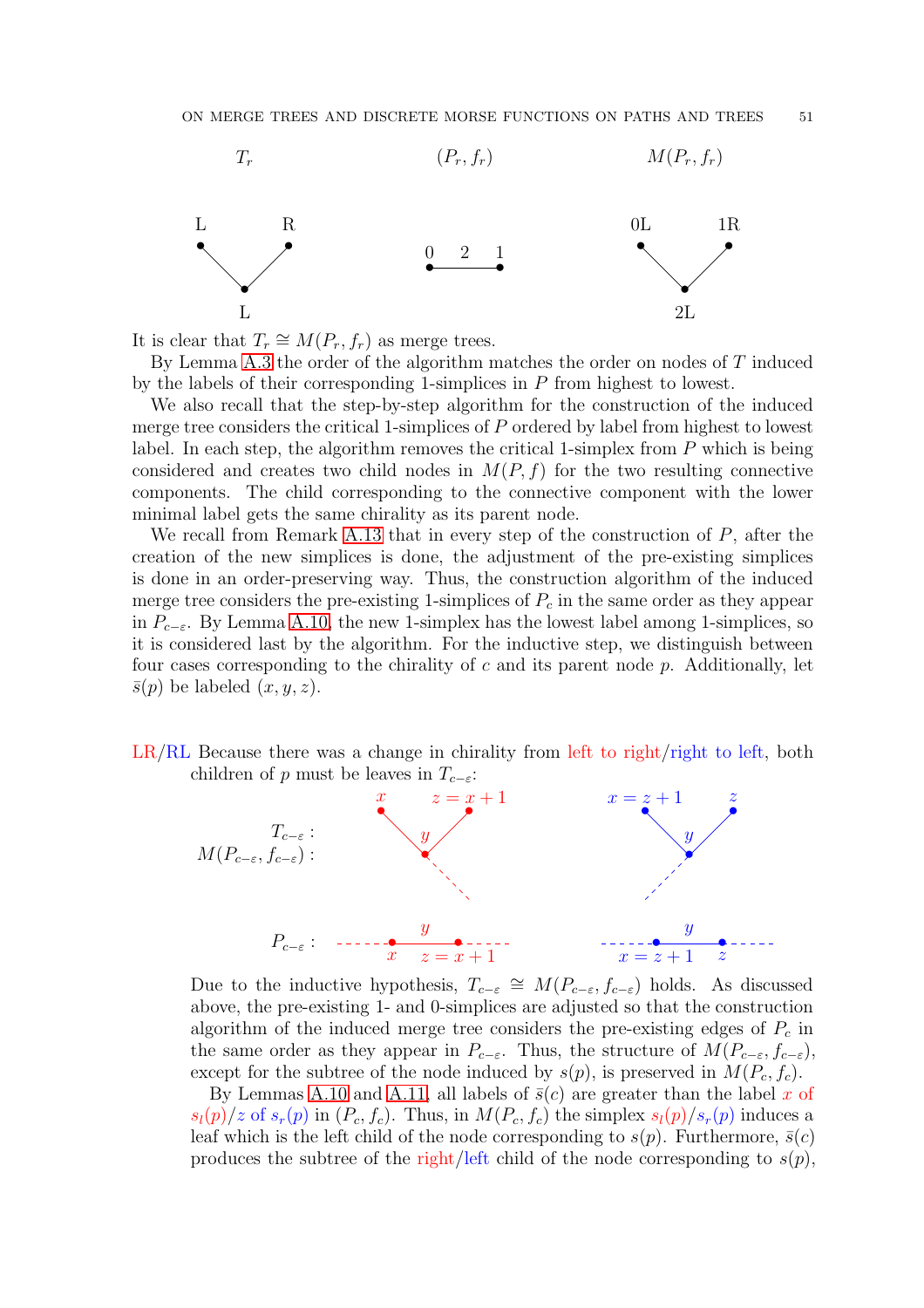$T_r$ $\quad (P_r, f_r) \quad M(P_r, f_r)$

It is clear that $T_r \cong M(P_r, f_r)$ as merge trees.

By Lemma A.3 the order of the algorithm matches the order on nodes of $T$ induced by the labels of their corresponding 1-simplices in $P$ from highest to lowest.

We also recall that the step-by-step algorithm for the construction of the induced merge tree considers the critical 1-simplices of $P$ ordered by label from highest to lowest label. In each step, the algorithm removes the critical 1-simplex from $P$ which is being considered and creates two child nodes in $M(P, f)$ for the two resulting connective components. The child corresponding to the connective component with the lower minimal label gets the same chirality as its parent node.

We recall from Remark A.13 that in every step of the construction of $P$, after the creation of the new simplices is done, the adjustment of the pre-existing simplices is done in an order-preserving way. Thus, the construction algorithm of the induced merge tree considers the pre-existing 1-simplices of $P_c$ in the same order as they appear in $P_{c-\varepsilon}$. By Lemma A.10, the new 1-simplex has the lowest label among 1-simplices, so it is considered last by the algorithm. For the inductive step, we distinguish between four cases corresponding to the chirality of $c$ and its parent node $p$. Additionally, let $\bar{s}(p)$ be labeled $(x, y, z)$.

LR/RL Because there was a change in chirality from left to right/right to left, both children of $p$ must be leaves in $T_{c-\varepsilon}$:

$T_{c-\varepsilon}$ : $M(P_{c-\varepsilon}, f_{c-\varepsilon})$ :

$P_{c-\varepsilon}$ :

Due to the inductive hypothesis, $T_{c-\varepsilon} \cong M(P_{c-\varepsilon}, f_{c-\varepsilon})$ holds. As discussed above, the pre-existing 1- and 0-simplices are adjusted so that the construction algorithm of the induced merge tree considers the pre-existing edges of $P_c$ in the same order as they appear in $P_{c-\varepsilon}$. Thus, the structure of $M(P_{c-\varepsilon}, f_{c-\varepsilon})$, except for the subtree of the node induced by $s(p)$, is preserved in $M(P_c, f_c)$.

By Lemmas A.10 and A.11, all labels of $\bar{s}(c)$ are greater than the label $x$ of $s_l(p)$/$z$ of $s_r(p)$ in $(P_c, f_c)$. Thus, in $M(P_c, f_c)$ the simplex $s_l(p)/s_r(p)$ induces a leaf which is the left child of the node corresponding to $s(p)$. Furthermore, $\bar{s}(c)$ produces the subtree of the right/left child of the node corresponding to $s(p)$,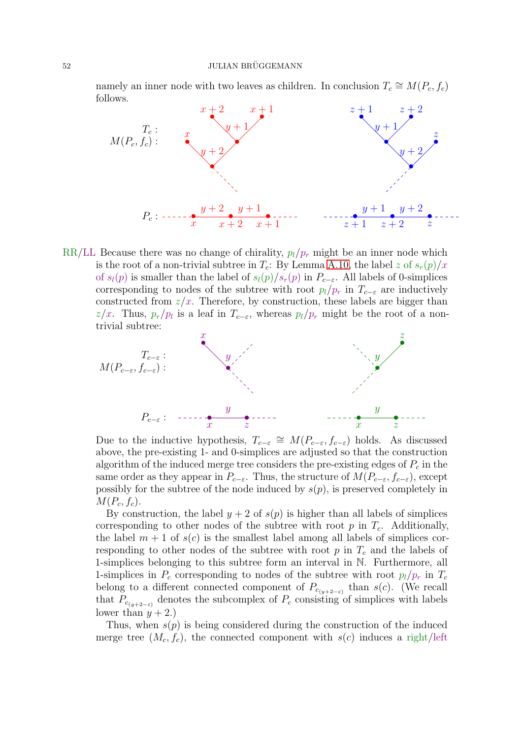namely an inner node with two leaves as children. In conclusion $T_c \cong M(P_c, f_c)$ follows.

RR/LL Because there was no change of chirality, $p_l/p_r$ might be an inner node which is the root of a non-trivial subtree in $T_c$: By Lemma A.10, the label $z$ of $s_r(p)/x$ of $s_l(p)$ is smaller than the label of $s_l(p)/s_r(p)$ in $P_{c-\varepsilon}$. All labels of 0-simplices corresponding to nodes of the subtree with root $p_l/p_r$ in $T_{c-\varepsilon}$ are inductively constructed from $z/x$. Therefore, by construction, these labels are bigger than $z/x$. Thus, $p_r/p_l$ is a leaf in $T_{c-\varepsilon}$, whereas $p_l/p_r$ might be the root of a non-trivial subtree:

Due to the inductive hypothesis, $T_{c-\varepsilon} \cong M(P_{c-\varepsilon}, f_{c-\varepsilon})$ holds. As discussed above, the pre-existing 1- and 0-simplices are adjusted so that the construction algorithm of the induced merge tree considers the pre-existing edges of $P_c$ in the same order as they appear in $P_{c-\varepsilon}$. Thus, the structure of $M(P_{c-\varepsilon}, f_{c-\varepsilon})$, except possibly for the subtree of the node induced by $s(p)$, is preserved completely in $M(P_c, f_c)$.

By construction, the label $y+2$ of $s(p)$ is higher than all labels of simplices corresponding to other nodes of the subtree with root $p$ in $T_c$. Additionally, the label $m+1$ of $s(c)$ is the smallest label among all labels of simplices corresponding to other nodes of the subtree with root $p$ in $T_c$ and the labels of 1-simplices belonging to this subtree form an interval in $\mathbb{N}$. Furthermore, all 1-simplices in $P_c$ corresponding to nodes of the subtree with root $p_l/p_r$ in $T_c$ belong to a different connected component of $P_{c_{(y+2-\varepsilon)}}$ than $s(c)$. (We recall that $P_{c_{(y+2-\varepsilon)}}$ denotes the subcomplex of $P_c$ consisting of simplices with labels lower than $y+2$.)

Thus, when $s(p)$ is being considered during the construction of the induced merge tree $(M_c, f_c)$, the connected component with $s(c)$ induces a right/left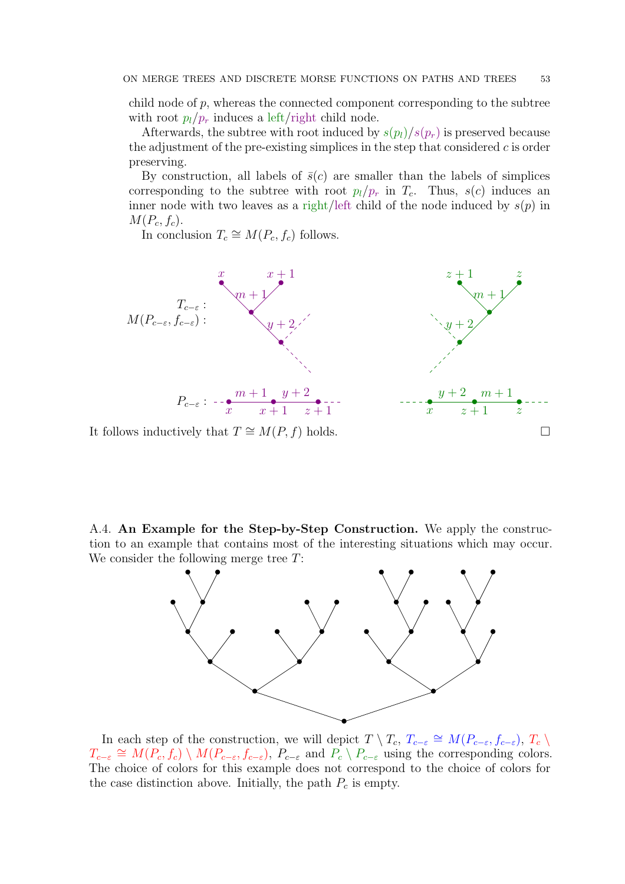child node of $p$, whereas the connected component corresponding to the subtree with root $p_l/p_r$ induces a left/right child node.

Afterwards, the subtree with root induced by $s(p_l)/s(p_r)$ is preserved because the adjustment of the pre-existing simplices in the step that considered $c$ is order preserving.

By construction, all labels of $\bar{s}(c)$ are smaller than the labels of simplices corresponding to the subtree with root $p_l/p_r$ in $T_c$. Thus, $s(c)$ induces an inner node with two leaves as a right/left child of the node induced by $s(p)$ in $M(P_c, f_c)$.

In conclusion $T_c \cong M(P_c, f_c)$ follows.

It follows inductively that $T \cong M(P, f)$ holds. $\square$

A.4. **An Example for the Step-by-Step Construction.** We apply the construction to an example that contains most of the interesting situations which may occur. We consider the following merge tree $T$:

In each step of the construction, we will depict $T \setminus T_c$, $T_{c-\varepsilon} \cong M(P_{c-\varepsilon}, f_{c-\varepsilon})$, $T_c \setminus T_{c-\varepsilon} \cong M(P_c, f_c) \setminus M(P_{c-\varepsilon}, f_{c-\varepsilon})$, $P_{c-\varepsilon}$ and $P_c \setminus P_{c-\varepsilon}$ using the corresponding colors. The choice of colors for this example does not correspond to the choice of colors for the case distinction above. Initially, the path $P_c$ is empty.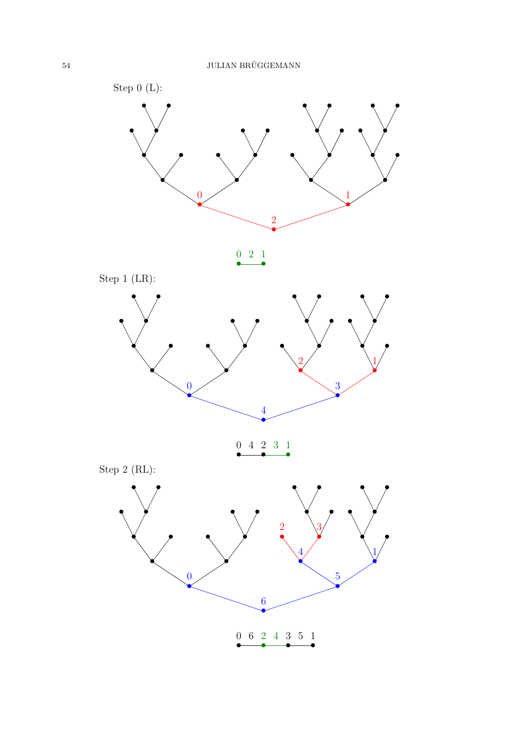Step 0 (L):

0 2 1

Step 1 (LR):

0 4 2 3 1

Step 2 (RL):

0 6 2 4 3 5 1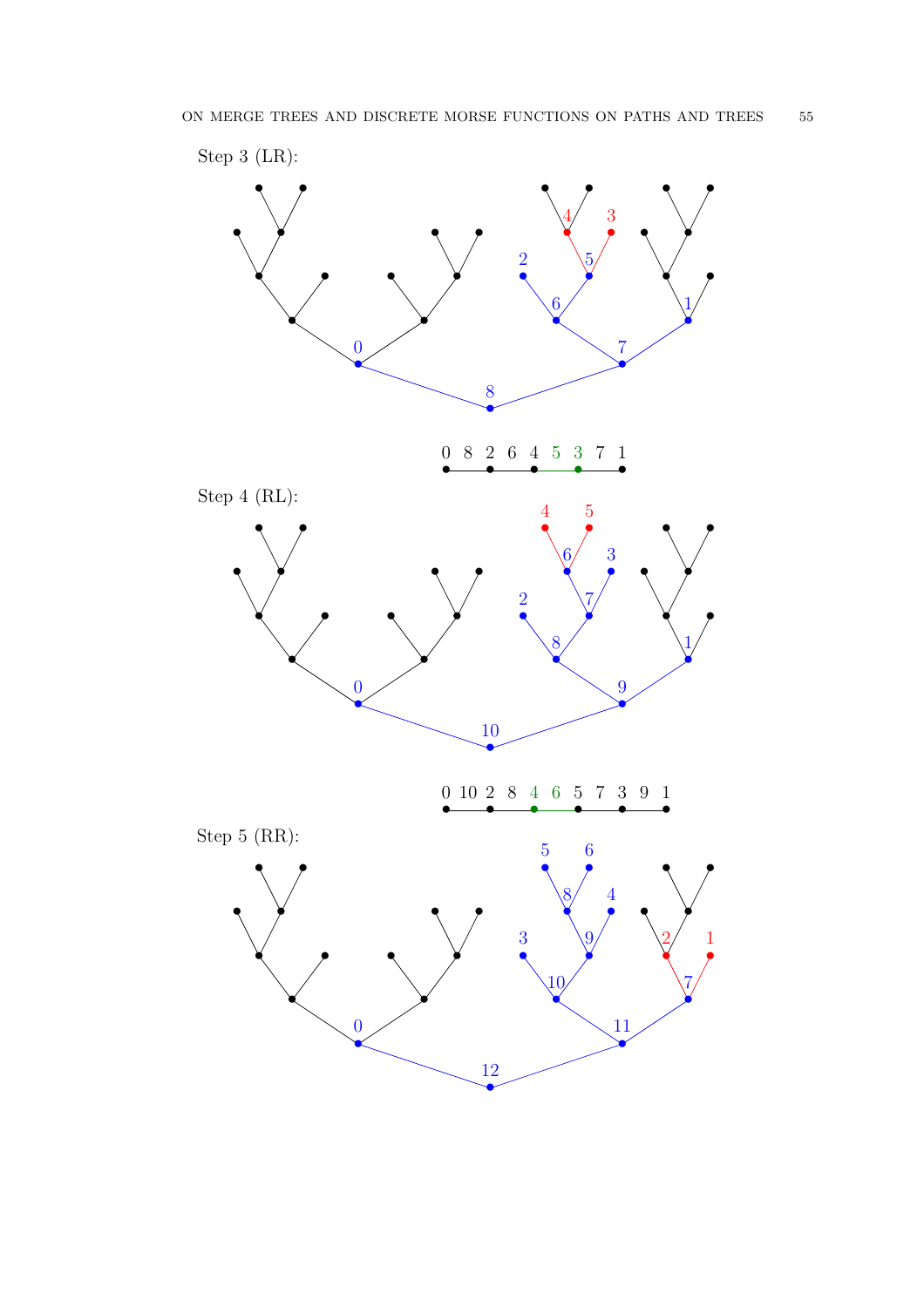Step 3 (LR):

0 8 2 6 4 5 3 7 1

Step 4 (RL):

0 10 2 8 4 6 5 7 3 9 1

Step 5 (RR):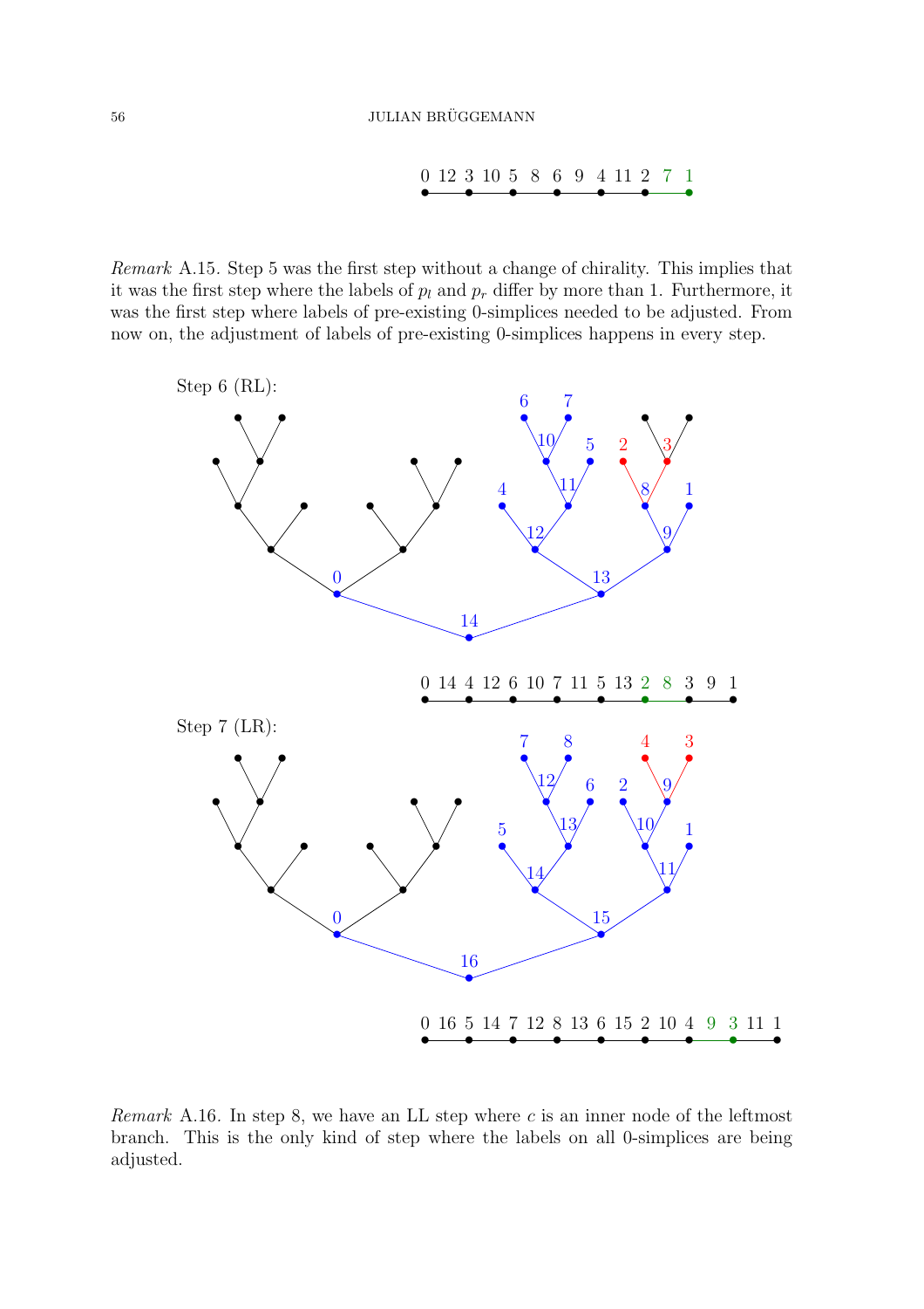0 12 3 10 5 8 6 9 4 11 2 7 1

*Remark* A.15. Step 5 was the first step without a change of chirality. This implies that it was the first step where the labels of $p_l$ and $p_r$ differ by more than 1. Furthermore, it was the first step where labels of pre-existing 0-simplices needed to be adjusted. From now on, the adjustment of labels of pre-existing 0-simplices happens in every step.

Step 6 (RL):

0 14 4 12 6 10 7 11 5 13 2 8 3 9 1

Step 7 (LR):

0 16 5 14 7 12 8 13 6 15 2 10 4 9 3 11 1

*Remark* A.16. In step 8, we have an LL step where $c$ is an inner node of the leftmost branch. This is the only kind of step where the labels on all 0-simplices are being adjusted.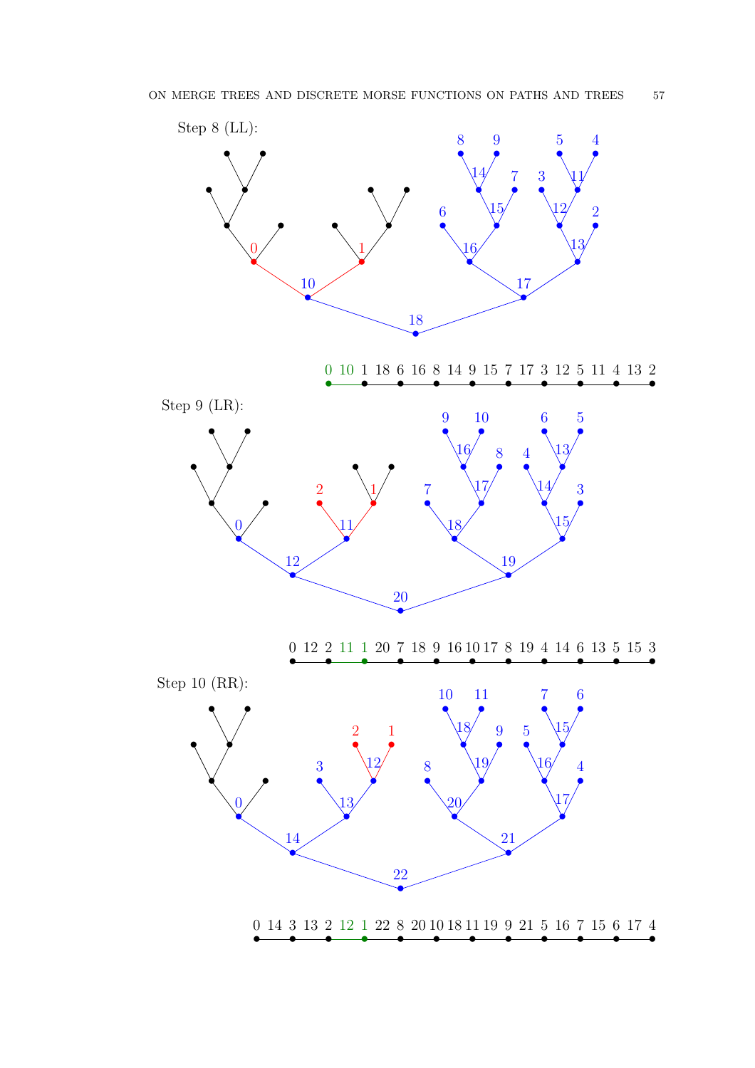Step 8 (LL):

0 10 1 18 6 16 8 14 9 15 7 17 3 12 5 11 4 13 2

Step 9 (LR):

0 12 2 11 1 20 7 18 9 16 10 17 8 19 4 14 6 13 5 15 3

Step 10 (RR):

0 14 3 13 2 12 1 22 8 20 10 18 11 19 9 21 5 16 7 15 6 17 4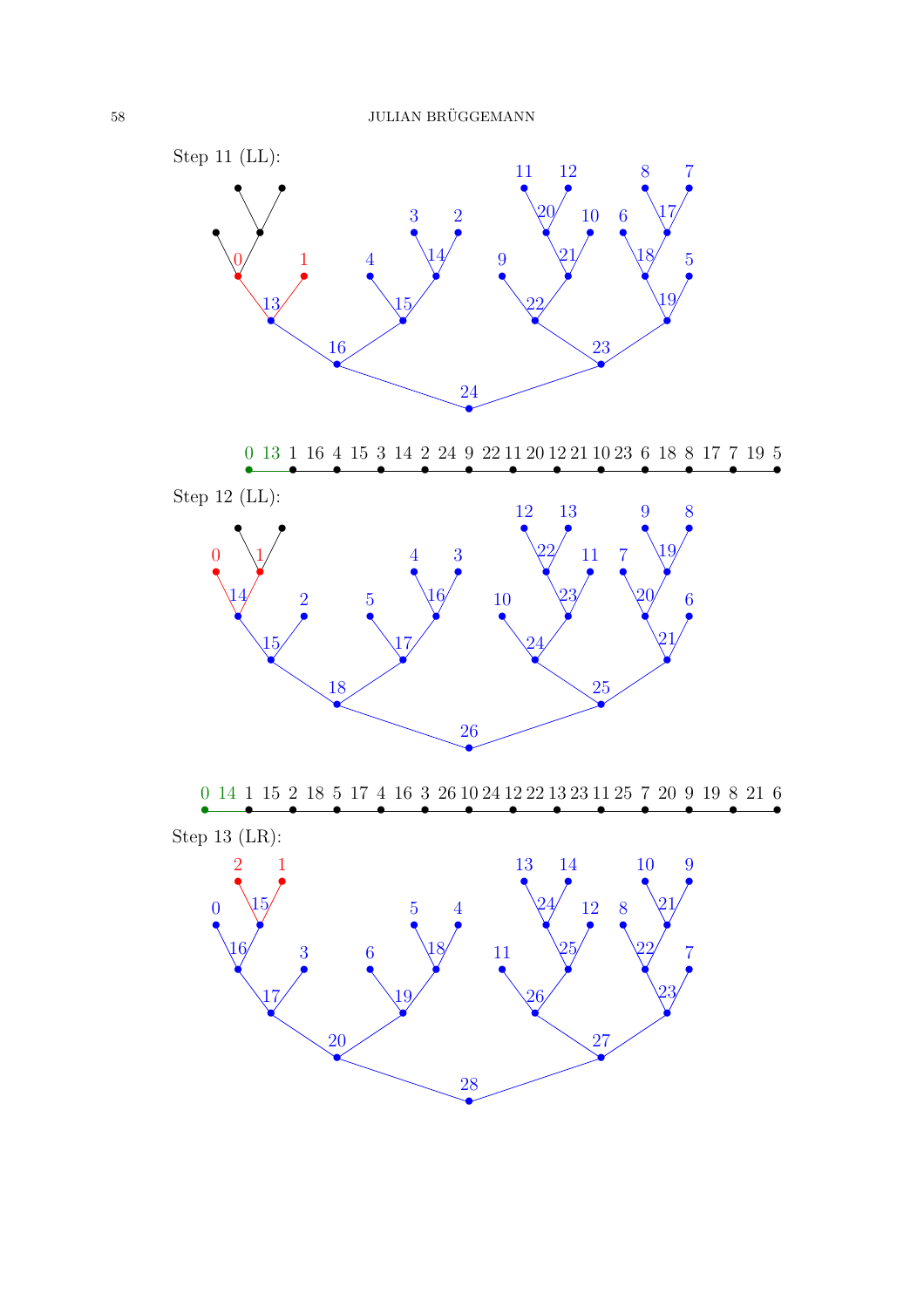Step 11 (LL):

0 13 1 16 4 15 3 14 2 24 9 22 11 20 12 21 10 23 6 18 8 17 7 19 5

Step 12 (LL):

0 14 1 15 2 18 5 17 4 16 3 26 10 24 12 22 13 23 11 25 7 20 9 19 8 21 6

Step 13 (LR):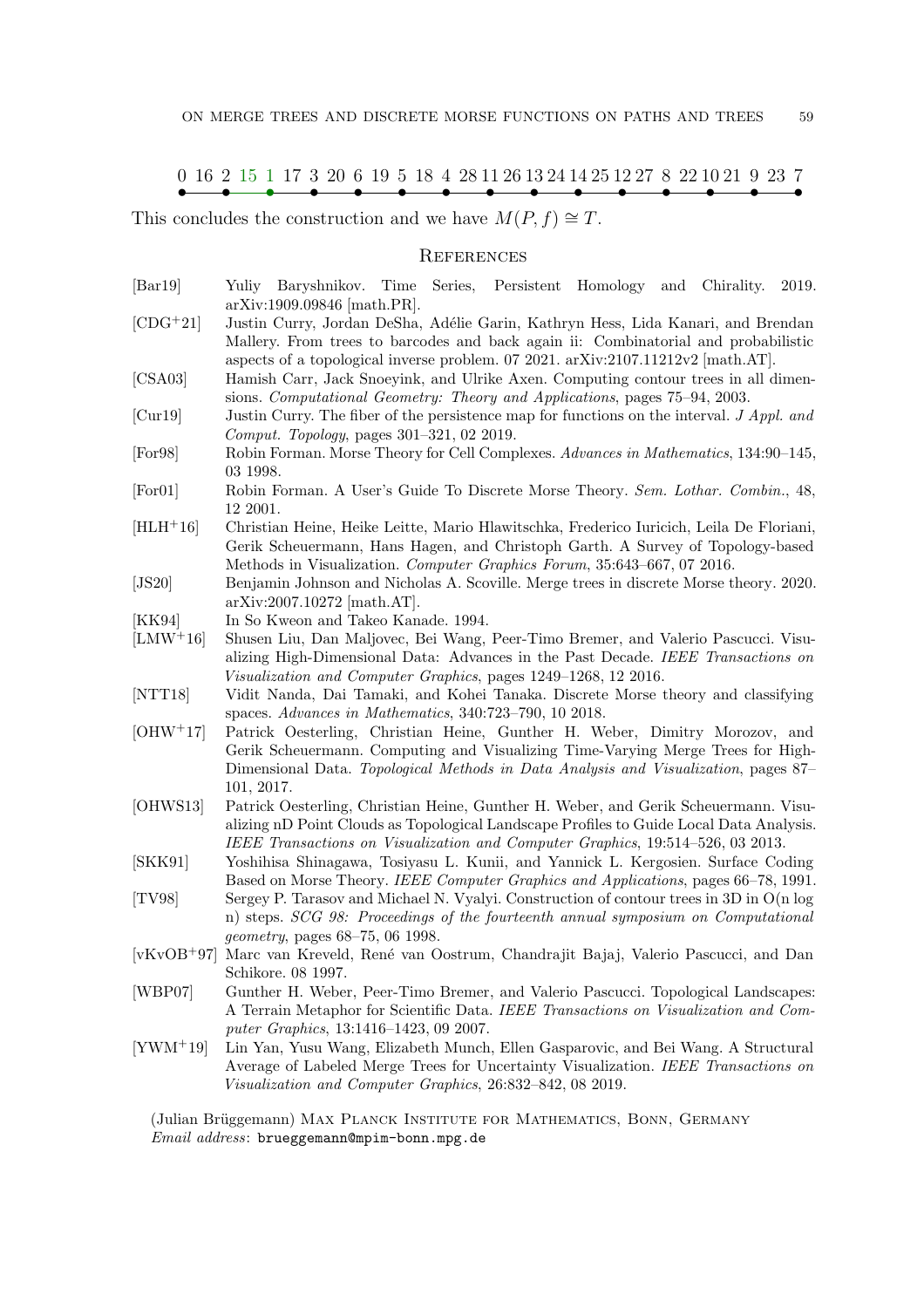0 16 2 15 1 17 3 20 6 19 5 18 4 28 11 26 13 24 14 25 12 27 8 22 10 21 9 23 7

This concludes the construction and we have $M(P, f) \cong T$.

## References

[Bar19] Yuliy Baryshnikov. Time Series, Persistent Homology and Chirality. 2019. arXiv:1909.09846 [math.PR].

[CDG+21] Justin Curry, Jordan DeSha, Adélie Garin, Kathryn Hess, Lida Kanari, and Brendan Mallery. From trees to barcodes and back again ii: Combinatorial and probabilistic aspects of a topological inverse problem. 07 2021. arXiv:2107.11212v2 [math.AT].

[CSA03] Hamish Carr, Jack Snoeyink, and Ulrike Axen. Computing contour trees in all dimensions. *Computational Geometry: Theory and Applications*, pages 75–94, 2003.

[Cur19] Justin Curry. The fiber of the persistence map for functions on the interval. *J Appl. and Comput. Topology*, pages 301–321, 02 2019.

[For98] Robin Forman. Morse Theory for Cell Complexes. *Advances in Mathematics*, 134:90–145, 03 1998.

[For01] Robin Forman. A User's Guide To Discrete Morse Theory. *Sem. Lothar. Combin.*, 48, 12 2001.

[HLH+16] Christian Heine, Heike Leitte, Mario Hlawitschka, Frederico Iuricich, Leila De Floriani, Gerik Scheuermann, Hans Hagen, and Christoph Garth. A Survey of Topology-based Methods in Visualization. *Computer Graphics Forum*, 35:643–667, 07 2016.

[JS20] Benjamin Johnson and Nicholas A. Scoville. Merge trees in discrete Morse theory. 2020. arXiv:2007.10272 [math.AT].

[KK94] In So Kweon and Takeo Kanade. 1994.

[LMW+16] Shusen Liu, Dan Maljovec, Bei Wang, Peer-Timo Bremer, and Valerio Pascucci. Visualizing High-Dimensional Data: Advances in the Past Decade. *IEEE Transactions on Visualization and Computer Graphics*, pages 1249–1268, 12 2016.

[NTT18] Vidit Nanda, Dai Tamaki, and Kohei Tanaka. Discrete Morse theory and classifying spaces. *Advances in Mathematics*, 340:723–790, 10 2018.

[OHW+17] Patrick Oesterling, Christian Heine, Gunther H. Weber, Dimitry Morozov, and Gerik Scheuermann. Computing and Visualizing Time-Varying Merge Trees for High-Dimensional Data. *Topological Methods in Data Analysis and Visualization*, pages 87–101, 2017.

[OHWS13] Patrick Oesterling, Christian Heine, Gunther H. Weber, and Gerik Scheuermann. Visualizing nD Point Clouds as Topological Landscape Profiles to Guide Local Data Analysis. *IEEE Transactions on Visualization and Computer Graphics*, 19:514–526, 03 2013.

[SKK91] Yoshihisa Shinagawa, Tosiyasu L. Kunii, and Yannick L. Kergosien. Surface Coding Based on Morse Theory. *IEEE Computer Graphics and Applications*, pages 66–78, 1991.

[TV98] Sergey P. Tarasov and Michael N. Vyalyi. Construction of contour trees in 3D in O(n log n) steps. *SCG 98: Proceedings of the fourteenth annual symposium on Computational geometry*, pages 68–75, 06 1998.

[vKvOB+97] Marc van Kreveld, René van Oostrum, Chandrajit Bajaj, Valerio Pascucci, and Dan Schikore. 08 1997.

[WBP07] Gunther H. Weber, Peer-Timo Bremer, and Valerio Pascucci. Topological Landscapes: A Terrain Metaphor for Scientific Data. *IEEE Transactions on Visualization and Computer Graphics*, 13:1416–1423, 09 2007.

[YWM+19] Lin Yan, Yusu Wang, Elizabeth Munch, Ellen Gasparovic, and Bei Wang. A Structural Average of Labeled Merge Trees for Uncertainty Visualization. *IEEE Transactions on Visualization and Computer Graphics*, 26:832–842, 08 2019.

(Julian Brüggemann) Max Planck Institute for Mathematics, Bonn, Germany
*Email address*: brueggemann@mpim-bonn.mpg.de